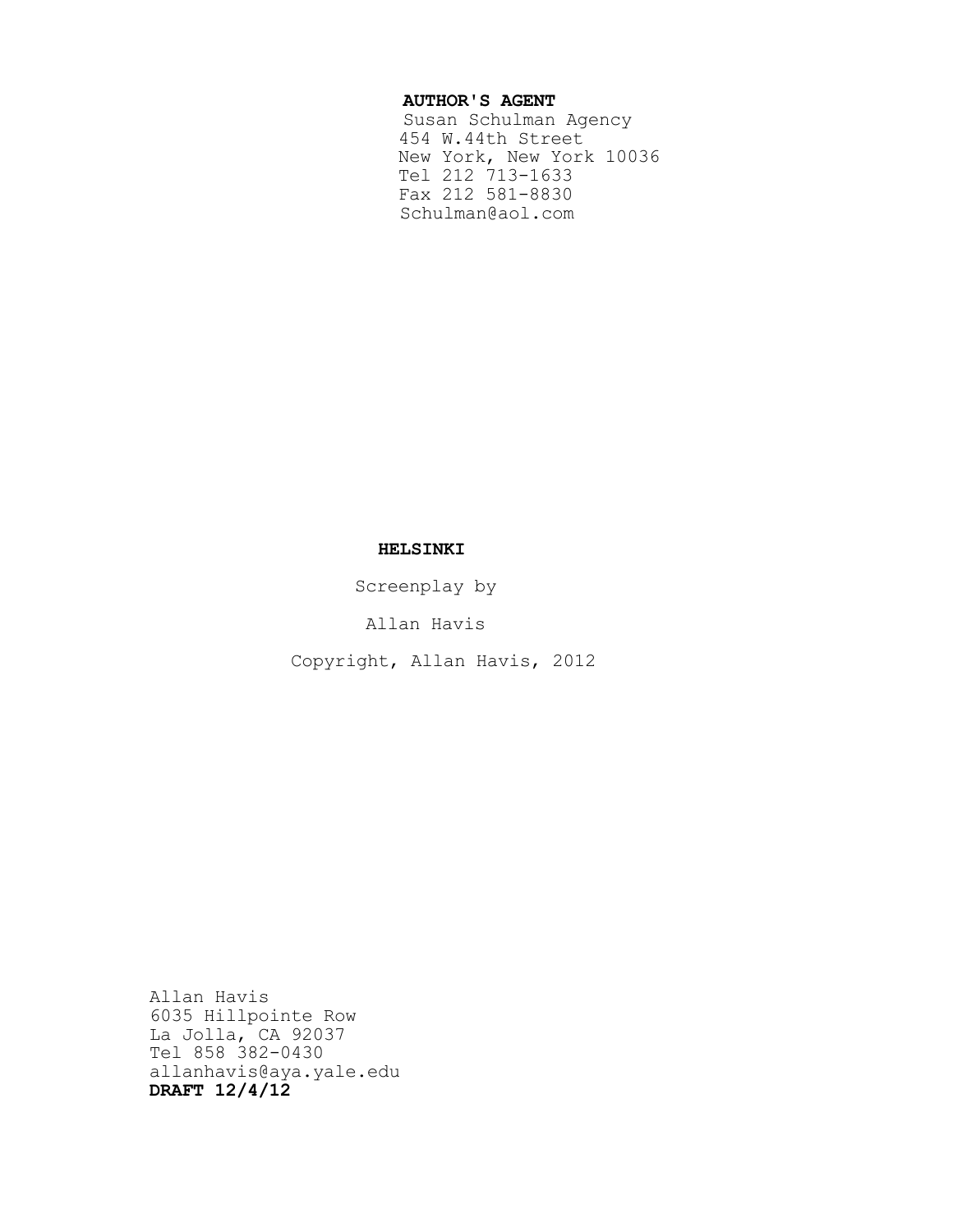**AUTHOR'S AGENT**
Susan Schulman Agency
454 W.44th Street
New York, New York 10036
Tel 212 713-1633
Fax 212 581-8830
Schulman@aol.com

# HELSINKI

Screenplay by

Allan Havis

Copyright, Allan Havis, 2012

Allan Havis
6035 Hillpointe Row
La Jolla, CA 92037
Tel 858 382-0430
allanhavis@aya.yale.edu
**DRAFT 12/4/12**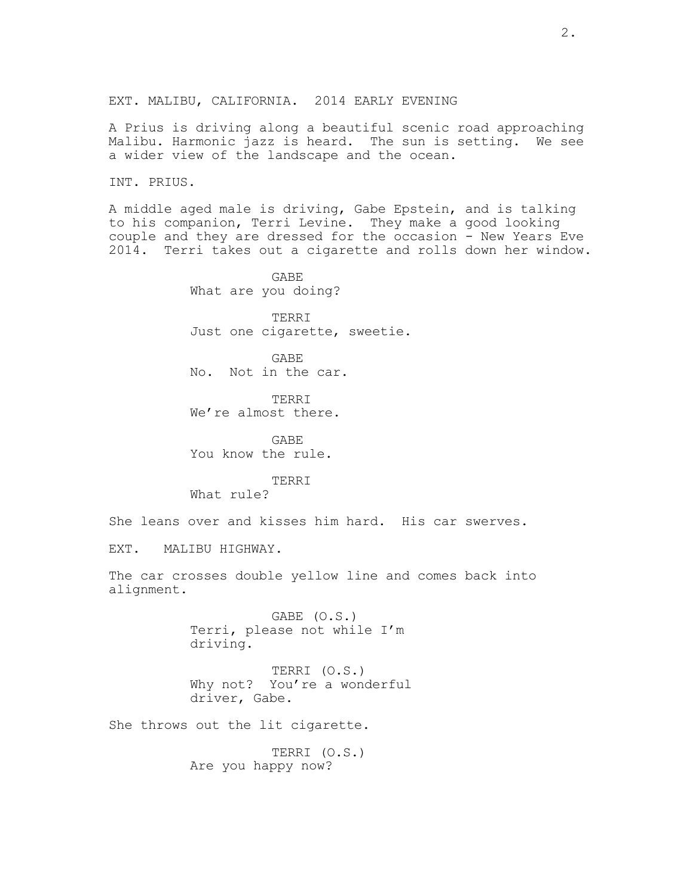EXT. MALIBU, CALIFORNIA.  2014 EARLY EVENING

A Prius is driving along a beautiful scenic road approaching Malibu. Harmonic jazz is heard.  The sun is setting.  We see a wider view of the landscape and the ocean.

INT. PRIUS.

A middle aged male is driving, Gabe Epstein, and is talking to his companion, Terri Levine.  They make a good looking couple and they are dressed for the occasion - New Years Eve 2014.  Terri takes out a cigarette and rolls down her window.

GABE
What are you doing?

TERRI
Just one cigarette, sweetie.

GABE
No.  Not in the car.

TERRI
We're almost there.

GABE
You know the rule.

TERRI
What rule?

She leans over and kisses him hard.  His car swerves.

EXT.   MALIBU HIGHWAY.

The car crosses double yellow line and comes back into alignment.

GABE (O.S.)
Terri, please not while I'm driving.

TERRI (O.S.)
Why not?  You're a wonderful driver, Gabe.

She throws out the lit cigarette.

TERRI (O.S.)
Are you happy now?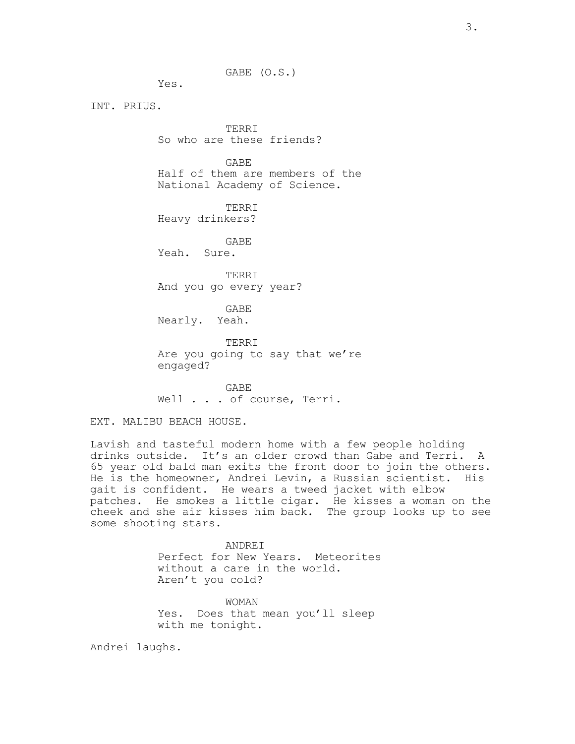GABE (O.S.)

Yes.

INT. PRIUS.

TERRI

So who are these friends?

GABE

Half of them are members of the National Academy of Science.

TERRI

Heavy drinkers?

GABE

Yeah. Sure.

TERRI

And you go every year?

GABE

Nearly. Yeah.

TERRI

Are you going to say that we're engaged?

GABE

Well . . . of course, Terri.

EXT. MALIBU BEACH HOUSE.

Lavish and tasteful modern home with a few people holding drinks outside. It's an older crowd than Gabe and Terri. A 65 year old bald man exits the front door to join the others. He is the homeowner, Andrei Levin, a Russian scientist. His gait is confident. He wears a tweed jacket with elbow patches. He smokes a little cigar. He kisses a woman on the cheek and she air kisses him back. The group looks up to see some shooting stars.

ANDREI

Perfect for New Years. Meteorites without a care in the world. Aren't you cold?

WOMAN

Yes. Does that mean you'll sleep with me tonight.

Andrei laughs.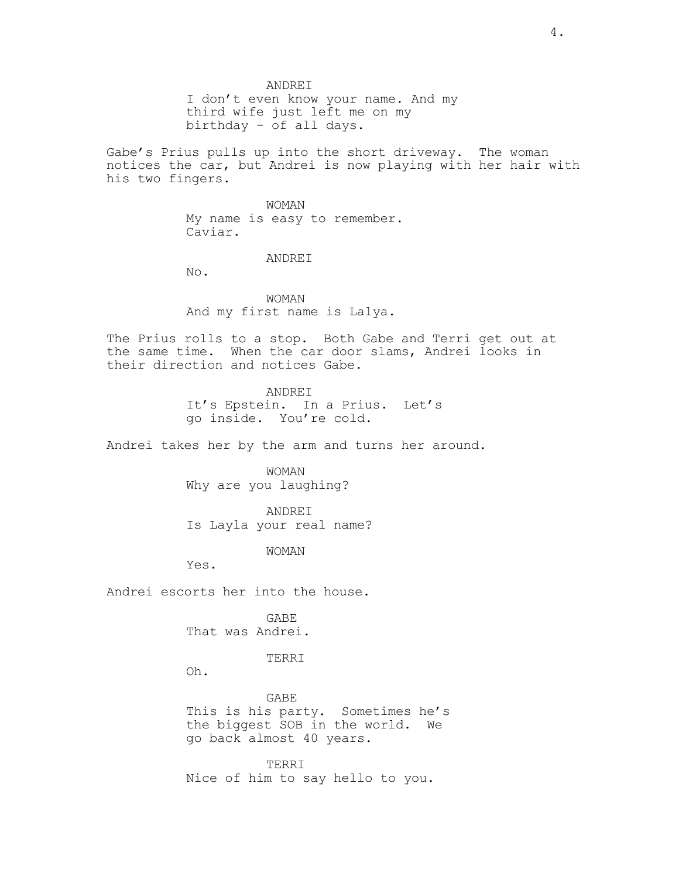ANDREI
I don't even know your name. And my third wife just left me on my birthday - of all days.

Gabe's Prius pulls up into the short driveway. The woman notices the car, but Andrei is now playing with her hair with his two fingers.

WOMAN
My name is easy to remember. Caviar.

ANDREI
No.

WOMAN
And my first name is Lalya.

The Prius rolls to a stop. Both Gabe and Terri get out at the same time. When the car door slams, Andrei looks in their direction and notices Gabe.

ANDREI
It's Epstein. In a Prius. Let's go inside. You're cold.

Andrei takes her by the arm and turns her around.

WOMAN
Why are you laughing?

ANDREI
Is Layla your real name?

WOMAN
Yes.

Andrei escorts her into the house.

GABE
That was Andrei.

TERRI
Oh.

GABE
This is his party. Sometimes he's the biggest SOB in the world. We go back almost 40 years.

TERRI
Nice of him to say hello to you.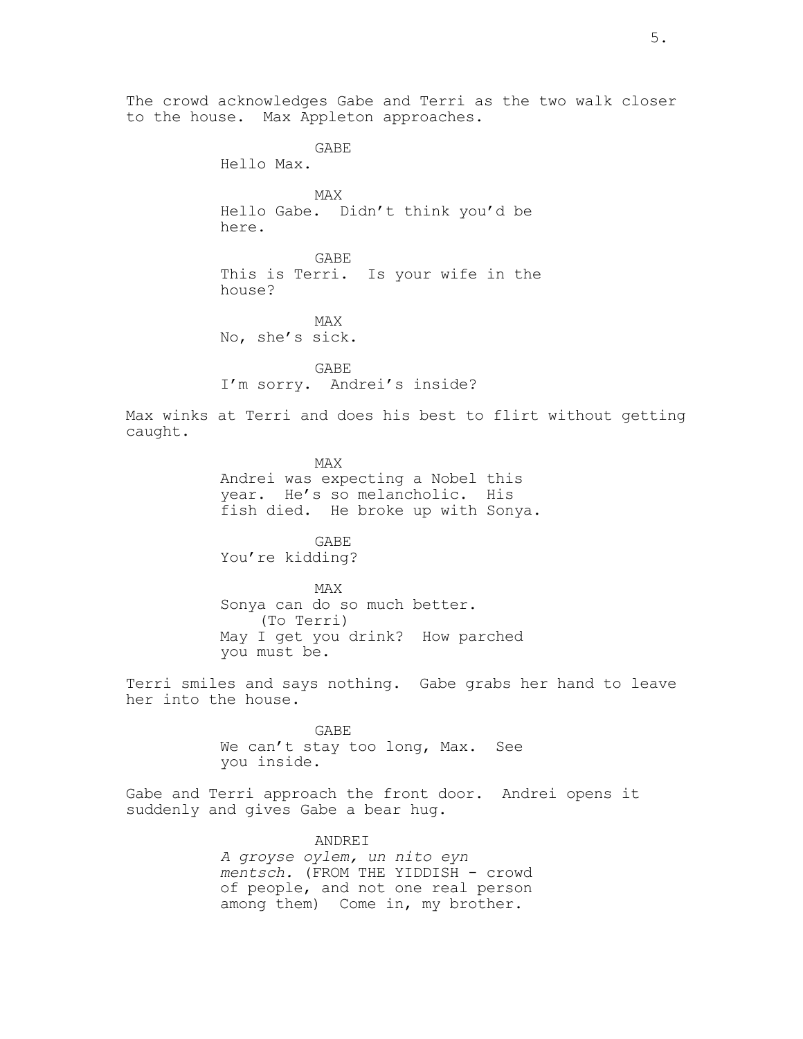The crowd acknowledges Gabe and Terri as the two walk closer to the house. Max Appleton approaches.

GABE
Hello Max.

MAX
Hello Gabe. Didn't think you'd be here.

GABE
This is Terri. Is your wife in the house?

MAX
No, she's sick.

GABE
I'm sorry. Andrei's inside?

Max winks at Terri and does his best to flirt without getting caught.

MAX
Andrei was expecting a Nobel this year. He's so melancholic. His fish died. He broke up with Sonya.

GABE
You're kidding?

MAX
Sonya can do so much better.
(To Terri)
May I get you drink? How parched you must be.

Terri smiles and says nothing. Gabe grabs her hand to leave her into the house.

GABE
We can't stay too long, Max. See you inside.

Gabe and Terri approach the front door. Andrei opens it suddenly and gives Gabe a bear hug.

ANDREI
*A groyse oylem, un nito eyn mentsch.* (FROM THE YIDDISH - crowd of people, and not one real person among them) Come in, my brother.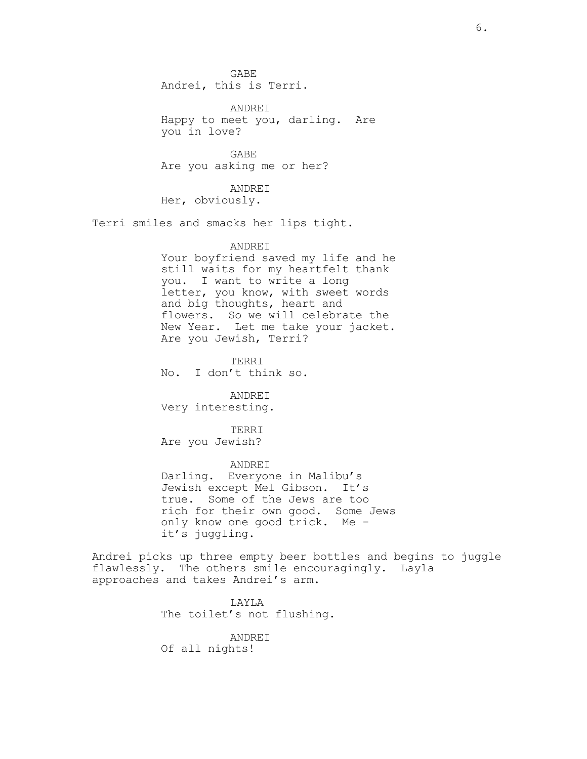GABE
Andrei, this is Terri.

ANDREI
Happy to meet you, darling. Are you in love?

GABE
Are you asking me or her?

ANDREI
Her, obviously.

Terri smiles and smacks her lips tight.

ANDREI
Your boyfriend saved my life and he still waits for my heartfelt thank you. I want to write a long letter, you know, with sweet words and big thoughts, heart and flowers. So we will celebrate the New Year. Let me take your jacket. Are you Jewish, Terri?

TERRI
No. I don't think so.

ANDREI
Very interesting.

TERRI
Are you Jewish?

ANDREI
Darling. Everyone in Malibu's Jewish except Mel Gibson. It's true. Some of the Jews are too rich for their own good. Some Jews only know one good trick. Me - it's juggling.

Andrei picks up three empty beer bottles and begins to juggle flawlessly. The others smile encouragingly. Layla approaches and takes Andrei's arm.

LAYLA
The toilet's not flushing.

ANDREI
Of all nights!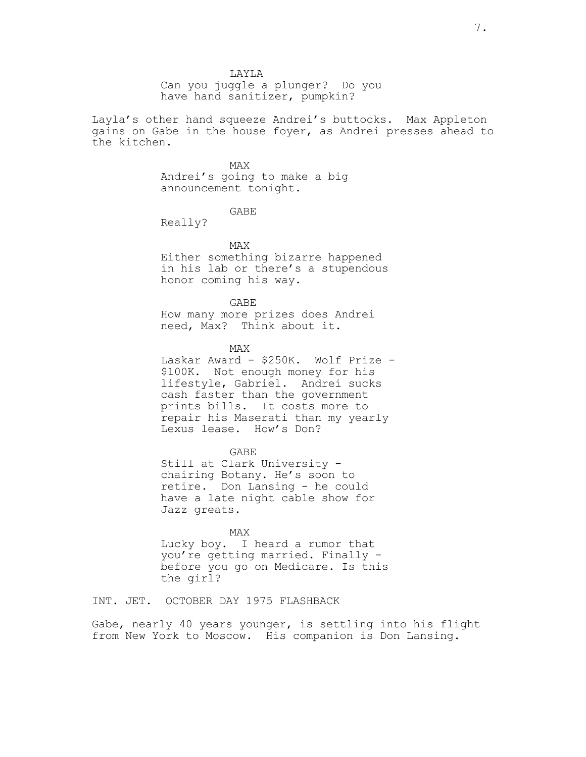LAYLA
Can you juggle a plunger? Do you have hand sanitizer, pumpkin?

Layla's other hand squeeze Andrei's buttocks. Max Appleton gains on Gabe in the house foyer, as Andrei presses ahead to the kitchen.

MAX
Andrei's going to make a big announcement tonight.

GABE
Really?

MAX
Either something bizarre happened in his lab or there's a stupendous honor coming his way.

GABE
How many more prizes does Andrei need, Max? Think about it.

MAX
Laskar Award - $250K. Wolf Prize - $100K. Not enough money for his lifestyle, Gabriel. Andrei sucks cash faster than the government prints bills. It costs more to repair his Maserati than my yearly Lexus lease. How's Don?

GABE
Still at Clark University - chairing Botany. He's soon to retire. Don Lansing - he could have a late night cable show for Jazz greats.

MAX
Lucky boy. I heard a rumor that you're getting married. Finally - before you go on Medicare. Is this the girl?

INT. JET. OCTOBER DAY 1975 FLASHBACK

Gabe, nearly 40 years younger, is settling into his flight from New York to Moscow. His companion is Don Lansing.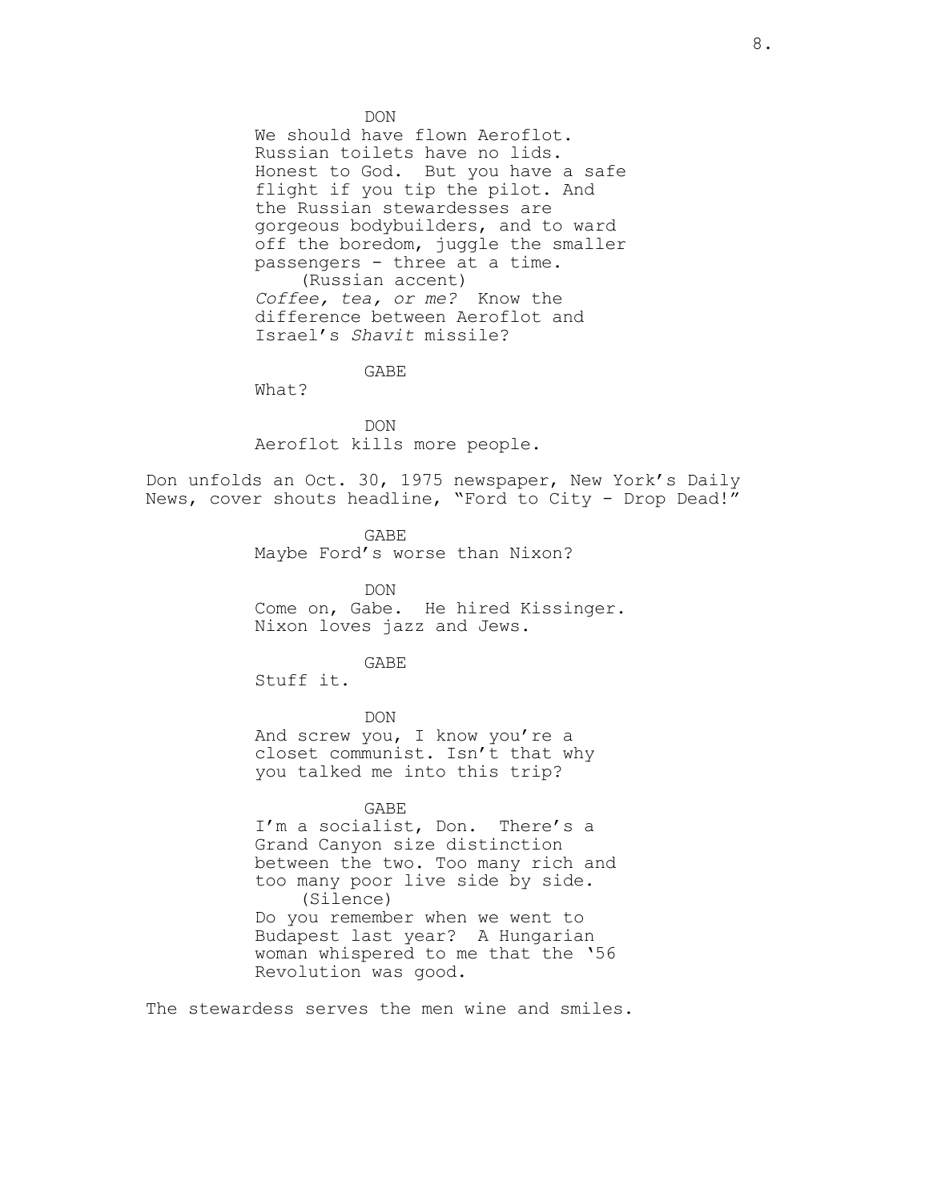DON
We should have flown Aeroflot. Russian toilets have no lids. Honest to God. But you have a safe flight if you tip the pilot. And the Russian stewardesses are gorgeous bodybuilders, and to ward off the boredom, juggle the smaller passengers - three at a time.
(Russian accent)
*Coffee, tea, or me?* Know the difference between Aeroflot and Israel's *Shavit* missile?

GABE
What?

DON
Aeroflot kills more people.

Don unfolds an Oct. 30, 1975 newspaper, New York's Daily News, cover shouts headline, "Ford to City - Drop Dead!"

GABE
Maybe Ford's worse than Nixon?

DON
Come on, Gabe. He hired Kissinger. Nixon loves jazz and Jews.

GABE
Stuff it.

DON
And screw you, I know you're a closet communist. Isn't that why you talked me into this trip?

GABE
I'm a socialist, Don. There's a Grand Canyon size distinction between the two. Too many rich and too many poor live side by side.
(Silence)
Do you remember when we went to Budapest last year? A Hungarian woman whispered to me that the '56 Revolution was good.

The stewardess serves the men wine and smiles.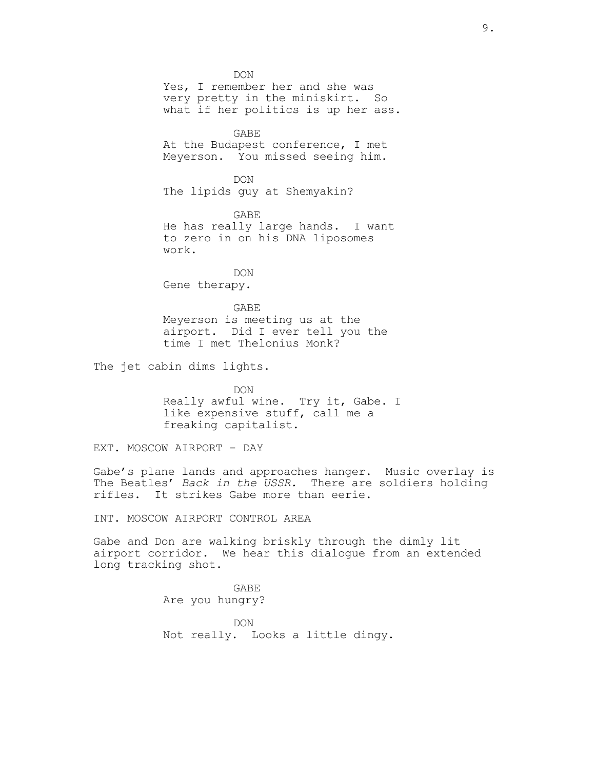DON

Yes, I remember her and she was very pretty in the miniskirt. So what if her politics is up her ass.

GABE

At the Budapest conference, I met Meyerson. You missed seeing him.

DON

The lipids guy at Shemyakin?

GABE

He has really large hands. I want to zero in on his DNA liposomes work.

DON

Gene therapy.

GABE

Meyerson is meeting us at the airport. Did I ever tell you the time I met Thelonius Monk?

The jet cabin dims lights.

DON

Really awful wine. Try it, Gabe. I like expensive stuff, call me a freaking capitalist.

EXT. MOSCOW AIRPORT - DAY

Gabe's plane lands and approaches hanger. Music overlay is The Beatles' *Back in the USSR.* There are soldiers holding rifles. It strikes Gabe more than eerie.

INT. MOSCOW AIRPORT CONTROL AREA

Gabe and Don are walking briskly through the dimly lit airport corridor. We hear this dialogue from an extended long tracking shot.

GABE

Are you hungry?

DON

Not really. Looks a little dingy.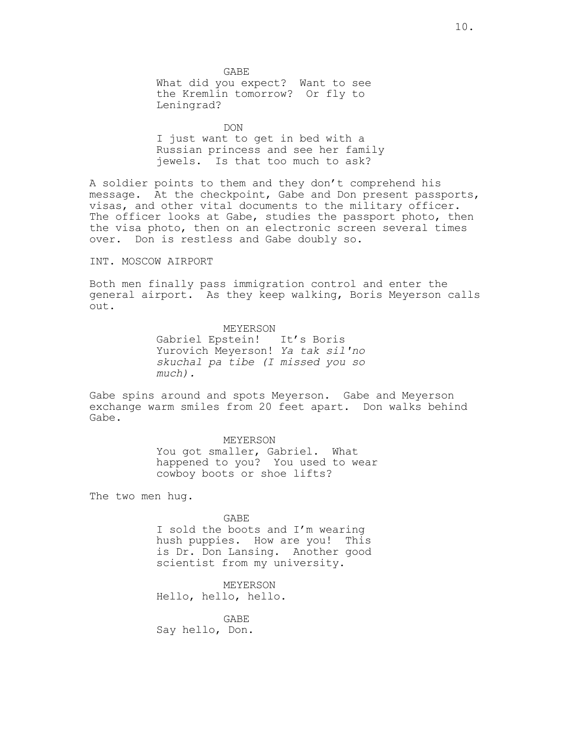GABE
What did you expect?  Want to see the Kremlin tomorrow?  Or fly to Leningrad?

DON
I just want to get in bed with a Russian princess and see her family jewels.  Is that too much to ask?

A soldier points to them and they don't comprehend his message.  At the checkpoint, Gabe and Don present passports, visas, and other vital documents to the military officer.  The officer looks at Gabe, studies the passport photo, then the visa photo, then on an electronic screen several times over.  Don is restless and Gabe doubly so.

INT. MOSCOW AIRPORT

Both men finally pass immigration control and enter the general airport.  As they keep walking, Boris Meyerson calls out.

MEYERSON
Gabriel Epstein!  It's Boris Yurovich Meyerson! *Ya tak sil'no skuchal pa tibe (I missed you so much).*

Gabe spins around and spots Meyerson.  Gabe and Meyerson exchange warm smiles from 20 feet apart.  Don walks behind Gabe.

MEYERSON
You got smaller, Gabriel.  What happened to you?  You used to wear cowboy boots or shoe lifts?

The two men hug.

GABE
I sold the boots and I'm wearing hush puppies.  How are you!  This is Dr. Don Lansing.  Another good scientist from my university.

MEYERSON
Hello, hello, hello.

GABE
Say hello, Don.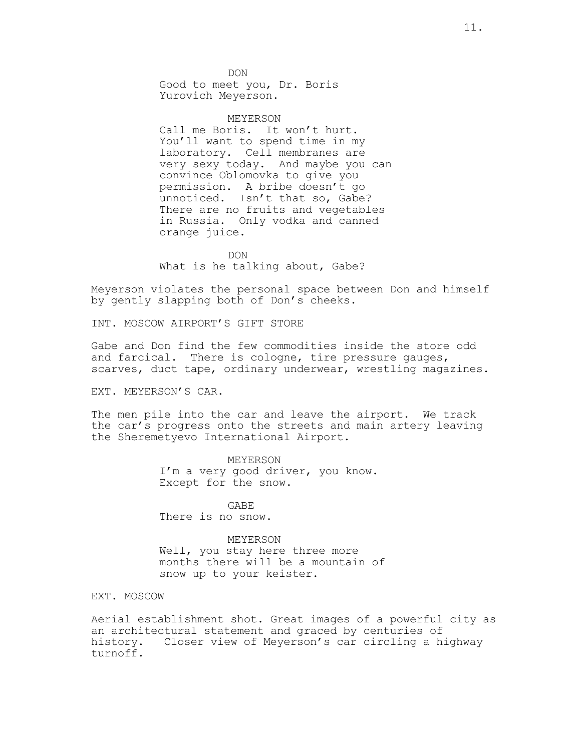DON

Good to meet you, Dr. Boris Yurovich Meyerson.

MEYERSON

Call me Boris. It won't hurt. You'll want to spend time in my laboratory. Cell membranes are very sexy today. And maybe you can convince Oblomovka to give you permission. A bribe doesn't go unnoticed. Isn't that so, Gabe? There are no fruits and vegetables in Russia. Only vodka and canned orange juice.

DON

What is he talking about, Gabe?

Meyerson violates the personal space between Don and himself by gently slapping both of Don's cheeks.

INT. MOSCOW AIRPORT'S GIFT STORE

Gabe and Don find the few commodities inside the store odd and farcical. There is cologne, tire pressure gauges, scarves, duct tape, ordinary underwear, wrestling magazines.

EXT. MEYERSON'S CAR.

The men pile into the car and leave the airport. We track the car's progress onto the streets and main artery leaving the Sheremetyevo International Airport.

MEYERSON

I'm a very good driver, you know. Except for the snow.

GABE

There is no snow.

MEYERSON

Well, you stay here three more months there will be a mountain of snow up to your keister.

EXT. MOSCOW

Aerial establishment shot. Great images of a powerful city as an architectural statement and graced by centuries of history. Closer view of Meyerson's car circling a highway turnoff.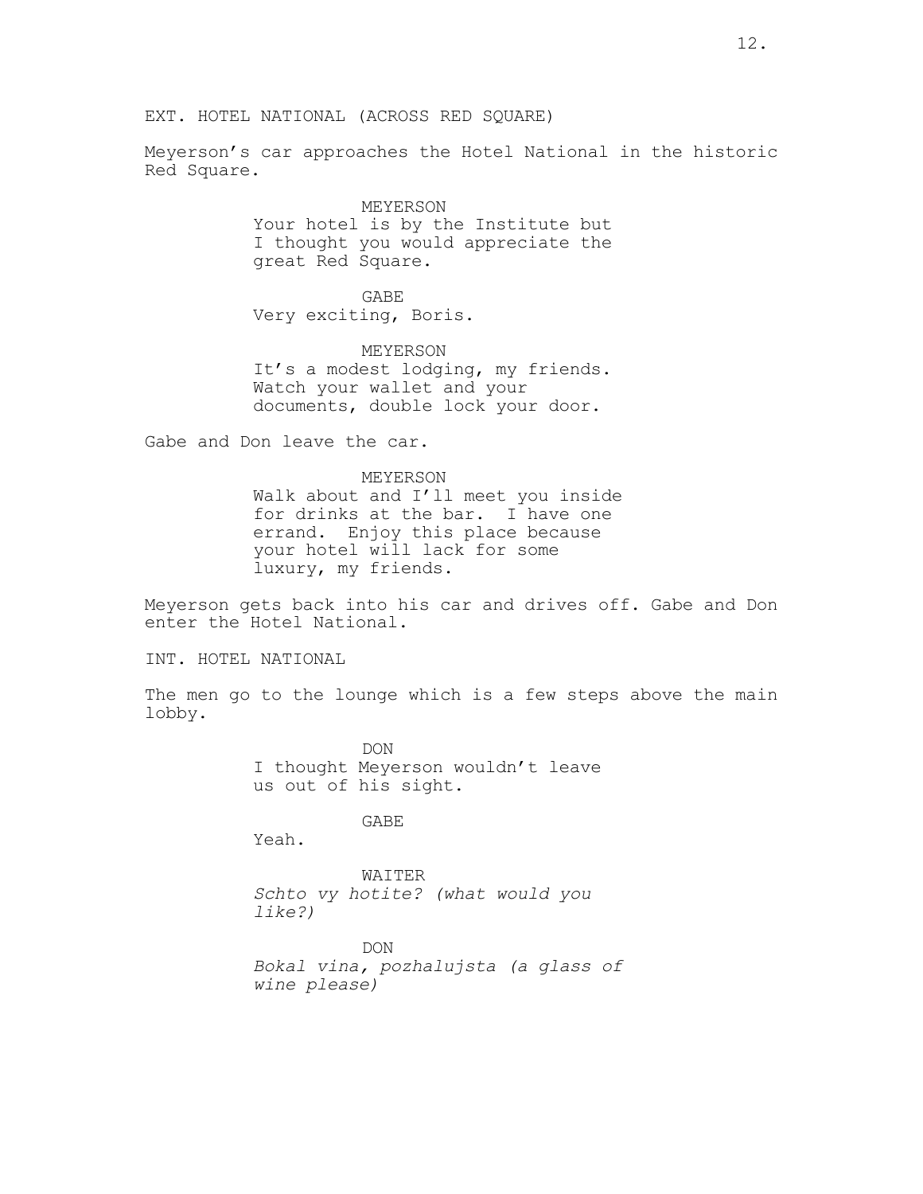EXT. HOTEL NATIONAL (ACROSS RED SQUARE)

Meyerson's car approaches the Hotel National in the historic Red Square.

MEYERSON
Your hotel is by the Institute but I thought you would appreciate the great Red Square.

GABE
Very exciting, Boris.

MEYERSON
It's a modest lodging, my friends. Watch your wallet and your documents, double lock your door.

Gabe and Don leave the car.

MEYERSON
Walk about and I'll meet you inside for drinks at the bar. I have one errand. Enjoy this place because your hotel will lack for some luxury, my friends.

Meyerson gets back into his car and drives off. Gabe and Don enter the Hotel National.

INT. HOTEL NATIONAL

The men go to the lounge which is a few steps above the main lobby.

DON
I thought Meyerson wouldn't leave us out of his sight.

GABE
Yeah.

WAITER
*Schto vy hotite? (what would you like?)*

DON
*Bokal vina, pozhalujsta (a glass of wine please)*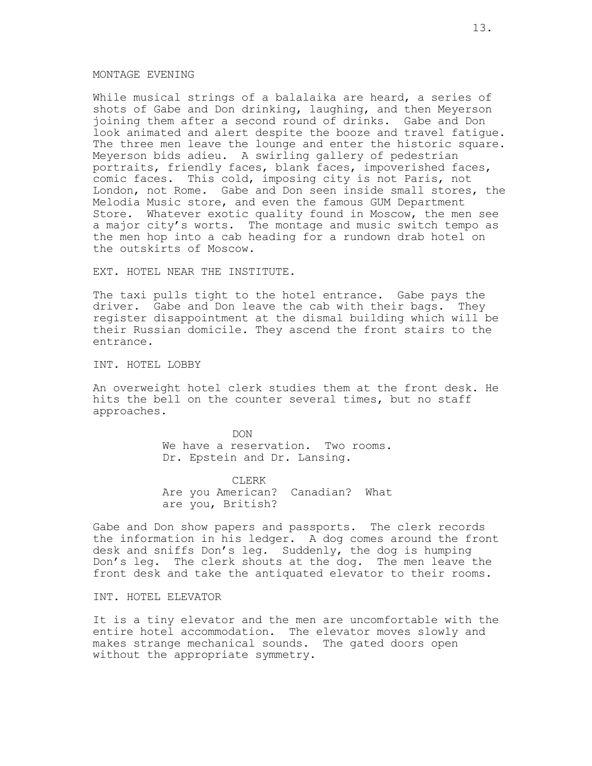MONTAGE EVENING

While musical strings of a balalaika are heard, a series of shots of Gabe and Don drinking, laughing, and then Meyerson joining them after a second round of drinks. Gabe and Don look animated and alert despite the booze and travel fatigue. The three men leave the lounge and enter the historic square. Meyerson bids adieu. A swirling gallery of pedestrian portraits, friendly faces, blank faces, impoverished faces, comic faces. This cold, imposing city is not Paris, not London, not Rome. Gabe and Don seen inside small stores, the Melodia Music store, and even the famous GUM Department Store. Whatever exotic quality found in Moscow, the men see a major city's worts. The montage and music switch tempo as the men hop into a cab heading for a rundown drab hotel on the outskirts of Moscow.

EXT. HOTEL NEAR THE INSTITUTE.

The taxi pulls tight to the hotel entrance. Gabe pays the driver. Gabe and Don leave the cab with their bags. They register disappointment at the dismal building which will be their Russian domicile. They ascend the front stairs to the entrance.

INT. HOTEL LOBBY

An overweight hotel clerk studies them at the front desk. He hits the bell on the counter several times, but no staff approaches.

DON
We have a reservation. Two rooms. Dr. Epstein and Dr. Lansing.

CLERK
Are you American? Canadian? What are you, British?

Gabe and Don show papers and passports. The clerk records the information in his ledger. A dog comes around the front desk and sniffs Don's leg. Suddenly, the dog is humping Don's leg. The clerk shouts at the dog. The men leave the front desk and take the antiquated elevator to their rooms.

INT. HOTEL ELEVATOR

It is a tiny elevator and the men are uncomfortable with the entire hotel accommodation. The elevator moves slowly and makes strange mechanical sounds. The gated doors open without the appropriate symmetry.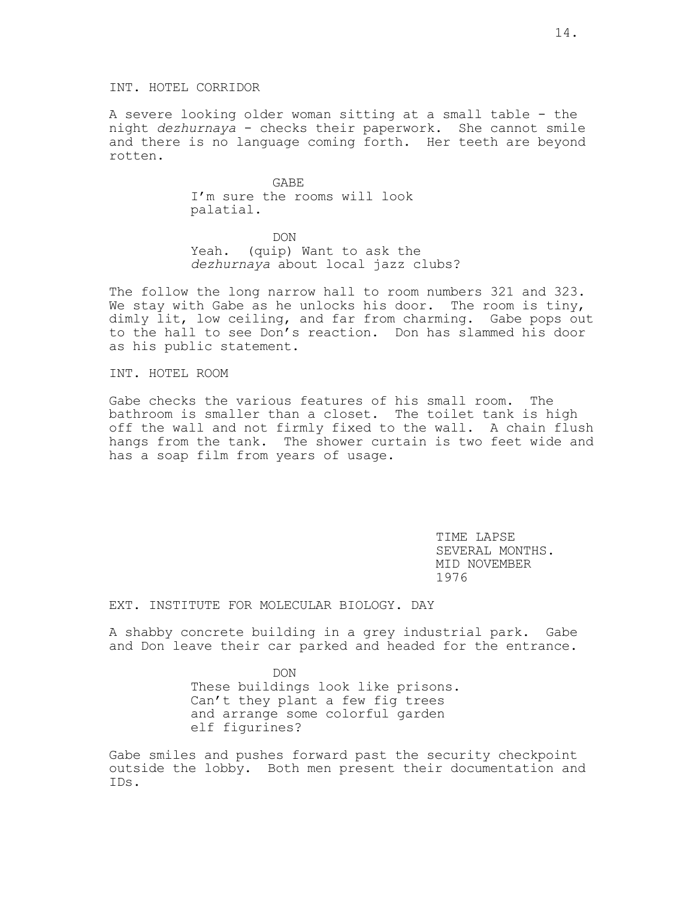INT. HOTEL CORRIDOR

A severe looking older woman sitting at a small table - the night *dezhurnaya* - checks their paperwork. She cannot smile and there is no language coming forth. Her teeth are beyond rotten.

GABE

I'm sure the rooms will look palatial.

DON

Yeah. (quip) Want to ask the *dezhurnaya* about local jazz clubs?

The follow the long narrow hall to room numbers 321 and 323. We stay with Gabe as he unlocks his door. The room is tiny, dimly lit, low ceiling, and far from charming. Gabe pops out to the hall to see Don's reaction. Don has slammed his door as his public statement.

INT. HOTEL ROOM

Gabe checks the various features of his small room. The bathroom is smaller than a closet. The toilet tank is high off the wall and not firmly fixed to the wall. A chain flush hangs from the tank. The shower curtain is two feet wide and has a soap film from years of usage.

TIME LAPSE
SEVERAL MONTHS.
MID NOVEMBER
1976

EXT. INSTITUTE FOR MOLECULAR BIOLOGY. DAY

A shabby concrete building in a grey industrial park. Gabe and Don leave their car parked and headed for the entrance.

DON

These buildings look like prisons. Can't they plant a few fig trees and arrange some colorful garden elf figurines?

Gabe smiles and pushes forward past the security checkpoint outside the lobby. Both men present their documentation and IDs.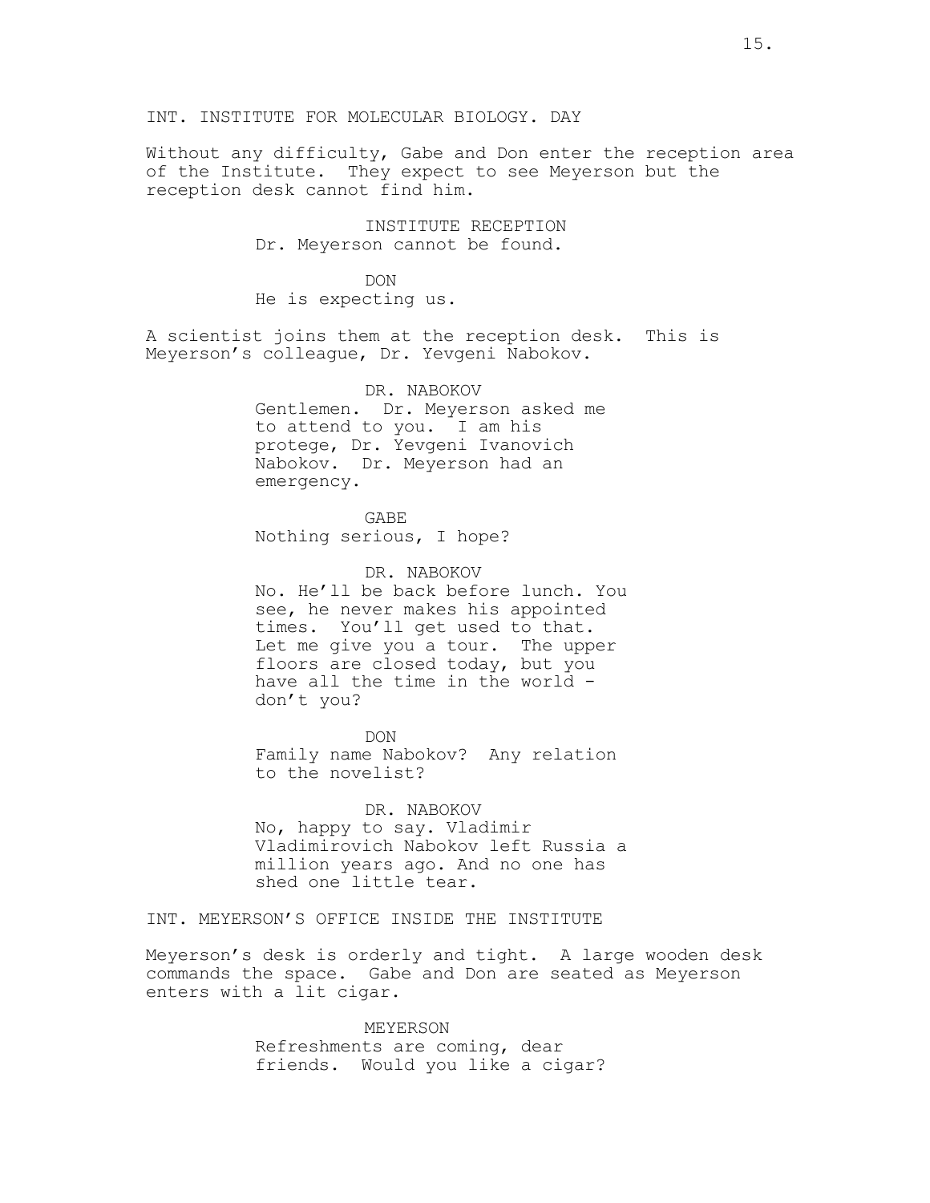INT. INSTITUTE FOR MOLECULAR BIOLOGY. DAY

Without any difficulty, Gabe and Don enter the reception area of the Institute. They expect to see Meyerson but the reception desk cannot find him.

INSTITUTE RECEPTION
Dr. Meyerson cannot be found.

DON
He is expecting us.

A scientist joins them at the reception desk. This is Meyerson's colleague, Dr. Yevgeni Nabokov.

DR. NABOKOV
Gentlemen. Dr. Meyerson asked me to attend to you. I am his protege, Dr. Yevgeni Ivanovich Nabokov. Dr. Meyerson had an emergency.

GABE
Nothing serious, I hope?

DR. NABOKOV
No. He'll be back before lunch. You see, he never makes his appointed times. You'll get used to that. Let me give you a tour. The upper floors are closed today, but you have all the time in the world - don't you?

DON
Family name Nabokov? Any relation to the novelist?

DR. NABOKOV
No, happy to say. Vladimir Vladimirovich Nabokov left Russia a million years ago. And no one has shed one little tear.

INT. MEYERSON'S OFFICE INSIDE THE INSTITUTE

Meyerson's desk is orderly and tight. A large wooden desk commands the space. Gabe and Don are seated as Meyerson enters with a lit cigar.

MEYERSON
Refreshments are coming, dear friends. Would you like a cigar?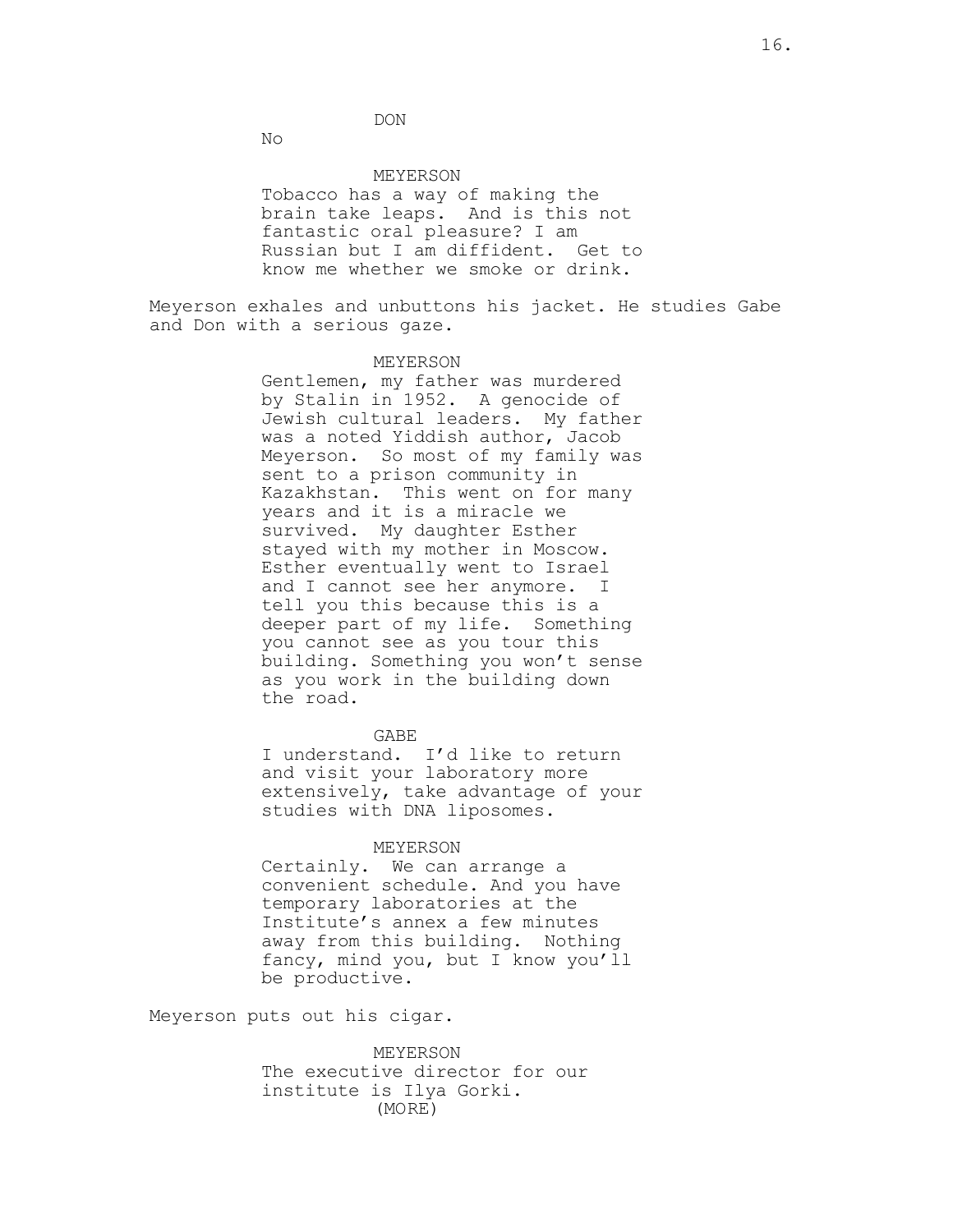DON

No

MEYERSON

Tobacco has a way of making the brain take leaps. And is this not fantastic oral pleasure? I am Russian but I am diffident. Get to know me whether we smoke or drink.

Meyerson exhales and unbuttons his jacket. He studies Gabe and Don with a serious gaze.

MEYERSON

Gentlemen, my father was murdered by Stalin in 1952. A genocide of Jewish cultural leaders. My father was a noted Yiddish author, Jacob Meyerson. So most of my family was sent to a prison community in Kazakhstan. This went on for many years and it is a miracle we survived. My daughter Esther stayed with my mother in Moscow. Esther eventually went to Israel and I cannot see her anymore. I tell you this because this is a deeper part of my life. Something you cannot see as you tour this building. Something you won't sense as you work in the building down the road.

GABE

I understand. I'd like to return and visit your laboratory more extensively, take advantage of your studies with DNA liposomes.

MEYERSON

Certainly. We can arrange a convenient schedule. And you have temporary laboratories at the Institute's annex a few minutes away from this building. Nothing fancy, mind you, but I know you'll be productive.

Meyerson puts out his cigar.

MEYERSON

The executive director for our institute is Ilya Gorki.

(MORE)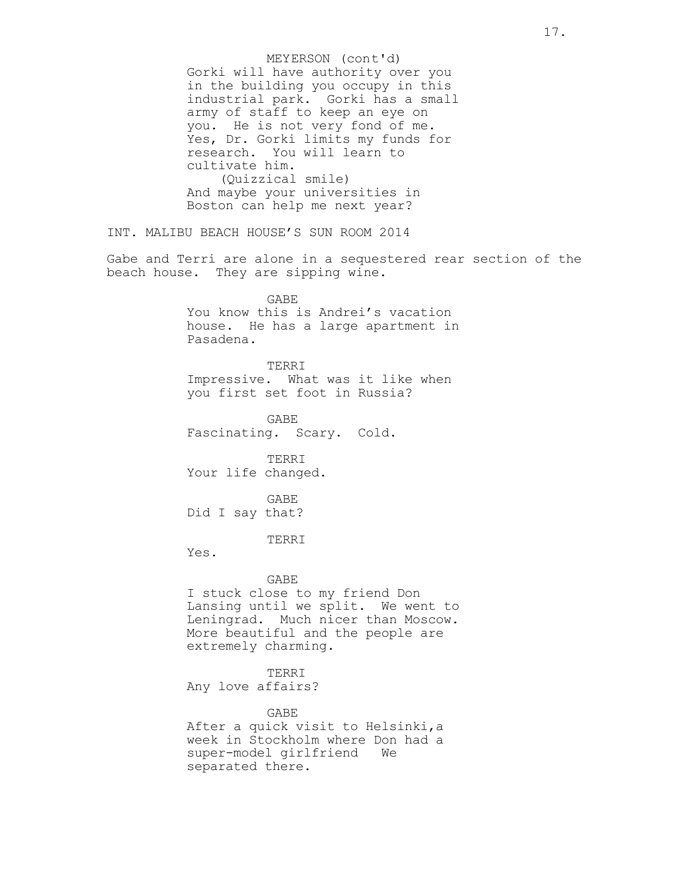MEYERSON (cont'd)

Gorki will have authority over you in the building you occupy in this industrial park. Gorki has a small army of staff to keep an eye on you. He is not very fond of me. Yes, Dr. Gorki limits my funds for research. You will learn to cultivate him.

(Quizzical smile)

And maybe your universities in Boston can help me next year?

INT. MALIBU BEACH HOUSE'S SUN ROOM 2014

Gabe and Terri are alone in a sequestered rear section of the beach house. They are sipping wine.

GABE

You know this is Andrei's vacation house. He has a large apartment in Pasadena.

TERRI

Impressive. What was it like when you first set foot in Russia?

GABE

Fascinating. Scary. Cold.

TERRI

Your life changed.

GABE

Did I say that?

TERRI

Yes.

GABE

I stuck close to my friend Don Lansing until we split. We went to Leningrad. Much nicer than Moscow. More beautiful and the people are extremely charming.

TERRI

Any love affairs?

GABE

After a quick visit to Helsinki,a week in Stockholm where Don had a super-model girlfriend  We separated there.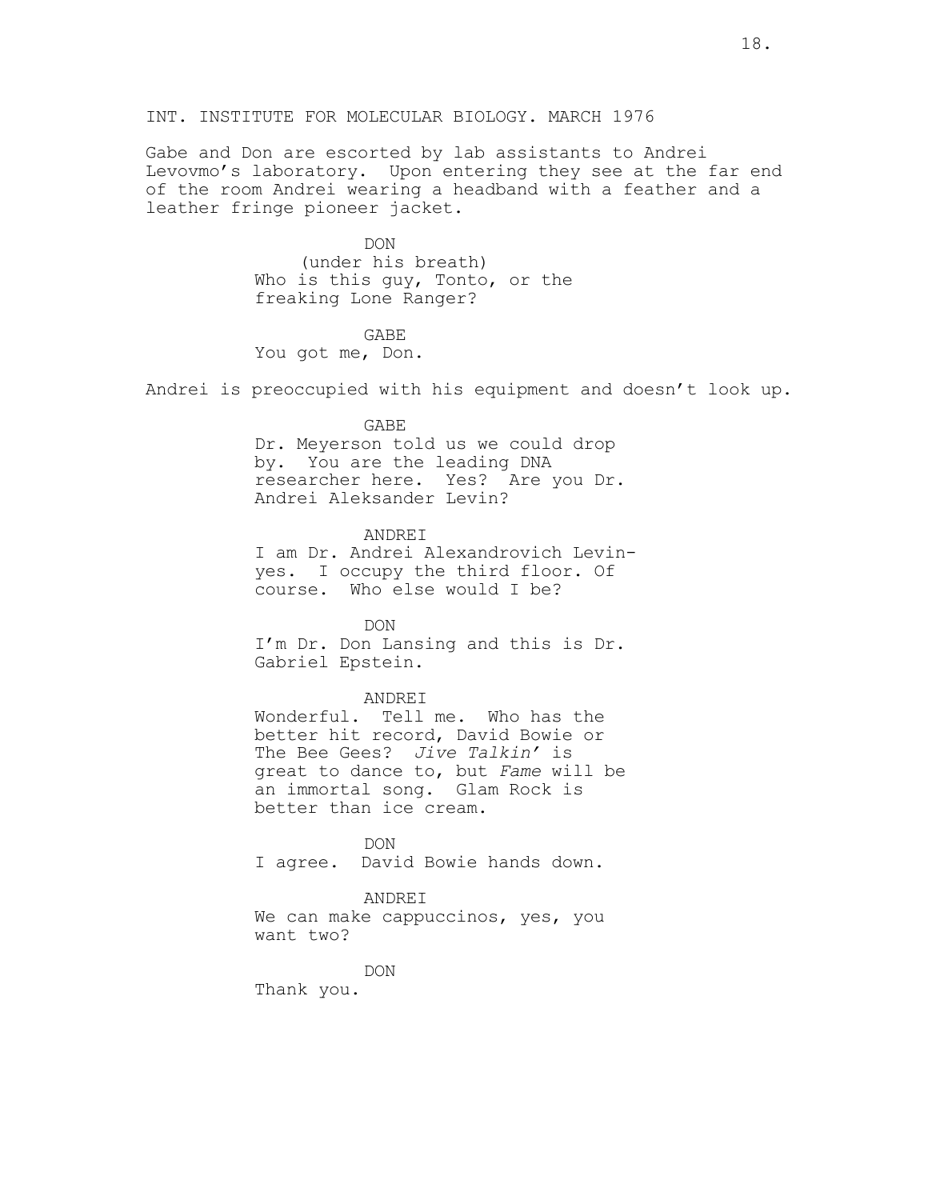INT. INSTITUTE FOR MOLECULAR BIOLOGY. MARCH 1976

Gabe and Don are escorted by lab assistants to Andrei Levovmo's laboratory. Upon entering they see at the far end of the room Andrei wearing a headband with a feather and a leather fringe pioneer jacket.

DON
(under his breath)
Who is this guy, Tonto, or the freaking Lone Ranger?

GABE
You got me, Don.

Andrei is preoccupied with his equipment and doesn't look up.

GABE
Dr. Meyerson told us we could drop by. You are the leading DNA researcher here. Yes? Are you Dr. Andrei Aleksander Levin?

ANDREI
I am Dr. Andrei Alexandrovich Levin-yes. I occupy the third floor. Of course. Who else would I be?

DON
I'm Dr. Don Lansing and this is Dr. Gabriel Epstein.

ANDREI
Wonderful. Tell me. Who has the better hit record, David Bowie or The Bee Gees? *Jive Talkin'* is great to dance to, but *Fame* will be an immortal song. Glam Rock is better than ice cream.

DON
I agree. David Bowie hands down.

ANDREI
We can make cappuccinos, yes, you want two?

DON
Thank you.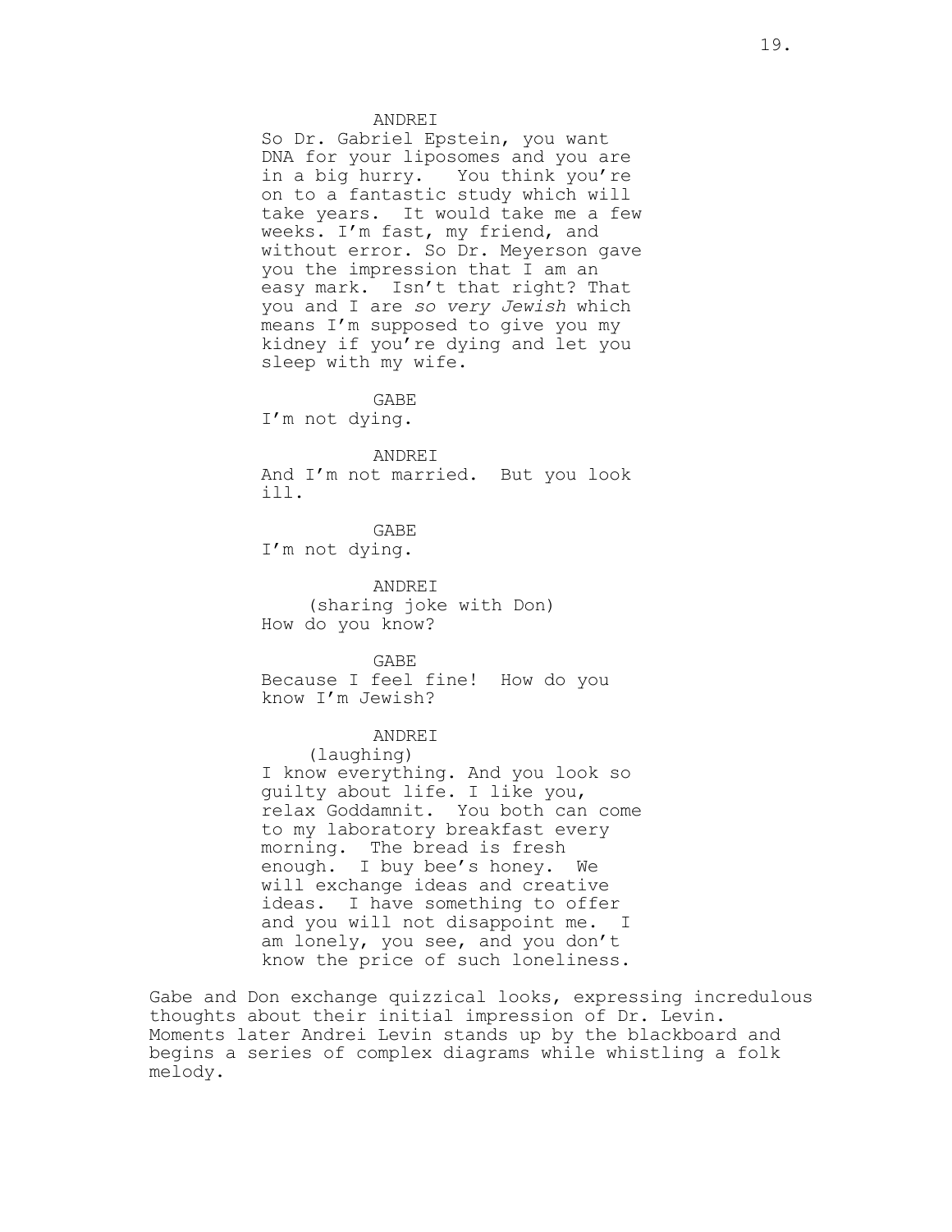ANDREI

So Dr. Gabriel Epstein, you want DNA for your liposomes and you are in a big hurry. You think you're on to a fantastic study which will take years. It would take me a few weeks. I'm fast, my friend, and without error. So Dr. Meyerson gave you the impression that I am an easy mark. Isn't that right? That you and I are *so very Jewish* which means I'm supposed to give you my kidney if you're dying and let you sleep with my wife.

GABE

I'm not dying.

ANDREI

And I'm not married. But you look ill.

GABE

I'm not dying.

ANDREI

(sharing joke with Don)

How do you know?

GABE

Because I feel fine! How do you know I'm Jewish?

ANDREI

(laughing)

I know everything. And you look so guilty about life. I like you, relax Goddamnit. You both can come to my laboratory breakfast every morning. The bread is fresh enough. I buy bee's honey. We will exchange ideas and creative ideas. I have something to offer and you will not disappoint me. I am lonely, you see, and you don't know the price of such loneliness.

Gabe and Don exchange quizzical looks, expressing incredulous thoughts about their initial impression of Dr. Levin. Moments later Andrei Levin stands up by the blackboard and begins a series of complex diagrams while whistling a folk melody.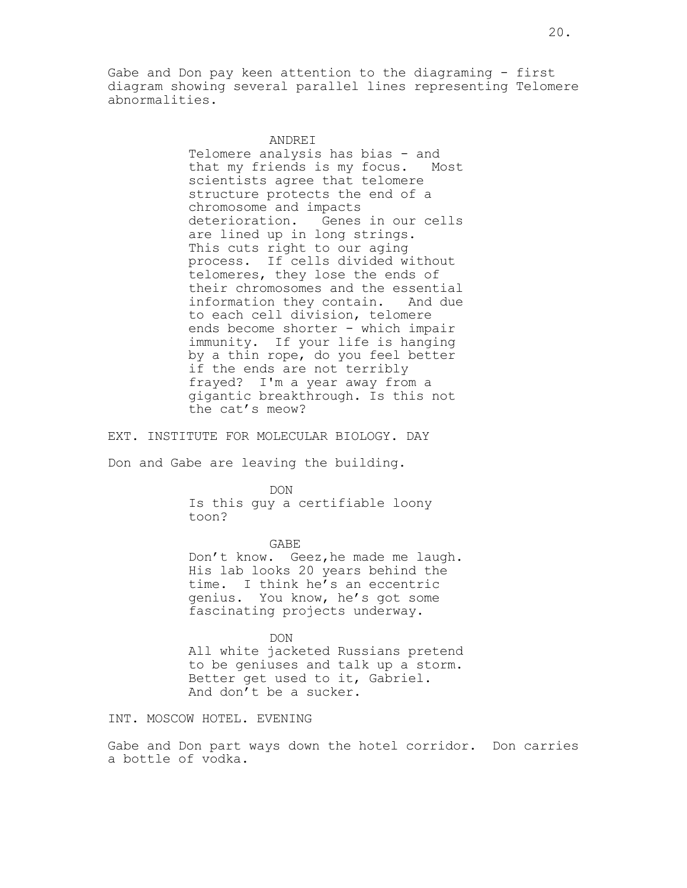Gabe and Don pay keen attention to the diagraming - first diagram showing several parallel lines representing Telomere abnormalities.

ANDREI

Telomere analysis has bias - and that my friends is my focus. Most scientists agree that telomere structure protects the end of a chromosome and impacts deterioration. Genes in our cells are lined up in long strings. This cuts right to our aging process. If cells divided without telomeres, they lose the ends of their chromosomes and the essential information they contain. And due to each cell division, telomere ends become shorter - which impair immunity. If your life is hanging by a thin rope, do you feel better if the ends are not terribly frayed? I'm a year away from a gigantic breakthrough. Is this not the cat's meow?

EXT. INSTITUTE FOR MOLECULAR BIOLOGY. DAY

Don and Gabe are leaving the building.

DON

Is this guy a certifiable loony toon?

GABE

Don't know. Geez,he made me laugh. His lab looks 20 years behind the time. I think he's an eccentric genius. You know, he's got some fascinating projects underway.

DON

All white jacketed Russians pretend to be geniuses and talk up a storm. Better get used to it, Gabriel. And don't be a sucker.

INT. MOSCOW HOTEL. EVENING

Gabe and Don part ways down the hotel corridor. Don carries a bottle of vodka.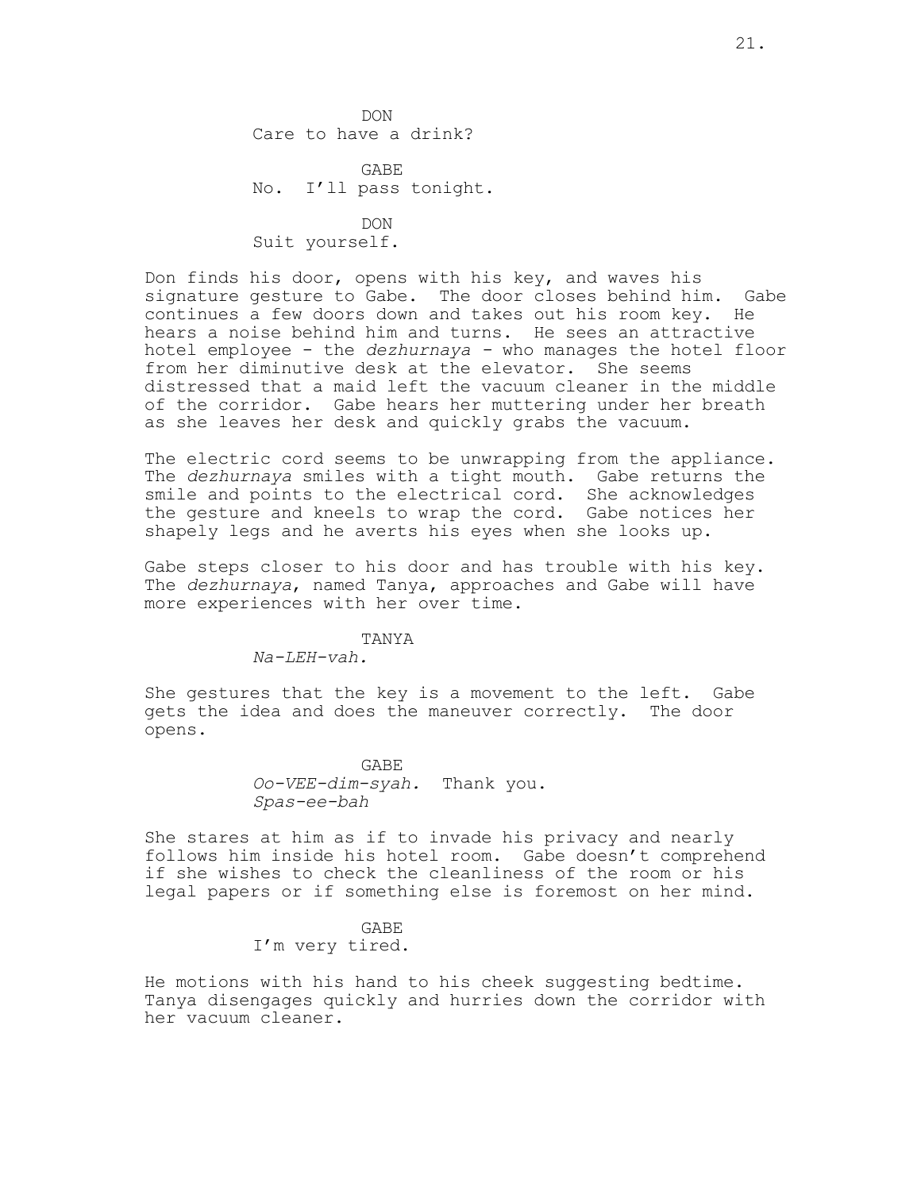DON
Care to have a drink?

GABE
No. I'll pass tonight.

DON
Suit yourself.

Don finds his door, opens with his key, and waves his signature gesture to Gabe. The door closes behind him. Gabe continues a few doors down and takes out his room key. He hears a noise behind him and turns. He sees an attractive hotel employee - the *dezhurnaya* - who manages the hotel floor from her diminutive desk at the elevator. She seems distressed that a maid left the vacuum cleaner in the middle of the corridor. Gabe hears her muttering under her breath as she leaves her desk and quickly grabs the vacuum.

The electric cord seems to be unwrapping from the appliance. The *dezhurnaya* smiles with a tight mouth. Gabe returns the smile and points to the electrical cord. She acknowledges the gesture and kneels to wrap the cord. Gabe notices her shapely legs and he averts his eyes when she looks up.

Gabe steps closer to his door and has trouble with his key. The *dezhurnaya*, named Tanya, approaches and Gabe will have more experiences with her over time.

TANYA
*Na-LEH-vah.*

She gestures that the key is a movement to the left. Gabe gets the idea and does the maneuver correctly. The door opens.

GABE
*Oo-VEE-dim-syah.* Thank you.
*Spas-ee-bah*

She stares at him as if to invade his privacy and nearly follows him inside his hotel room. Gabe doesn't comprehend if she wishes to check the cleanliness of the room or his legal papers or if something else is foremost on her mind.

GABE
I'm very tired.

He motions with his hand to his cheek suggesting bedtime. Tanya disengages quickly and hurries down the corridor with her vacuum cleaner.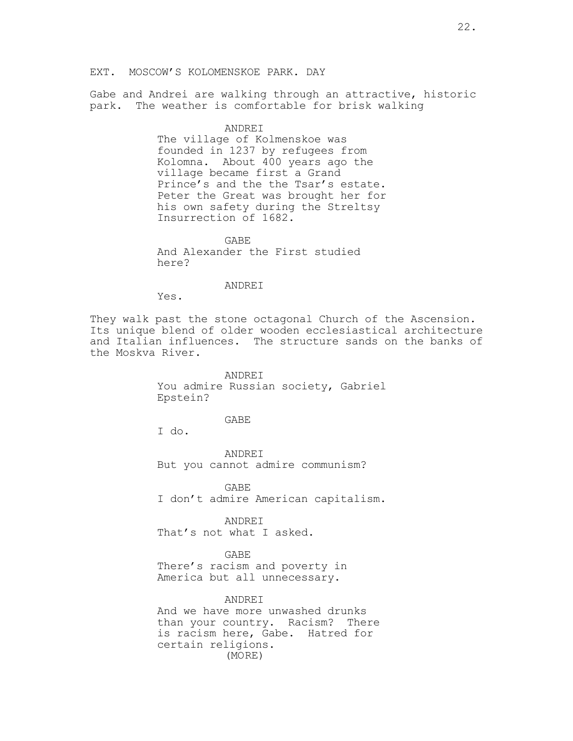EXT. MOSCOW'S KOLOMENSKOE PARK. DAY

Gabe and Andrei are walking through an attractive, historic park. The weather is comfortable for brisk walking

ANDREI
The village of Kolmenskoe was founded in 1237 by refugees from Kolomna. About 400 years ago the village became first a Grand Prince's and the the Tsar's estate. Peter the Great was brought her for his own safety during the Streltsy Insurrection of 1682.

GABE
And Alexander the First studied here?

ANDREI
Yes.

They walk past the stone octagonal Church of the Ascension. Its unique blend of older wooden ecclesiastical architecture and Italian influences. The structure sands on the banks of the Moskva River.

ANDREI
You admire Russian society, Gabriel Epstein?

GABE
I do.

ANDREI
But you cannot admire communism?

GABE
I don't admire American capitalism.

ANDREI
That's not what I asked.

GABE
There's racism and poverty in America but all unnecessary.

ANDREI
And we have more unwashed drunks than your country. Racism? There is racism here, Gabe. Hatred for certain religions.
(MORE)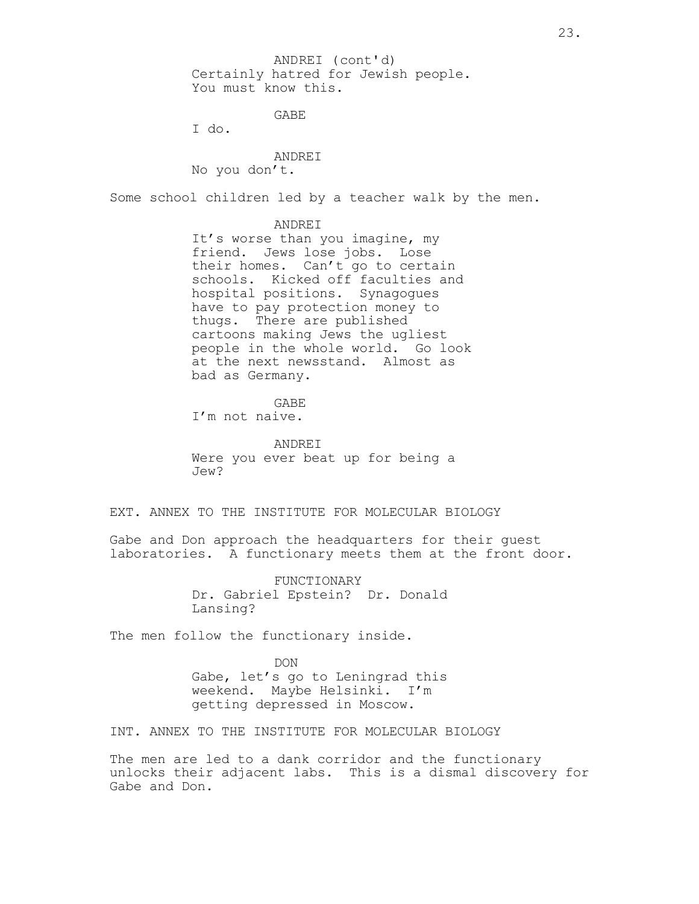ANDREI (cont'd)
Certainly hatred for Jewish people. You must know this.

GABE
I do.

ANDREI
No you don't.

Some school children led by a teacher walk by the men.

ANDREI
It's worse than you imagine, my friend. Jews lose jobs. Lose their homes. Can't go to certain schools. Kicked off faculties and hospital positions. Synagogues have to pay protection money to thugs. There are published cartoons making Jews the ugliest people in the whole world. Go look at the next newsstand. Almost as bad as Germany.

GABE
I'm not naive.

ANDREI
Were you ever beat up for being a Jew?

EXT. ANNEX TO THE INSTITUTE FOR MOLECULAR BIOLOGY

Gabe and Don approach the headquarters for their guest laboratories. A functionary meets them at the front door.

FUNCTIONARY
Dr. Gabriel Epstein? Dr. Donald Lansing?

The men follow the functionary inside.

DON
Gabe, let's go to Leningrad this weekend. Maybe Helsinki. I'm getting depressed in Moscow.

INT. ANNEX TO THE INSTITUTE FOR MOLECULAR BIOLOGY

The men are led to a dank corridor and the functionary unlocks their adjacent labs. This is a dismal discovery for Gabe and Don.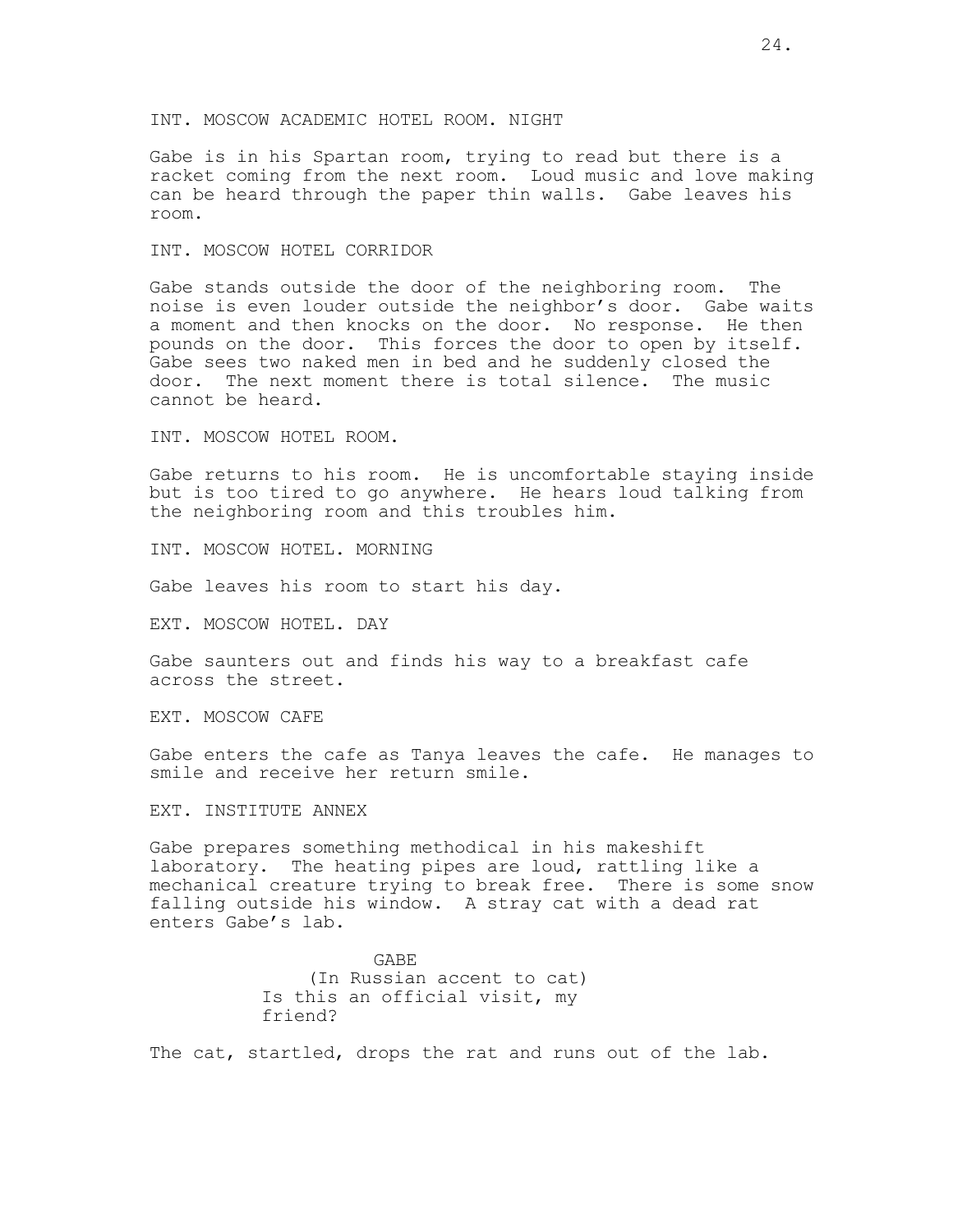INT. MOSCOW ACADEMIC HOTEL ROOM. NIGHT

Gabe is in his Spartan room, trying to read but there is a racket coming from the next room. Loud music and love making can be heard through the paper thin walls. Gabe leaves his room.

INT. MOSCOW HOTEL CORRIDOR

Gabe stands outside the door of the neighboring room. The noise is even louder outside the neighbor's door. Gabe waits a moment and then knocks on the door. No response. He then pounds on the door. This forces the door to open by itself. Gabe sees two naked men in bed and he suddenly closed the door. The next moment there is total silence. The music cannot be heard.

INT. MOSCOW HOTEL ROOM.

Gabe returns to his room. He is uncomfortable staying inside but is too tired to go anywhere. He hears loud talking from the neighboring room and this troubles him.

INT. MOSCOW HOTEL. MORNING

Gabe leaves his room to start his day.

EXT. MOSCOW HOTEL. DAY

Gabe saunters out and finds his way to a breakfast cafe across the street.

EXT. MOSCOW CAFE

Gabe enters the cafe as Tanya leaves the cafe. He manages to smile and receive her return smile.

EXT. INSTITUTE ANNEX

Gabe prepares something methodical in his makeshift laboratory. The heating pipes are loud, rattling like a mechanical creature trying to break free. There is some snow falling outside his window. A stray cat with a dead rat enters Gabe's lab.

GABE
(In Russian accent to cat)
Is this an official visit, my friend?

The cat, startled, drops the rat and runs out of the lab.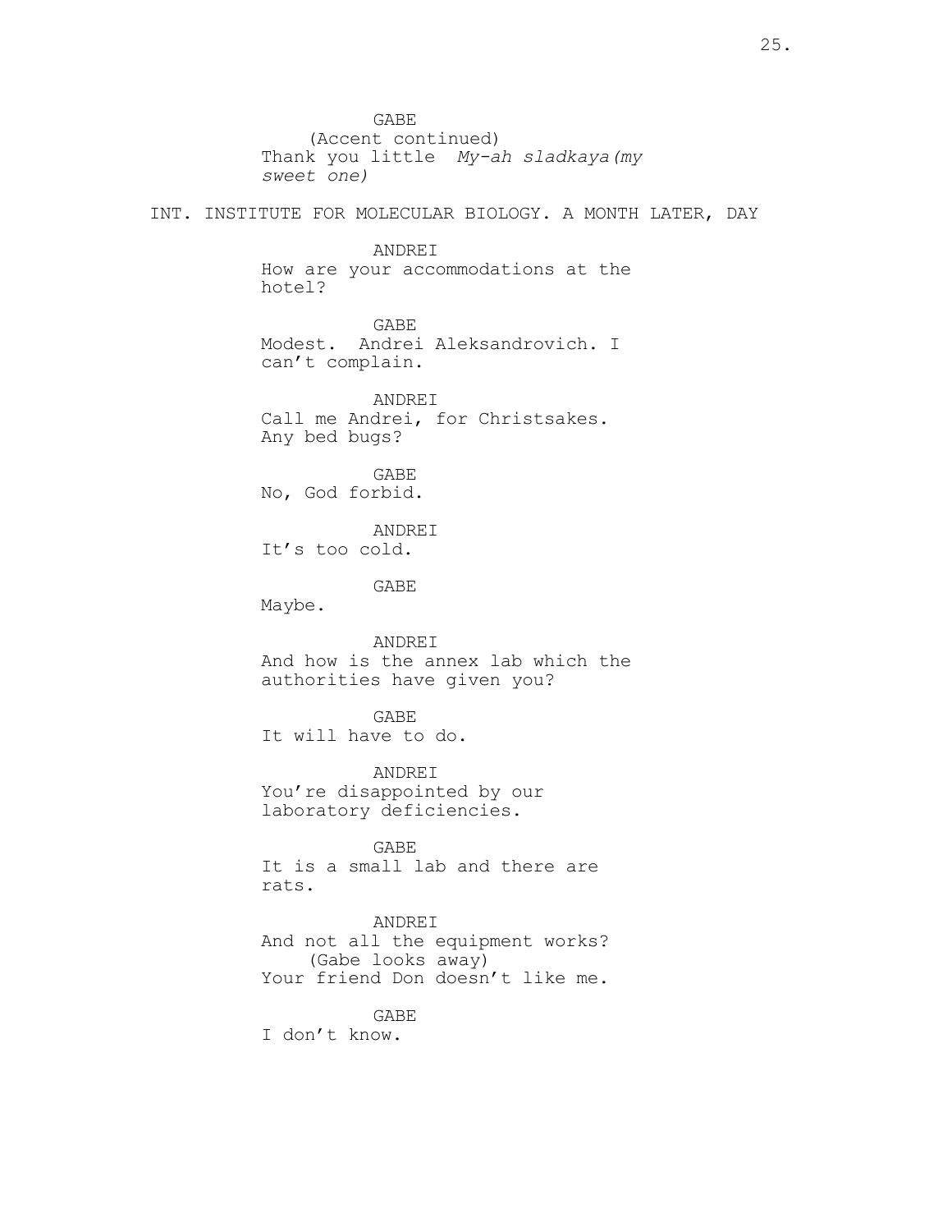GABE
(Accent continued)
Thank you little *My-ah sladkaya(my sweet one)*

INT. INSTITUTE FOR MOLECULAR BIOLOGY. A MONTH LATER, DAY

ANDREI
How are your accommodations at the hotel?

GABE
Modest. Andrei Aleksandrovich. I can't complain.

ANDREI
Call me Andrei, for Christsakes. Any bed bugs?

GABE
No, God forbid.

ANDREI
It's too cold.

GABE
Maybe.

ANDREI
And how is the annex lab which the authorities have given you?

GABE
It will have to do.

ANDREI
You're disappointed by our laboratory deficiencies.

GABE
It is a small lab and there are rats.

ANDREI
And not all the equipment works?
(Gabe looks away)
Your friend Don doesn't like me.

GABE
I don't know.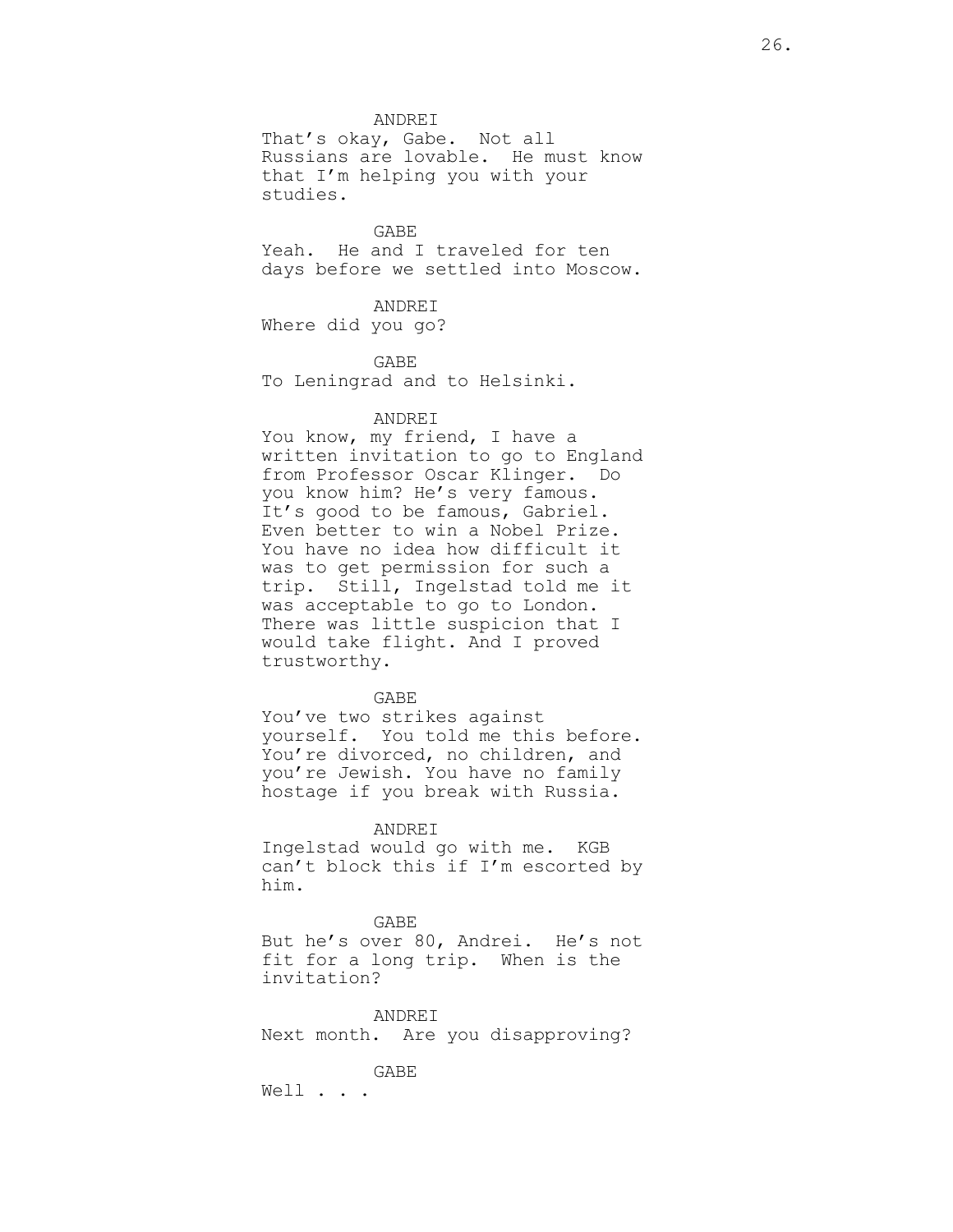ANDREI
That's okay, Gabe. Not all Russians are lovable. He must know that I'm helping you with your studies.

GABE
Yeah. He and I traveled for ten days before we settled into Moscow.

ANDREI
Where did you go?

GABE
To Leningrad and to Helsinki.

ANDREI
You know, my friend, I have a written invitation to go to England from Professor Oscar Klinger. Do you know him? He's very famous. It's good to be famous, Gabriel. Even better to win a Nobel Prize. You have no idea how difficult it was to get permission for such a trip. Still, Ingelstad told me it was acceptable to go to London. There was little suspicion that I would take flight. And I proved trustworthy.

GABE
You've two strikes against yourself. You told me this before. You're divorced, no children, and you're Jewish. You have no family hostage if you break with Russia.

ANDREI
Ingelstad would go with me. KGB can't block this if I'm escorted by him.

GABE
But he's over 80, Andrei. He's not fit for a long trip. When is the invitation?

ANDREI
Next month. Are you disapproving?

GABE
Well . . .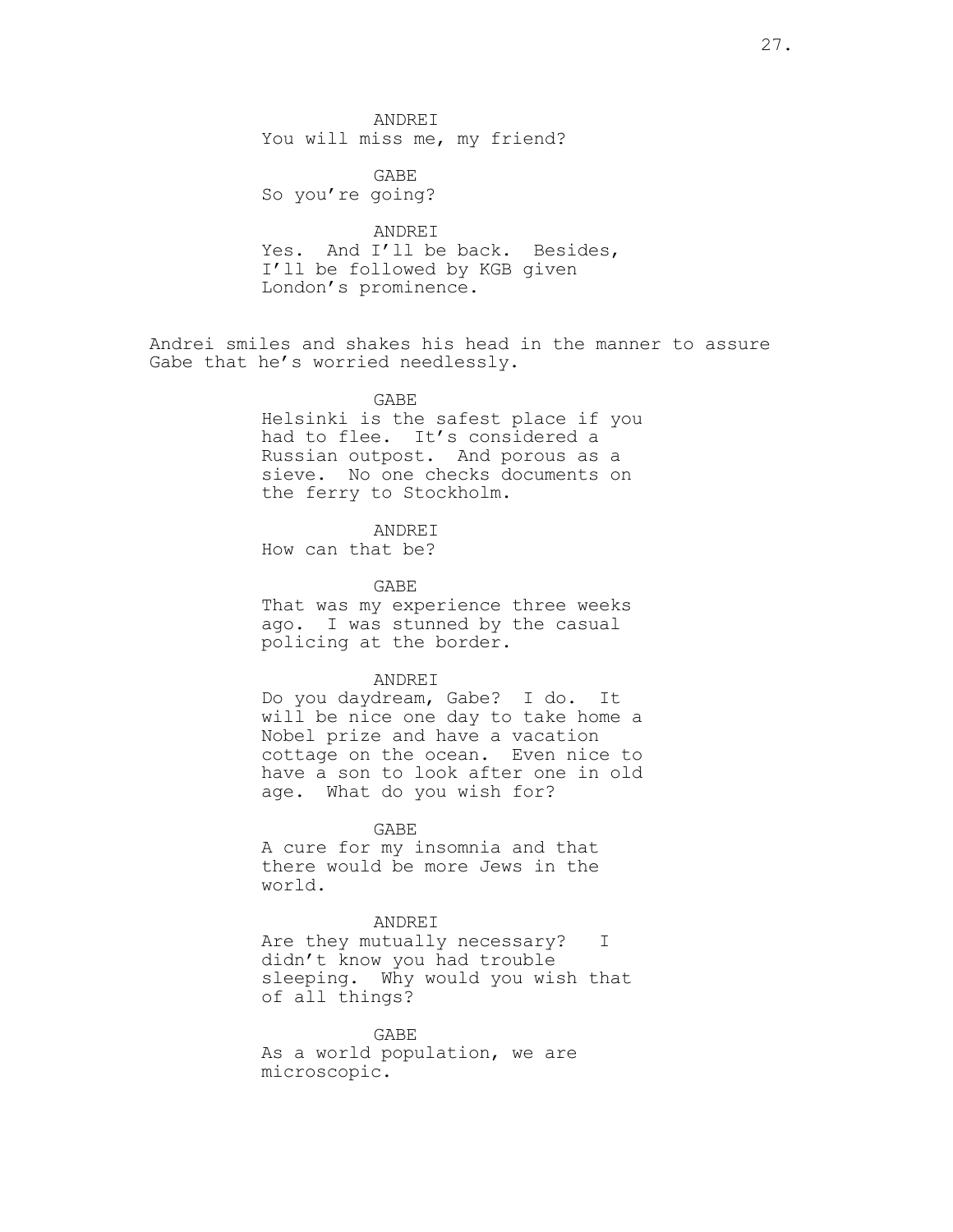ANDREI
You will miss me, my friend?

GABE
So you're going?

ANDREI
Yes. And I'll be back. Besides, I'll be followed by KGB given London's prominence.

Andrei smiles and shakes his head in the manner to assure Gabe that he's worried needlessly.

GABE
Helsinki is the safest place if you had to flee. It's considered a Russian outpost. And porous as a sieve. No one checks documents on the ferry to Stockholm.

ANDREI
How can that be?

GABE
That was my experience three weeks ago. I was stunned by the casual policing at the border.

ANDREI
Do you daydream, Gabe? I do. It will be nice one day to take home a Nobel prize and have a vacation cottage on the ocean. Even nice to have a son to look after one in old age. What do you wish for?

GABE
A cure for my insomnia and that there would be more Jews in the world.

ANDREI
Are they mutually necessary? I didn't know you had trouble sleeping. Why would you wish that of all things?

GABE
As a world population, we are microscopic.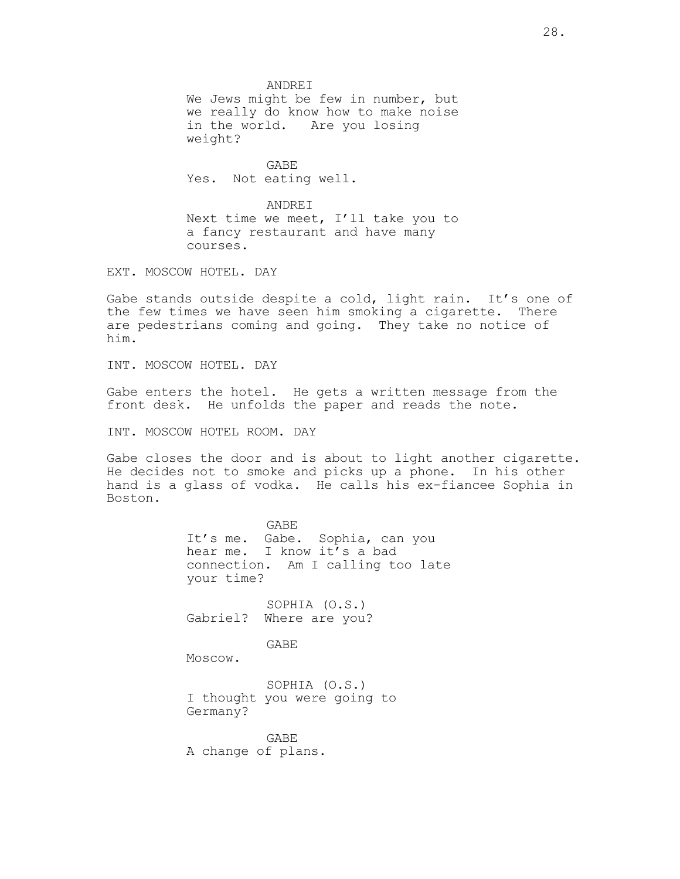ANDREI
We Jews might be few in number, but we really do know how to make noise in the world. Are you losing weight?

GABE
Yes. Not eating well.

ANDREI
Next time we meet, I'll take you to a fancy restaurant and have many courses.

EXT. MOSCOW HOTEL. DAY

Gabe stands outside despite a cold, light rain. It's one of the few times we have seen him smoking a cigarette. There are pedestrians coming and going. They take no notice of him.

INT. MOSCOW HOTEL. DAY

Gabe enters the hotel. He gets a written message from the front desk. He unfolds the paper and reads the note.

INT. MOSCOW HOTEL ROOM. DAY

Gabe closes the door and is about to light another cigarette. He decides not to smoke and picks up a phone. In his other hand is a glass of vodka. He calls his ex-fiancee Sophia in Boston.

GABE
It's me. Gabe. Sophia, can you hear me. I know it's a bad connection. Am I calling too late your time?

SOPHIA (O.S.)
Gabriel? Where are you?

GABE
Moscow.

SOPHIA (O.S.)
I thought you were going to Germany?

GABE
A change of plans.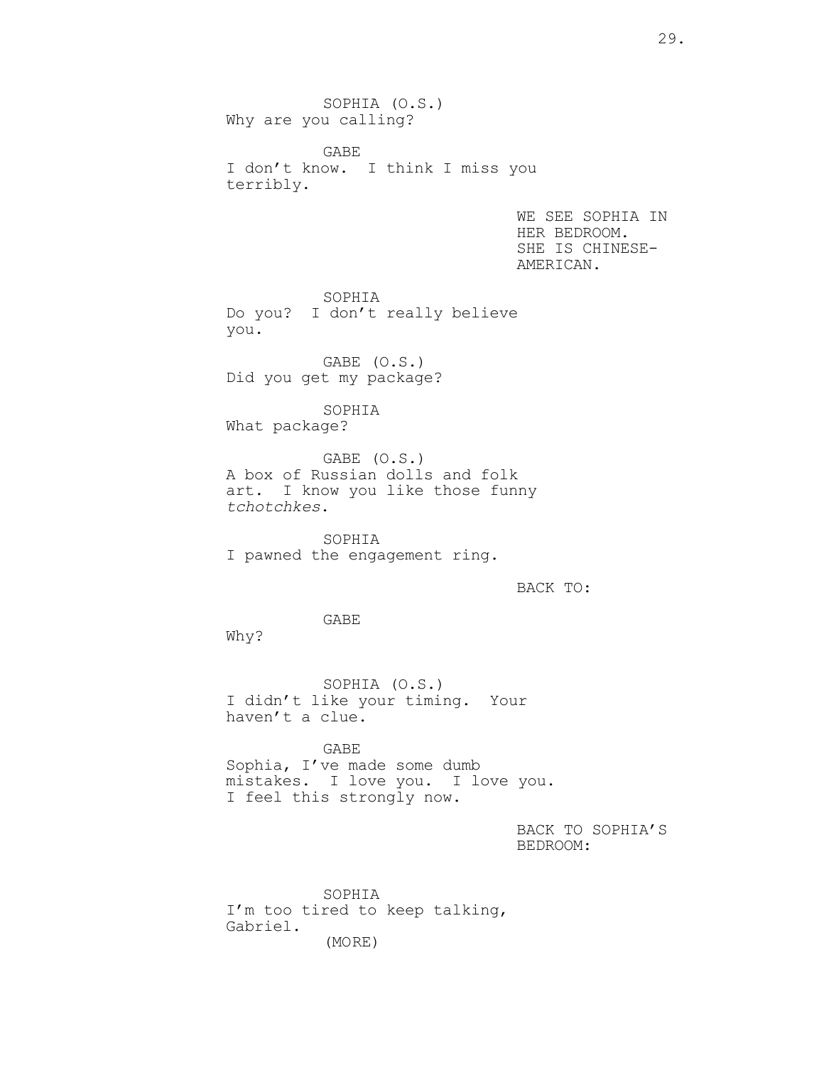SOPHIA (O.S.)
Why are you calling?

GABE
I don't know.  I think I miss you terribly.

WE SEE SOPHIA IN HER BEDROOM. SHE IS CHINESE-AMERICAN.

SOPHIA
Do you?  I don't really believe you.

GABE (O.S.)
Did you get my package?

SOPHIA
What package?

GABE (O.S.)
A box of Russian dolls and folk art.  I know you like those funny *tchotchkes*.

SOPHIA
I pawned the engagement ring.

BACK TO:

GABE
Why?

SOPHIA (O.S.)
I didn't like your timing.  Your haven't a clue.

GABE
Sophia, I've made some dumb mistakes.  I love you.  I love you. I feel this strongly now.

BACK TO SOPHIA'S BEDROOM:

SOPHIA
I'm too tired to keep talking, Gabriel.
(MORE)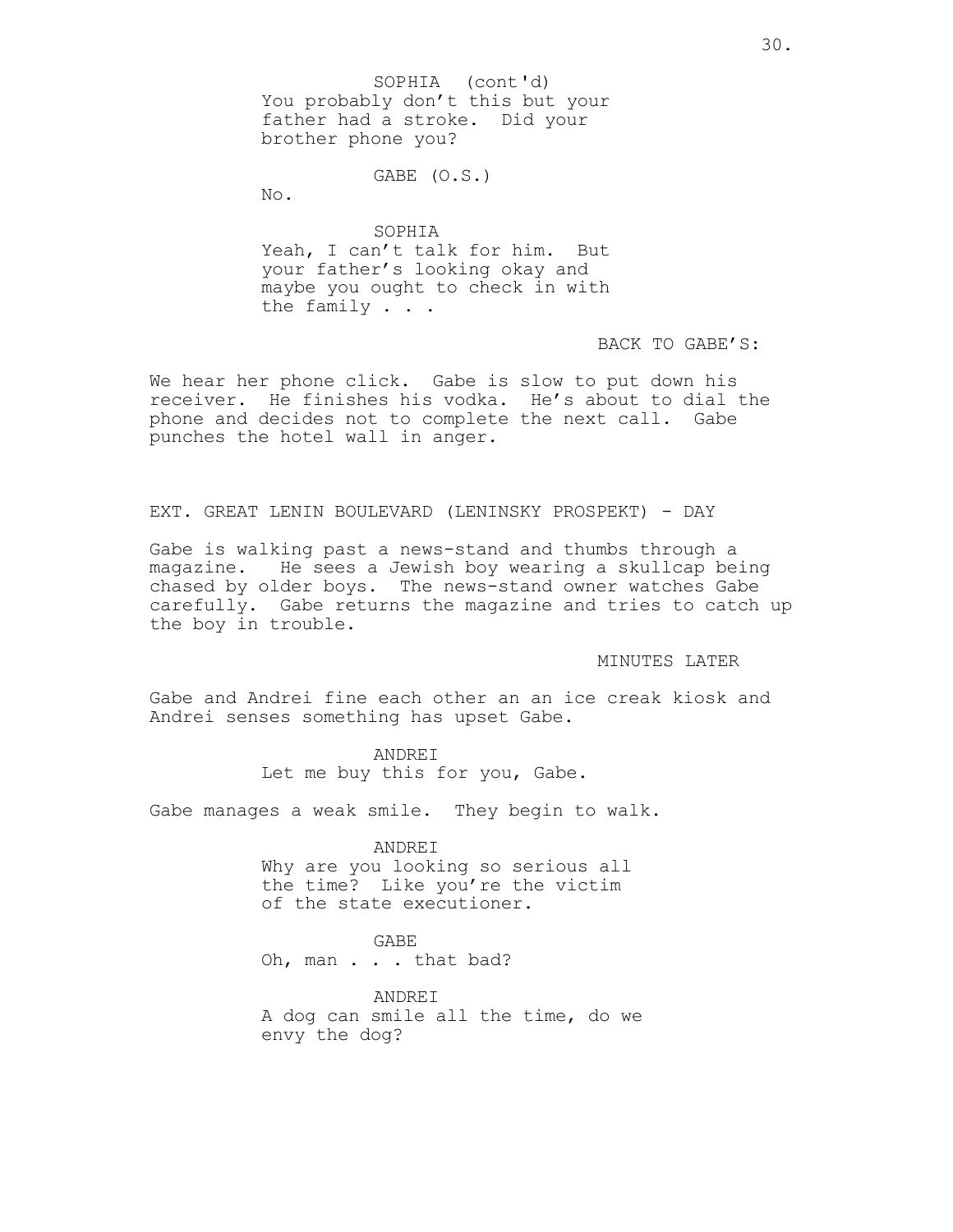SOPHIA (cont'd)
You probably don't this but your father had a stroke. Did your brother phone you?

GABE (O.S.)
No.

SOPHIA
Yeah, I can't talk for him. But your father's looking okay and maybe you ought to check in with the family . . .

BACK TO GABE'S:

We hear her phone click. Gabe is slow to put down his receiver. He finishes his vodka. He's about to dial the phone and decides not to complete the next call. Gabe punches the hotel wall in anger.

EXT. GREAT LENIN BOULEVARD (LENINSKY PROSPEKT) - DAY

Gabe is walking past a news-stand and thumbs through a magazine. He sees a Jewish boy wearing a skullcap being chased by older boys. The news-stand owner watches Gabe carefully. Gabe returns the magazine and tries to catch up the boy in trouble.

MINUTES LATER

Gabe and Andrei fine each other an an ice creak kiosk and Andrei senses something has upset Gabe.

ANDREI
Let me buy this for you, Gabe.

Gabe manages a weak smile. They begin to walk.

ANDREI
Why are you looking so serious all the time? Like you're the victim of the state executioner.

GABE
Oh, man . . . that bad?

ANDREI
A dog can smile all the time, do we envy the dog?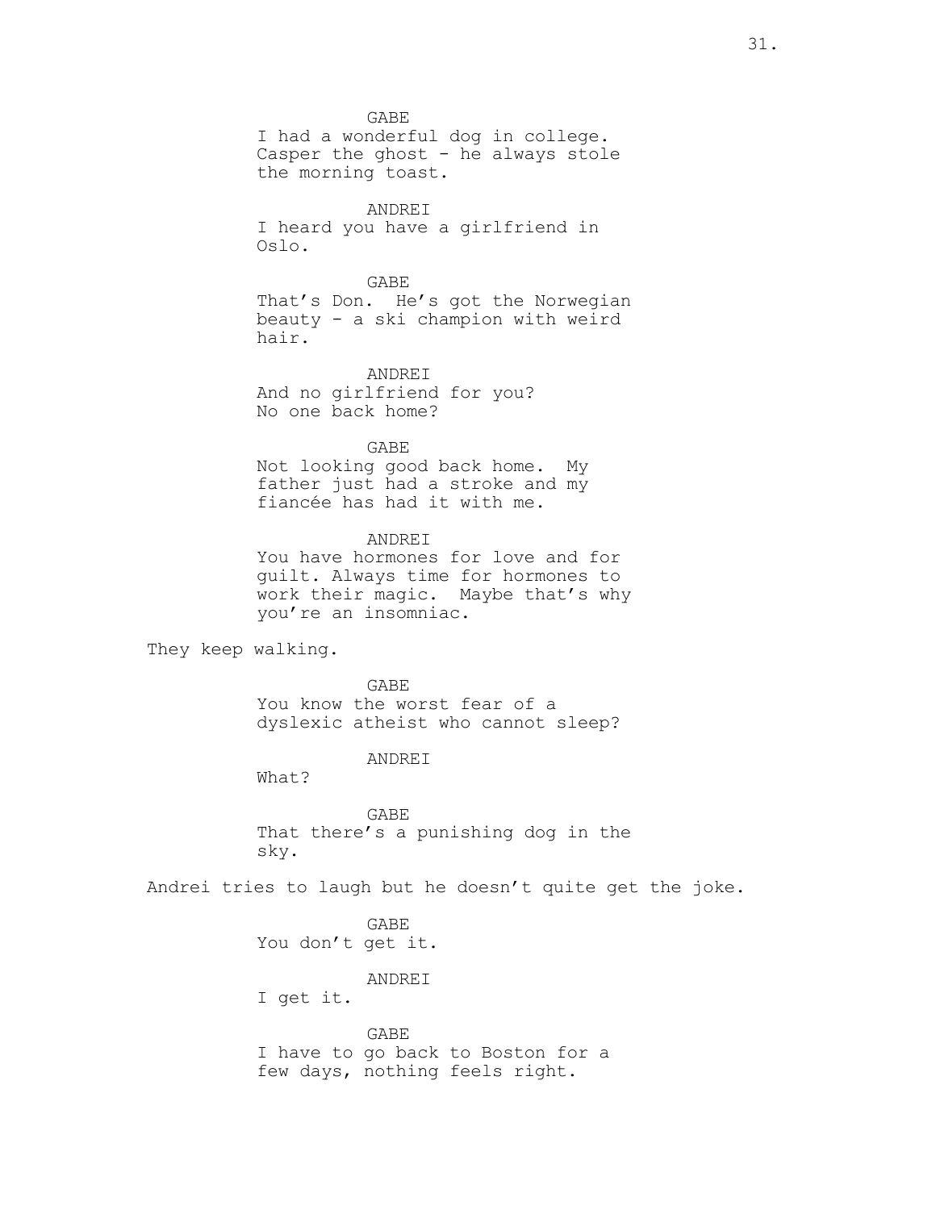GABE
I had a wonderful dog in college. Casper the ghost - he always stole the morning toast.

ANDREI
I heard you have a girlfriend in Oslo.

GABE
That's Don. He's got the Norwegian beauty - a ski champion with weird hair.

ANDREI
And no girlfriend for you? No one back home?

GABE
Not looking good back home. My father just had a stroke and my fiancée has had it with me.

ANDREI
You have hormones for love and for guilt. Always time for hormones to work their magic. Maybe that's why you're an insomniac.

They keep walking.

GABE
You know the worst fear of a dyslexic atheist who cannot sleep?

ANDREI
What?

GABE
That there's a punishing dog in the sky.

Andrei tries to laugh but he doesn't quite get the joke.

GABE
You don't get it.

ANDREI
I get it.

GABE
I have to go back to Boston for a few days, nothing feels right.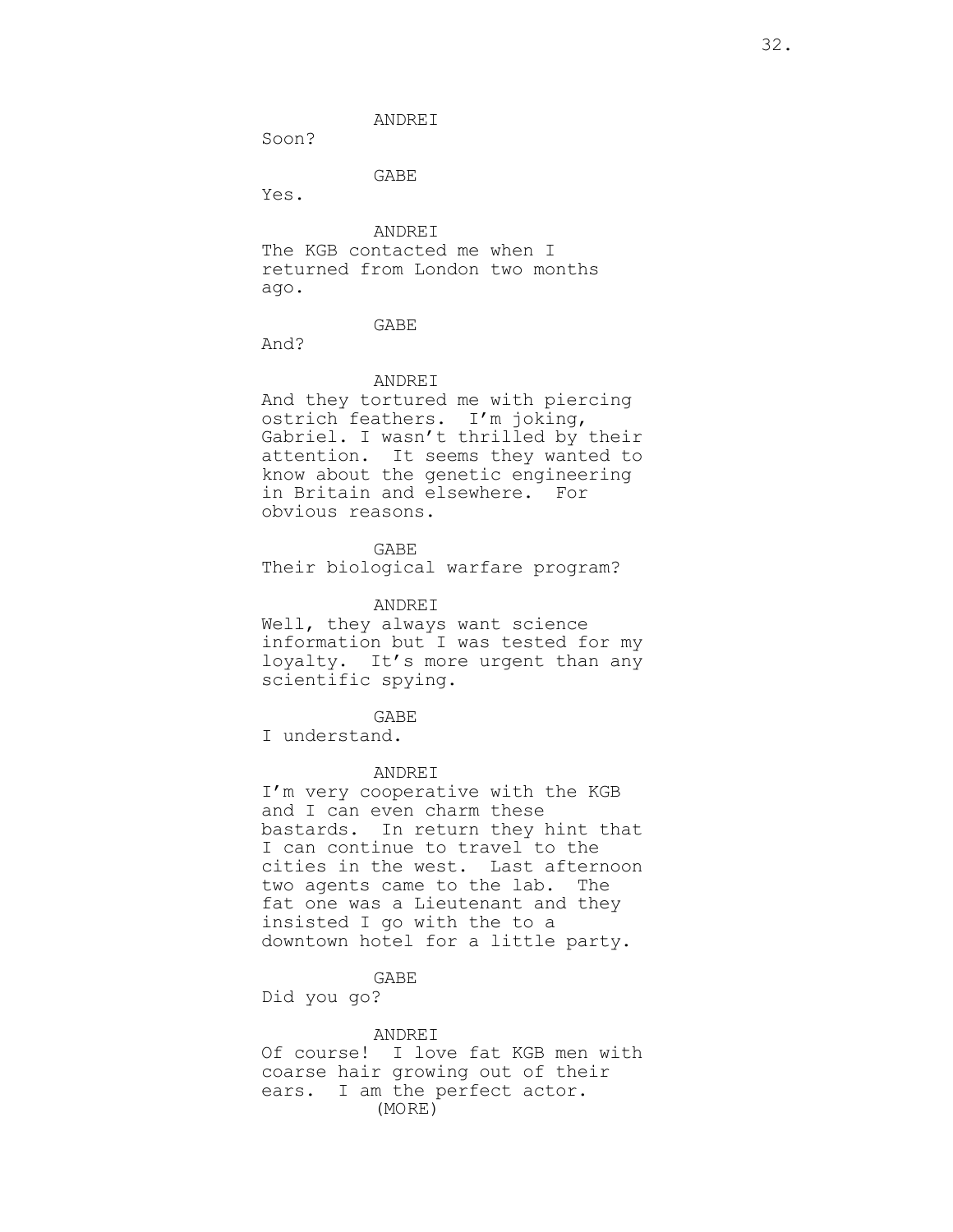ANDREI

Soon?

GABE

Yes.

ANDREI

The KGB contacted me when I returned from London two months ago.

GABE

And?

ANDREI

And they tortured me with piercing ostrich feathers. I'm joking, Gabriel. I wasn't thrilled by their attention. It seems they wanted to know about the genetic engineering in Britain and elsewhere. For obvious reasons.

GABE

Their biological warfare program?

ANDREI

Well, they always want science information but I was tested for my loyalty. It's more urgent than any scientific spying.

GABE

I understand.

ANDREI

I'm very cooperative with the KGB and I can even charm these bastards. In return they hint that I can continue to travel to the cities in the west. Last afternoon two agents came to the lab. The fat one was a Lieutenant and they insisted I go with the to a downtown hotel for a little party.

GABE

Did you go?

ANDREI

Of course! I love fat KGB men with coarse hair growing out of their ears. I am the perfect actor.

(MORE)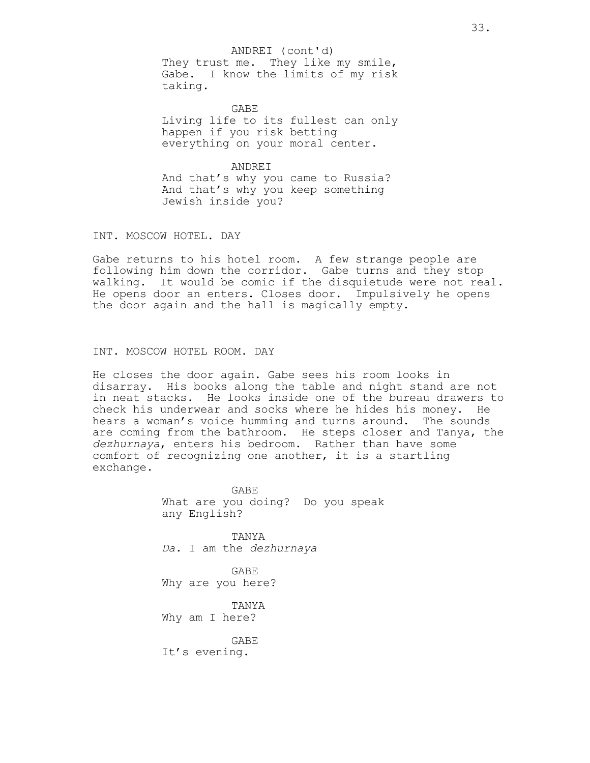ANDREI (cont'd)
They trust me. They like my smile, Gabe. I know the limits of my risk taking.

GABE
Living life to its fullest can only happen if you risk betting everything on your moral center.

ANDREI
And that’s why you came to Russia? And that’s why you keep something Jewish inside you?

INT. MOSCOW HOTEL. DAY

Gabe returns to his hotel room. A few strange people are following him down the corridor. Gabe turns and they stop walking. It would be comic if the disquietude were not real. He opens door an enters. Closes door. Impulsively he opens the door again and the hall is magically empty.

INT. MOSCOW HOTEL ROOM. DAY

He closes the door again. Gabe sees his room looks in disarray. His books along the table and night stand are not in neat stacks. He looks inside one of the bureau drawers to check his underwear and socks where he hides his money. He hears a woman’s voice humming and turns around. The sounds are coming from the bathroom. He steps closer and Tanya, the *dezhurnaya*, enters his bedroom. Rather than have some comfort of recognizing one another, it is a startling exchange.

GABE
What are you doing? Do you speak any English?

TANYA
*Da*. I am the *dezhurnaya*

GABE
Why are you here?

TANYA
Why am I here?

GABE
It’s evening.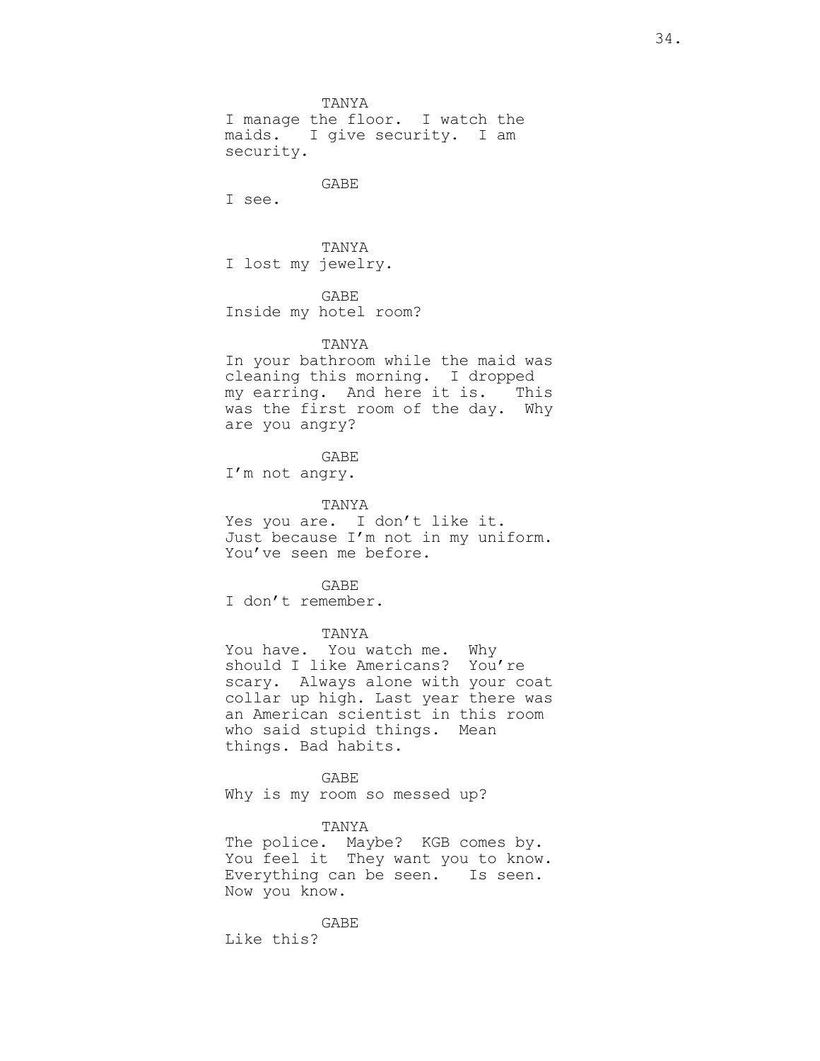TANYA
I manage the floor. I watch the maids. I give security. I am security.

GABE
I see.

TANYA
I lost my jewelry.

GABE
Inside my hotel room?

TANYA
In your bathroom while the maid was cleaning this morning. I dropped my earring. And here it is. This was the first room of the day. Why are you angry?

GABE
I'm not angry.

TANYA
Yes you are. I don't like it. Just because I'm not in my uniform. You've seen me before.

GABE
I don't remember.

TANYA
You have. You watch me. Why should I like Americans? You're scary. Always alone with your coat collar up high. Last year there was an American scientist in this room who said stupid things. Mean things. Bad habits.

GABE
Why is my room so messed up?

TANYA
The police. Maybe? KGB comes by. You feel it They want you to know. Everything can be seen. Is seen. Now you know.

GABE
Like this?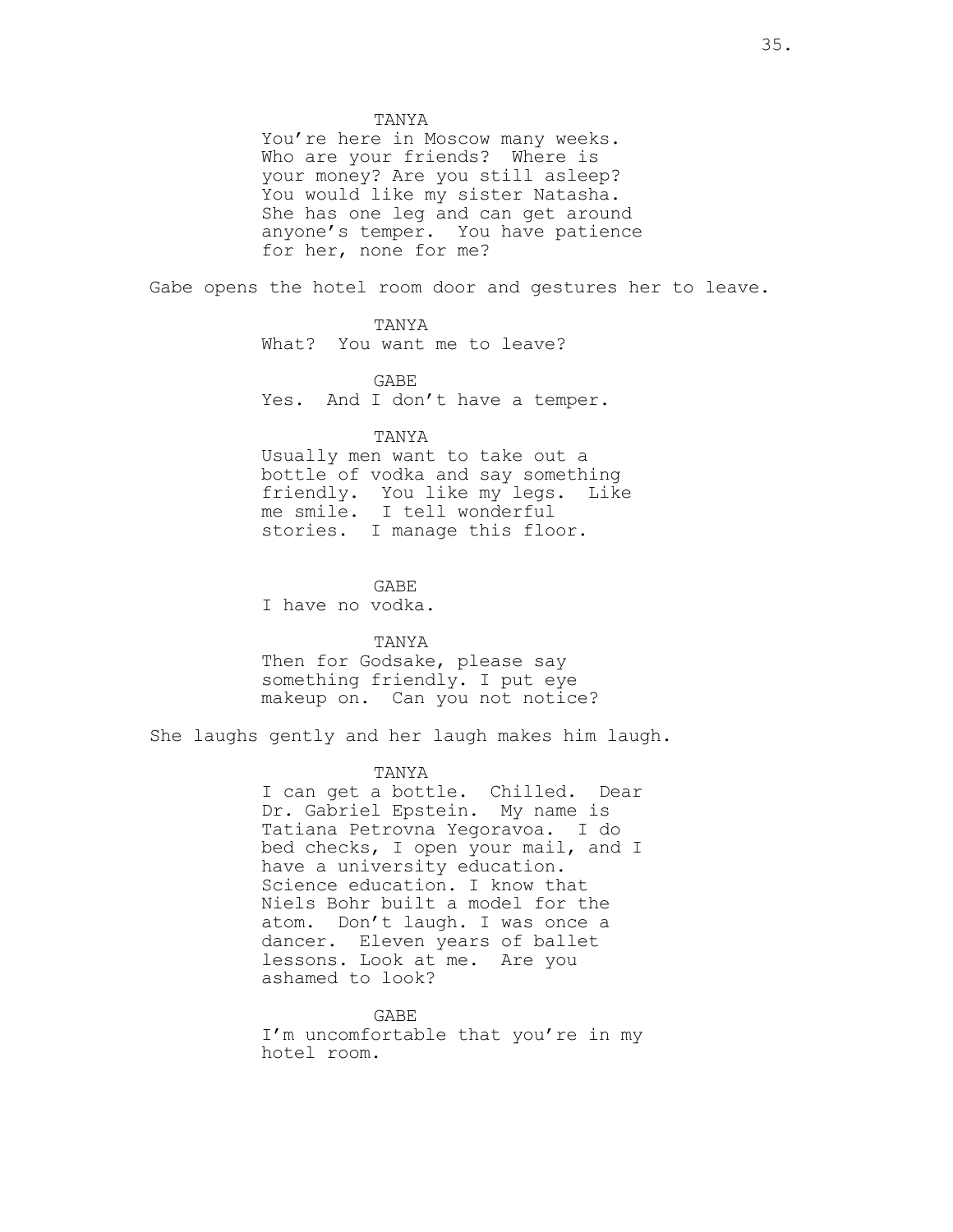TANYA

You're here in Moscow many weeks. Who are your friends? Where is your money? Are you still asleep? You would like my sister Natasha. She has one leg and can get around anyone's temper. You have patience for her, none for me?

Gabe opens the hotel room door and gestures her to leave.

TANYA

What? You want me to leave?

GABE

Yes. And I don't have a temper.

TANYA

Usually men want to take out a bottle of vodka and say something friendly. You like my legs. Like me smile. I tell wonderful stories. I manage this floor.

GABE

I have no vodka.

TANYA

Then for Godsake, please say something friendly. I put eye makeup on. Can you not notice?

She laughs gently and her laugh makes him laugh.

TANYA

I can get a bottle. Chilled. Dear Dr. Gabriel Epstein. My name is Tatiana Petrovna Yegoravoa. I do bed checks, I open your mail, and I have a university education. Science education. I know that Niels Bohr built a model for the atom. Don't laugh. I was once a dancer. Eleven years of ballet lessons. Look at me. Are you ashamed to look?

GABE

I'm uncomfortable that you're in my hotel room.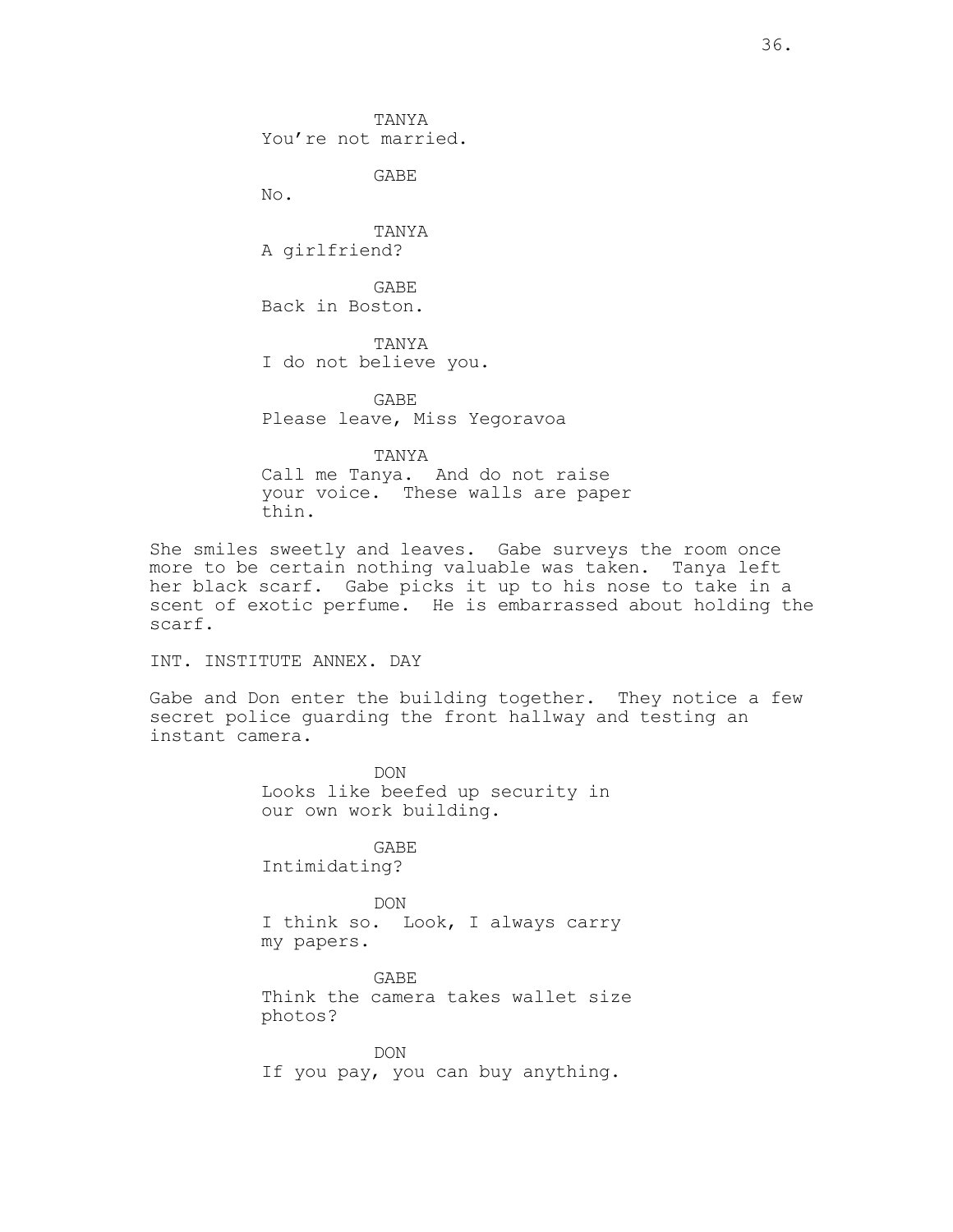TANYA
You're not married.

GABE
No.

TANYA
A girlfriend?

GABE
Back in Boston.

TANYA
I do not believe you.

GABE
Please leave, Miss Yegoravoa

TANYA
Call me Tanya. And do not raise your voice. These walls are paper thin.

She smiles sweetly and leaves. Gabe surveys the room once more to be certain nothing valuable was taken. Tanya left her black scarf. Gabe picks it up to his nose to take in a scent of exotic perfume. He is embarrassed about holding the scarf.

INT. INSTITUTE ANNEX. DAY

Gabe and Don enter the building together. They notice a few secret police guarding the front hallway and testing an instant camera.

DON
Looks like beefed up security in our own work building.

GABE
Intimidating?

DON
I think so. Look, I always carry my papers.

GABE
Think the camera takes wallet size photos?

DON
If you pay, you can buy anything.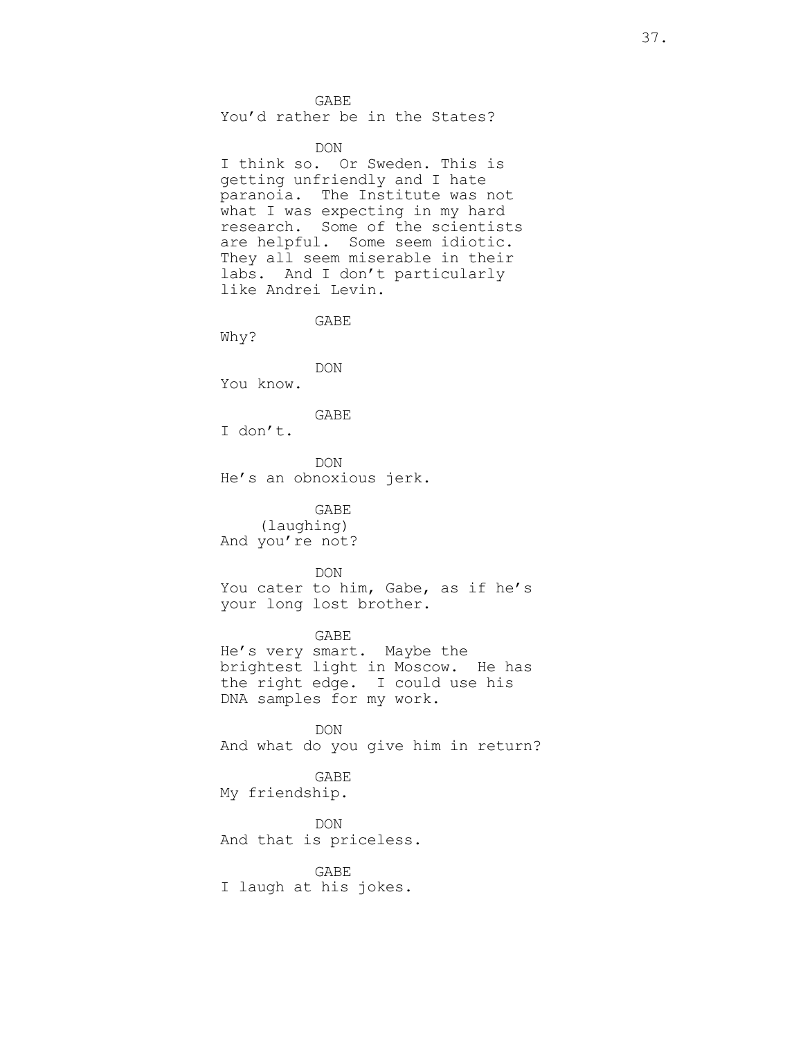GABE
You'd rather be in the States?

DON
I think so. Or Sweden. This is getting unfriendly and I hate paranoia. The Institute was not what I was expecting in my hard research. Some of the scientists are helpful. Some seem idiotic. They all seem miserable in their labs. And I don't particularly like Andrei Levin.

GABE
Why?

DON
You know.

GABE
I don't.

DON
He's an obnoxious jerk.

GABE
(laughing)
And you're not?

DON
You cater to him, Gabe, as if he's your long lost brother.

GABE
He's very smart. Maybe the brightest light in Moscow. He has the right edge. I could use his DNA samples for my work.

DON
And what do you give him in return?

GABE
My friendship.

DON
And that is priceless.

GABE
I laugh at his jokes.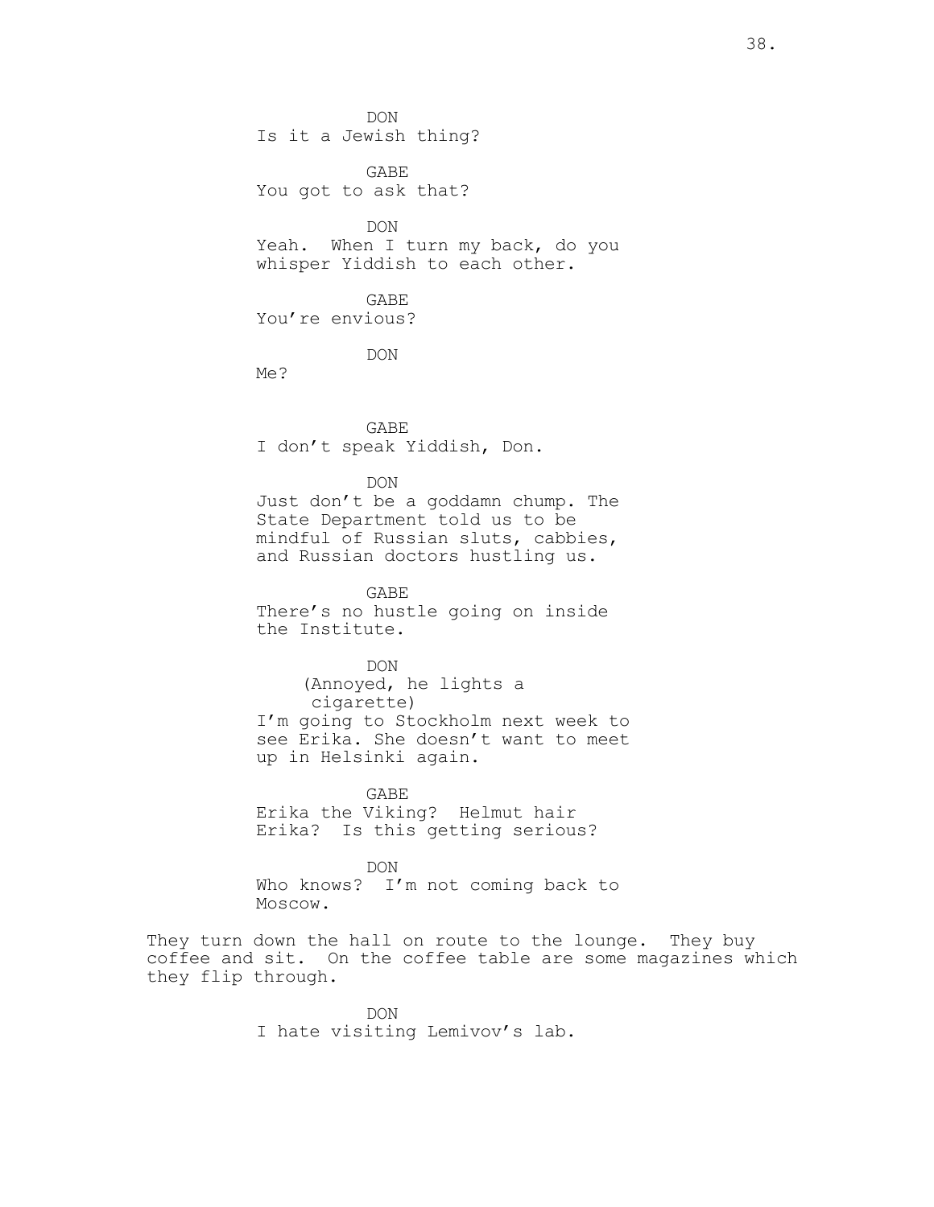DON
Is it a Jewish thing?

GABE
You got to ask that?

DON
Yeah. When I turn my back, do you whisper Yiddish to each other.

GABE
You're envious?

DON
Me?

GABE
I don't speak Yiddish, Don.

DON
Just don't be a goddamn chump. The State Department told us to be mindful of Russian sluts, cabbies, and Russian doctors hustling us.

GABE
There's no hustle going on inside the Institute.

DON
(Annoyed, he lights a cigarette)
I'm going to Stockholm next week to see Erika. She doesn't want to meet up in Helsinki again.

GABE
Erika the Viking? Helmut hair Erika? Is this getting serious?

DON
Who knows? I'm not coming back to Moscow.

They turn down the hall on route to the lounge. They buy coffee and sit. On the coffee table are some magazines which they flip through.

DON
I hate visiting Lemivov's lab.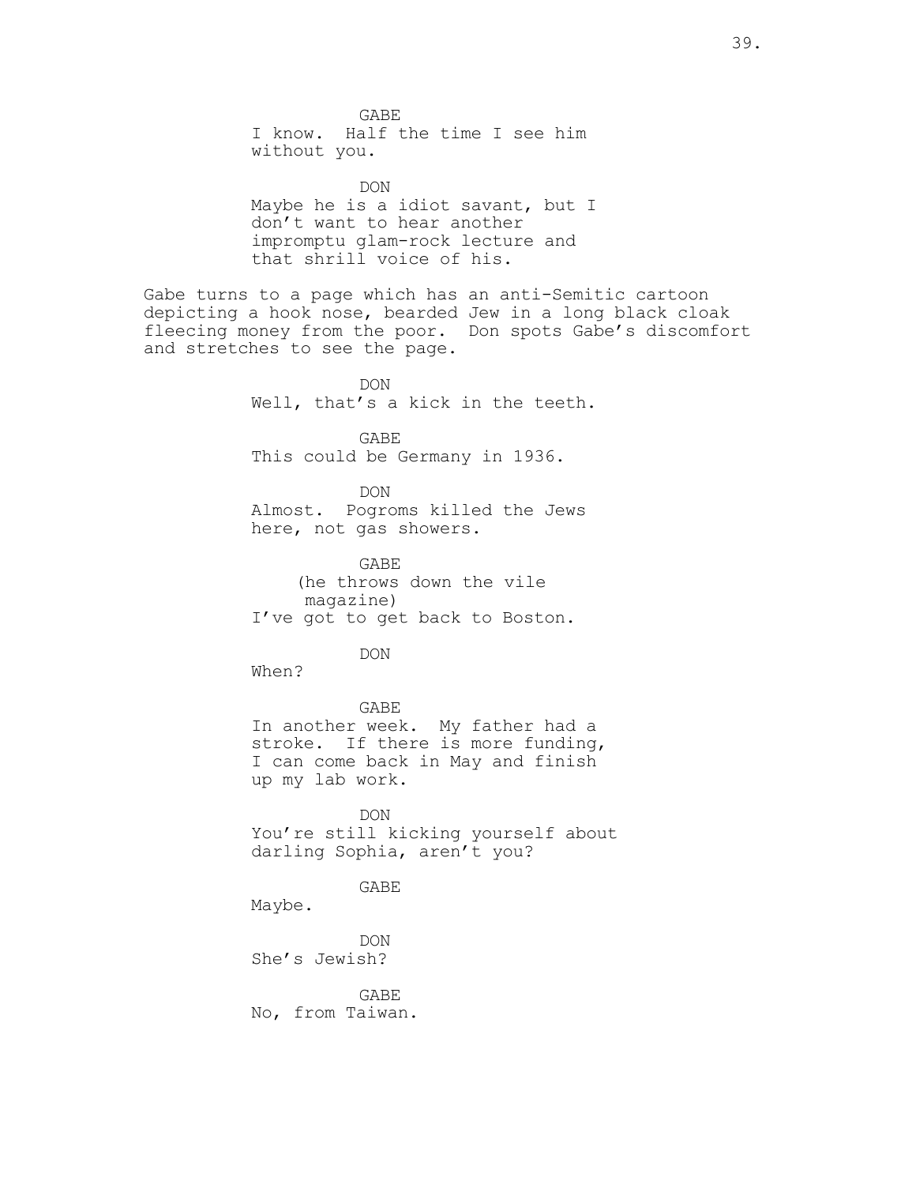GABE
I know. Half the time I see him without you.

DON
Maybe he is a idiot savant, but I don't want to hear another impromptu glam-rock lecture and that shrill voice of his.

Gabe turns to a page which has an anti-Semitic cartoon depicting a hook nose, bearded Jew in a long black cloak fleecing money from the poor. Don spots Gabe's discomfort and stretches to see the page.

DON
Well, that's a kick in the teeth.

GABE
This could be Germany in 1936.

DON
Almost. Pogroms killed the Jews here, not gas showers.

GABE
(he throws down the vile magazine)
I've got to get back to Boston.

DON
When?

GABE
In another week. My father had a stroke. If there is more funding, I can come back in May and finish up my lab work.

DON
You're still kicking yourself about darling Sophia, aren't you?

GABE
Maybe.

DON
She's Jewish?

GABE
No, from Taiwan.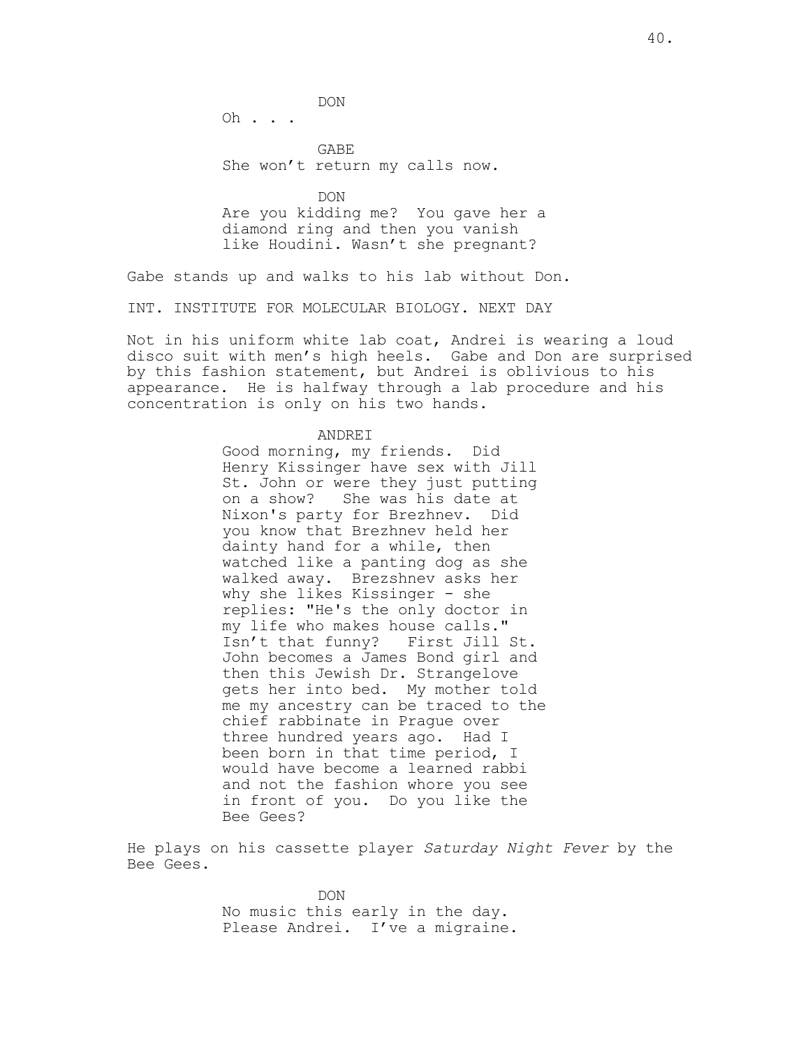DON
Oh . . .

GABE
She won't return my calls now.

DON
Are you kidding me? You gave her a diamond ring and then you vanish like Houdini. Wasn't she pregnant?

Gabe stands up and walks to his lab without Don.

INT. INSTITUTE FOR MOLECULAR BIOLOGY. NEXT DAY

Not in his uniform white lab coat, Andrei is wearing a loud disco suit with men's high heels. Gabe and Don are surprised by this fashion statement, but Andrei is oblivious to his appearance. He is halfway through a lab procedure and his concentration is only on his two hands.

ANDREI
Good morning, my friends. Did Henry Kissinger have sex with Jill St. John or were they just putting on a show? She was his date at Nixon's party for Brezhnev. Did you know that Brezhnev held her dainty hand for a while, then watched like a panting dog as she walked away. Brezshnev asks her why she likes Kissinger - she replies: "He's the only doctor in my life who makes house calls." Isn't that funny? First Jill St. John becomes a James Bond girl and then this Jewish Dr. Strangelove gets her into bed. My mother told me my ancestry can be traced to the chief rabbinate in Prague over three hundred years ago. Had I been born in that time period, I would have become a learned rabbi and not the fashion whore you see in front of you. Do you like the Bee Gees?

He plays on his cassette player *Saturday Night Fever* by the Bee Gees.

DON
No music this early in the day. Please Andrei. I've a migraine.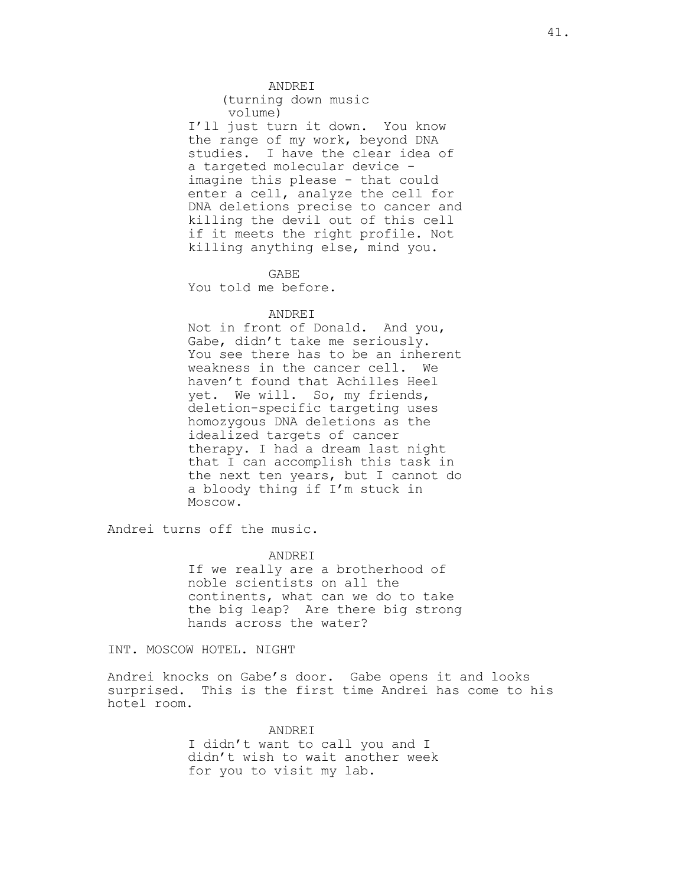ANDREI
(turning down music volume)
I'll just turn it down. You know the range of my work, beyond DNA studies. I have the clear idea of a targeted molecular device - imagine this please - that could enter a cell, analyze the cell for DNA deletions precise to cancer and killing the devil out of this cell if it meets the right profile. Not killing anything else, mind you.

GABE
You told me before.

ANDREI
Not in front of Donald. And you, Gabe, didn't take me seriously. You see there has to be an inherent weakness in the cancer cell. We haven't found that Achilles Heel yet. We will. So, my friends, deletion-specific targeting uses homozygous DNA deletions as the idealized targets of cancer therapy. I had a dream last night that I can accomplish this task in the next ten years, but I cannot do a bloody thing if I'm stuck in Moscow.

Andrei turns off the music.

ANDREI
If we really are a brotherhood of noble scientists on all the continents, what can we do to take the big leap? Are there big strong hands across the water?

INT. MOSCOW HOTEL. NIGHT

Andrei knocks on Gabe's door. Gabe opens it and looks surprised. This is the first time Andrei has come to his hotel room.

ANDREI
I didn't want to call you and I didn't wish to wait another week for you to visit my lab.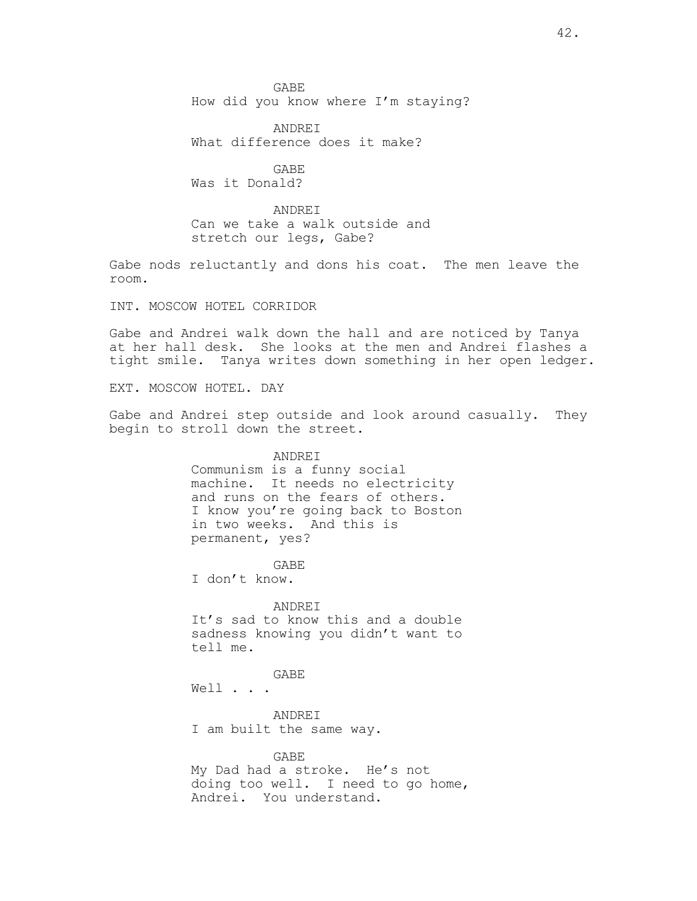GABE
How did you know where I'm staying?

ANDREI
What difference does it make?

GABE
Was it Donald?

ANDREI
Can we take a walk outside and stretch our legs, Gabe?

Gabe nods reluctantly and dons his coat. The men leave the room.

INT. MOSCOW HOTEL CORRIDOR

Gabe and Andrei walk down the hall and are noticed by Tanya at her hall desk. She looks at the men and Andrei flashes a tight smile. Tanya writes down something in her open ledger.

EXT. MOSCOW HOTEL. DAY

Gabe and Andrei step outside and look around casually. They begin to stroll down the street.

ANDREI
Communism is a funny social machine. It needs no electricity and runs on the fears of others. I know you're going back to Boston in two weeks. And this is permanent, yes?

GABE
I don't know.

ANDREI
It's sad to know this and a double sadness knowing you didn't want to tell me.

GABE
Well . . .

ANDREI
I am built the same way.

GABE
My Dad had a stroke. He's not doing too well. I need to go home, Andrei. You understand.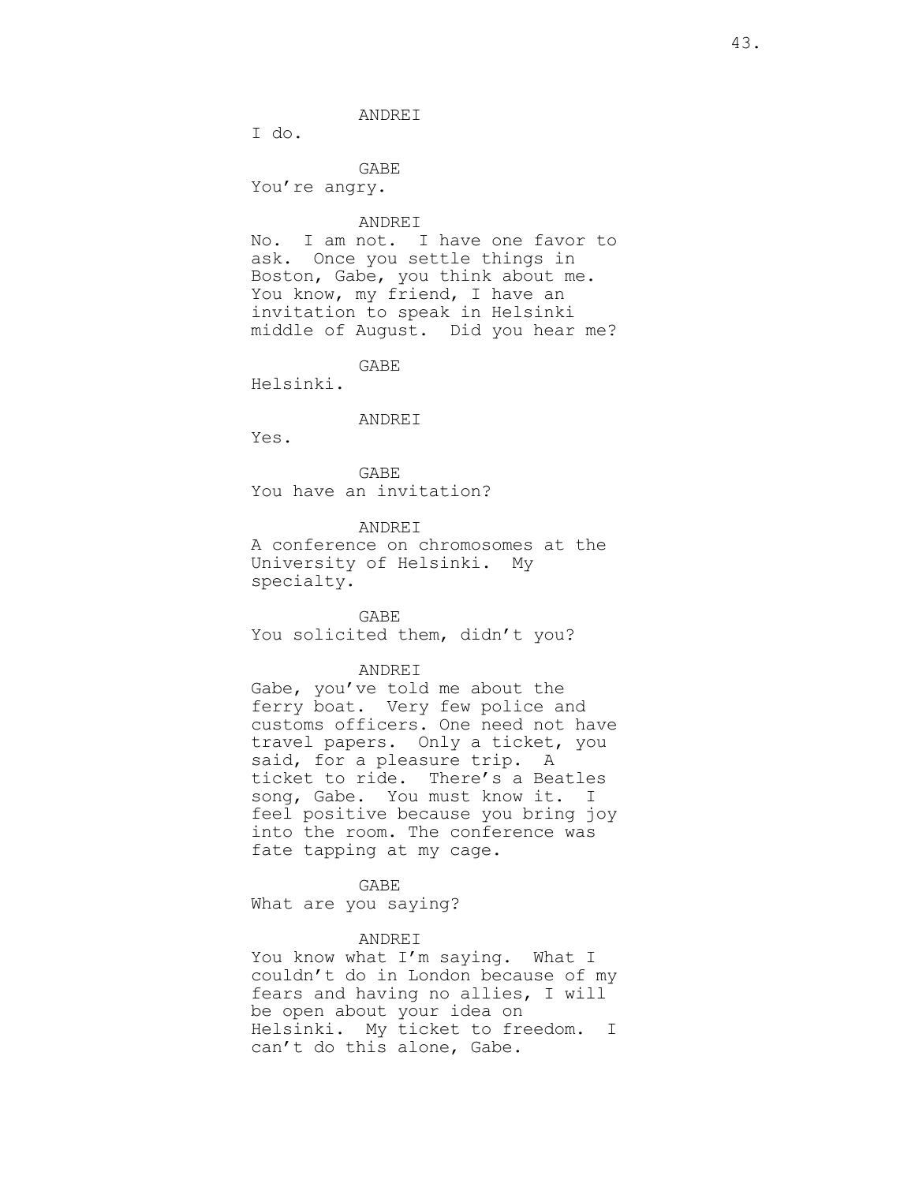ANDREI

I do.

GABE

You're angry.

ANDREI

No. I am not. I have one favor to ask. Once you settle things in Boston, Gabe, you think about me. You know, my friend, I have an invitation to speak in Helsinki middle of August. Did you hear me?

GABE

Helsinki.

ANDREI

Yes.

GABE

You have an invitation?

ANDREI

A conference on chromosomes at the University of Helsinki. My specialty.

GABE

You solicited them, didn't you?

ANDREI

Gabe, you've told me about the ferry boat. Very few police and customs officers. One need not have travel papers. Only a ticket, you said, for a pleasure trip. A ticket to ride. There's a Beatles song, Gabe. You must know it. I feel positive because you bring joy into the room. The conference was fate tapping at my cage.

GABE

What are you saying?

ANDREI

You know what I'm saying. What I couldn't do in London because of my fears and having no allies, I will be open about your idea on Helsinki. My ticket to freedom. I can't do this alone, Gabe.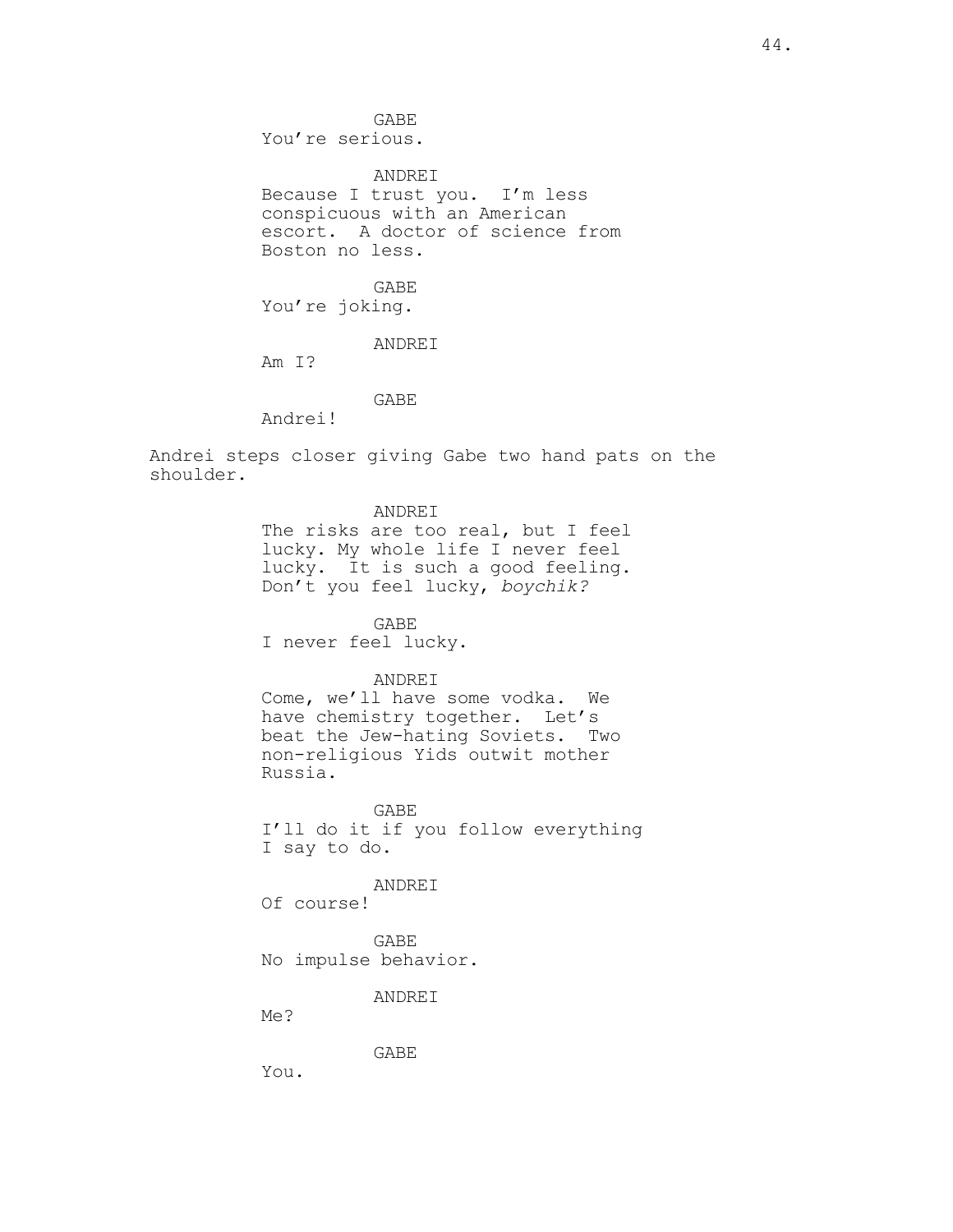GABE
You're serious.

ANDREI
Because I trust you. I'm less conspicuous with an American escort. A doctor of science from Boston no less.

GABE
You're joking.

ANDREI
Am I?

GABE
Andrei!

Andrei steps closer giving Gabe two hand pats on the shoulder.

ANDREI
The risks are too real, but I feel lucky. My whole life I never feel lucky. It is such a good feeling. Don't you feel lucky, *boychik?*

GABE
I never feel lucky.

ANDREI
Come, we'll have some vodka. We have chemistry together. Let's beat the Jew-hating Soviets. Two non-religious Yids outwit mother Russia.

GABE
I'll do it if you follow everything I say to do.

ANDREI
Of course!

GABE
No impulse behavior.

ANDREI
Me?

GABE
You.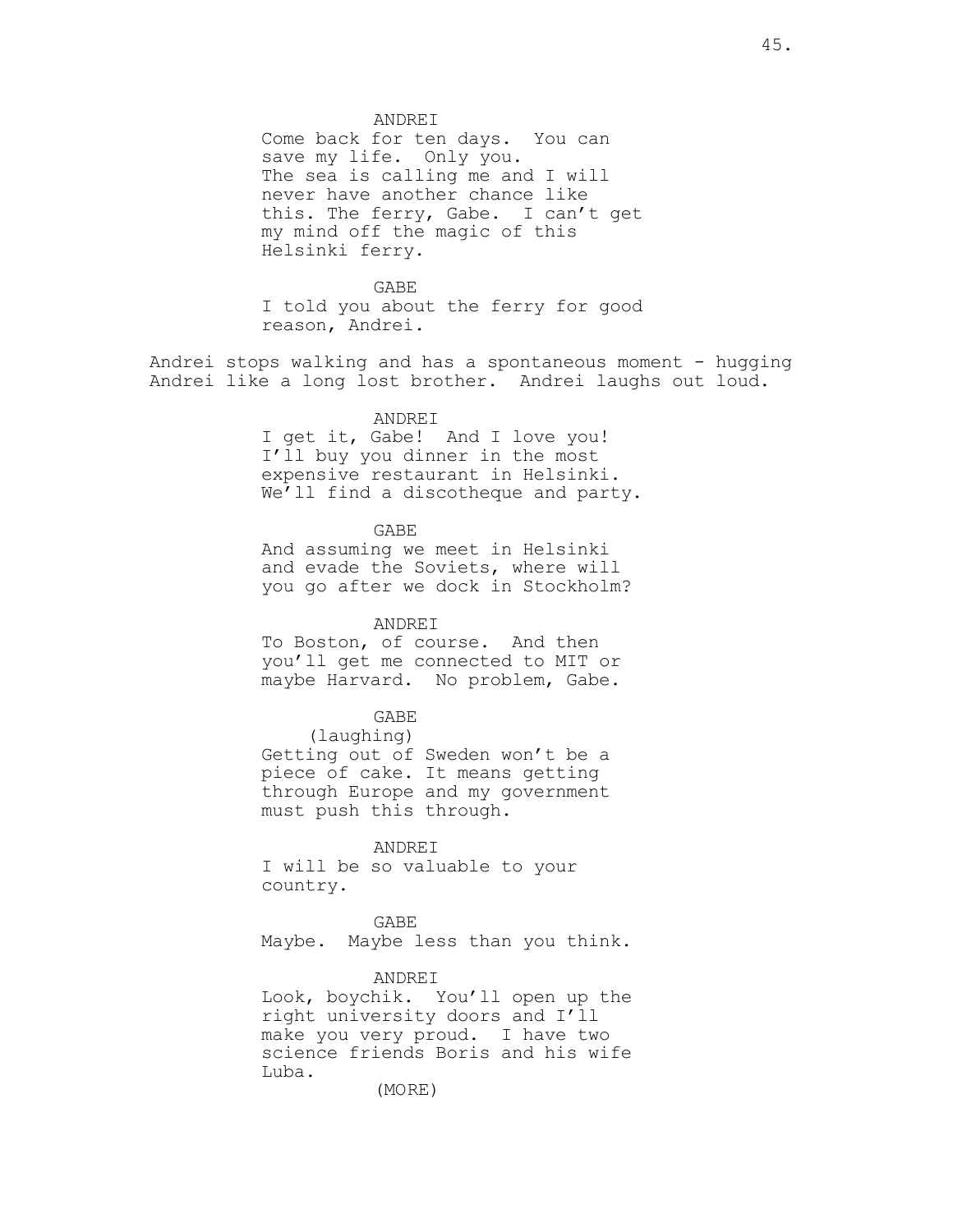ANDREI

Come back for ten days. You can save my life. Only you. The sea is calling me and I will never have another chance like this. The ferry, Gabe. I can't get my mind off the magic of this Helsinki ferry.

GABE

I told you about the ferry for good reason, Andrei.

Andrei stops walking and has a spontaneous moment - hugging Andrei like a long lost brother. Andrei laughs out loud.

ANDREI

I get it, Gabe! And I love you! I'll buy you dinner in the most expensive restaurant in Helsinki. We'll find a discotheque and party.

GABE

And assuming we meet in Helsinki and evade the Soviets, where will you go after we dock in Stockholm?

ANDREI

To Boston, of course. And then you'll get me connected to MIT or maybe Harvard. No problem, Gabe.

GABE

(laughing)

Getting out of Sweden won't be a piece of cake. It means getting through Europe and my government must push this through.

ANDREI

I will be so valuable to your country.

GABE

Maybe. Maybe less than you think.

ANDREI

Look, boychik. You'll open up the right university doors and I'll make you very proud. I have two science friends Boris and his wife Luba.

(MORE)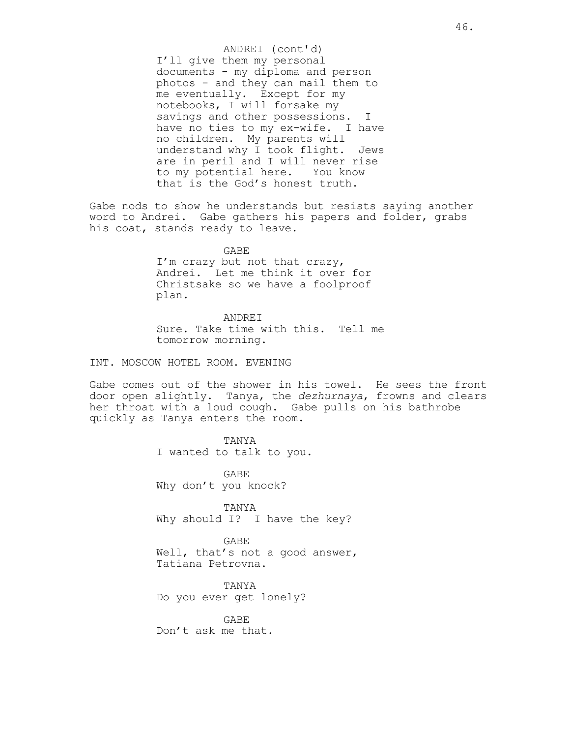ANDREI (cont'd)
I'll give them my personal documents - my diploma and person photos - and they can mail them to me eventually. Except for my notebooks, I will forsake my savings and other possessions. I have no ties to my ex-wife. I have no children. My parents will understand why I took flight. Jews are in peril and I will never rise to my potential here. You know that is the God's honest truth.

Gabe nods to show he understands but resists saying another word to Andrei. Gabe gathers his papers and folder, grabs his coat, stands ready to leave.

GABE
I'm crazy but not that crazy, Andrei. Let me think it over for Christsake so we have a foolproof plan.

ANDREI
Sure. Take time with this. Tell me tomorrow morning.

INT. MOSCOW HOTEL ROOM. EVENING

Gabe comes out of the shower in his towel. He sees the front door open slightly. Tanya, the *dezhurnaya*, frowns and clears her throat with a loud cough. Gabe pulls on his bathrobe quickly as Tanya enters the room.

TANYA
I wanted to talk to you.

GABE
Why don't you knock?

TANYA
Why should I? I have the key?

GABE
Well, that's not a good answer, Tatiana Petrovna.

TANYA
Do you ever get lonely?

GABE
Don't ask me that.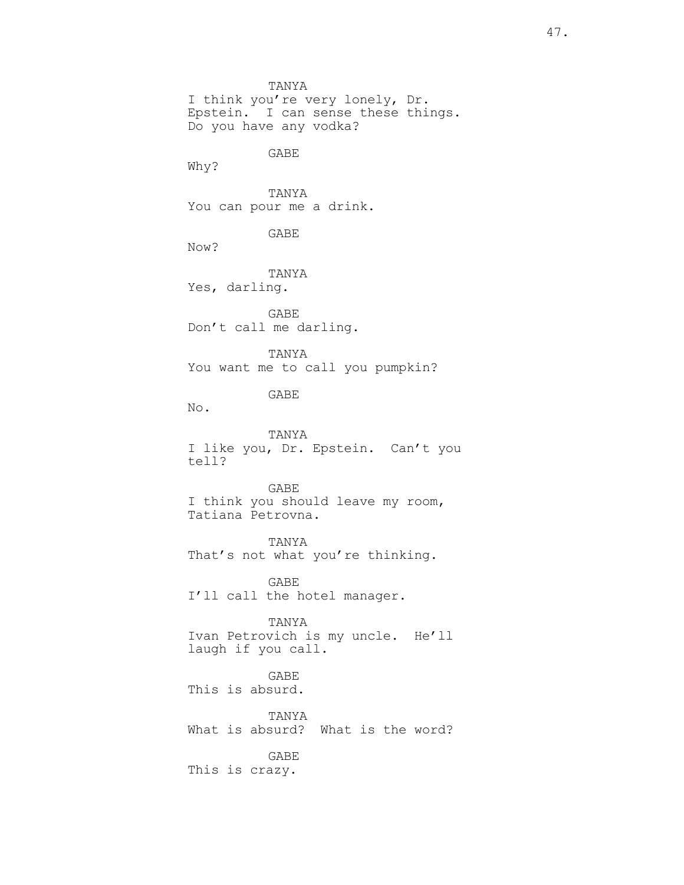TANYA
I think you're very lonely, Dr. Epstein. I can sense these things. Do you have any vodka?

GABE
Why?

TANYA
You can pour me a drink.

GABE
Now?

TANYA
Yes, darling.

GABE
Don't call me darling.

TANYA
You want me to call you pumpkin?

GABE
No.

TANYA
I like you, Dr. Epstein. Can't you tell?

GABE
I think you should leave my room, Tatiana Petrovna.

TANYA
That's not what you're thinking.

GABE
I'll call the hotel manager.

TANYA
Ivan Petrovich is my uncle. He'll laugh if you call.

GABE
This is absurd.

TANYA
What is absurd? What is the word?

GABE
This is crazy.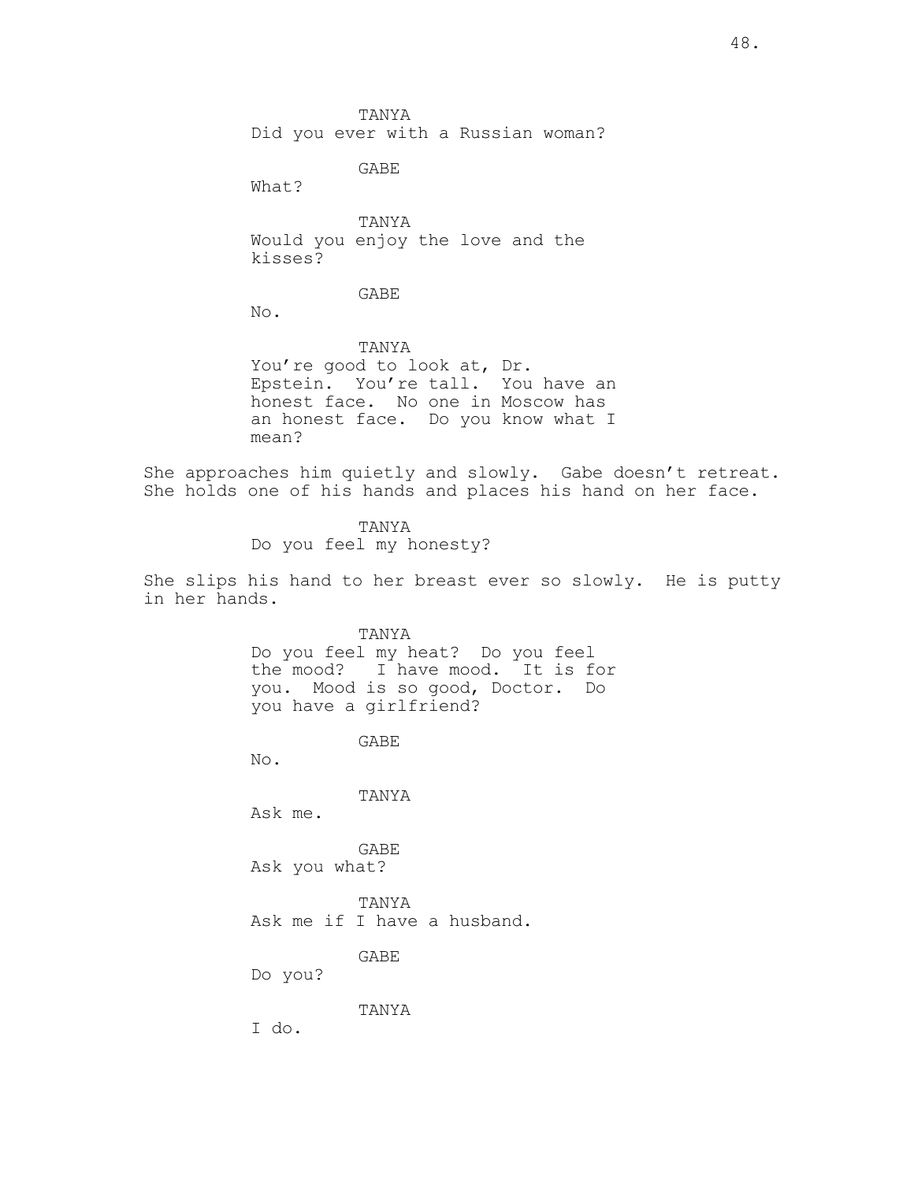TANYA
Did you ever with a Russian woman?

GABE
What?

TANYA
Would you enjoy the love and the kisses?

GABE
No.

TANYA
You're good to look at, Dr. Epstein. You're tall. You have an honest face. No one in Moscow has an honest face. Do you know what I mean?

She approaches him quietly and slowly. Gabe doesn't retreat. She holds one of his hands and places his hand on her face.

TANYA
Do you feel my honesty?

She slips his hand to her breast ever so slowly. He is putty in her hands.

TANYA
Do you feel my heat? Do you feel the mood? I have mood. It is for you. Mood is so good, Doctor. Do you have a girlfriend?

GABE
No.

TANYA
Ask me.

GABE
Ask you what?

TANYA
Ask me if I have a husband.

GABE
Do you?

TANYA
I do.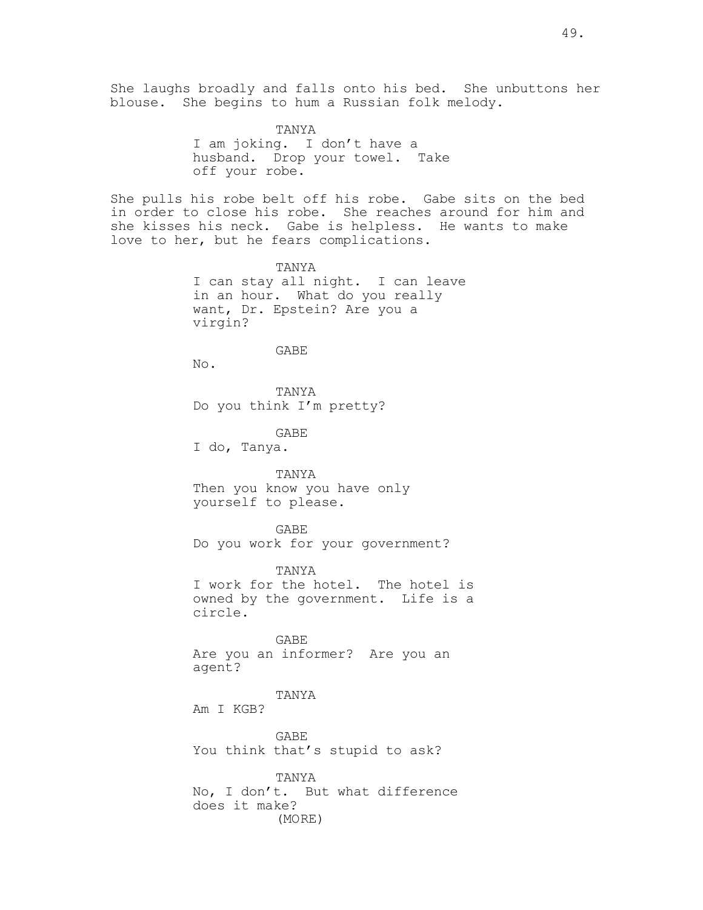She laughs broadly and falls onto his bed. She unbuttons her blouse. She begins to hum a Russian folk melody.

TANYA
I am joking. I don't have a husband. Drop your towel. Take off your robe.

She pulls his robe belt off his robe. Gabe sits on the bed in order to close his robe. She reaches around for him and she kisses his neck. Gabe is helpless. He wants to make love to her, but he fears complications.

TANYA
I can stay all night. I can leave in an hour. What do you really want, Dr. Epstein? Are you a virgin?

GABE
No.

TANYA
Do you think I'm pretty?

GABE
I do, Tanya.

TANYA
Then you know you have only yourself to please.

GABE
Do you work for your government?

TANYA
I work for the hotel. The hotel is owned by the government. Life is a circle.

GABE
Are you an informer? Are you an agent?

TANYA
Am I KGB?

GABE
You think that's stupid to ask?

TANYA
No, I don't. But what difference does it make?
(MORE)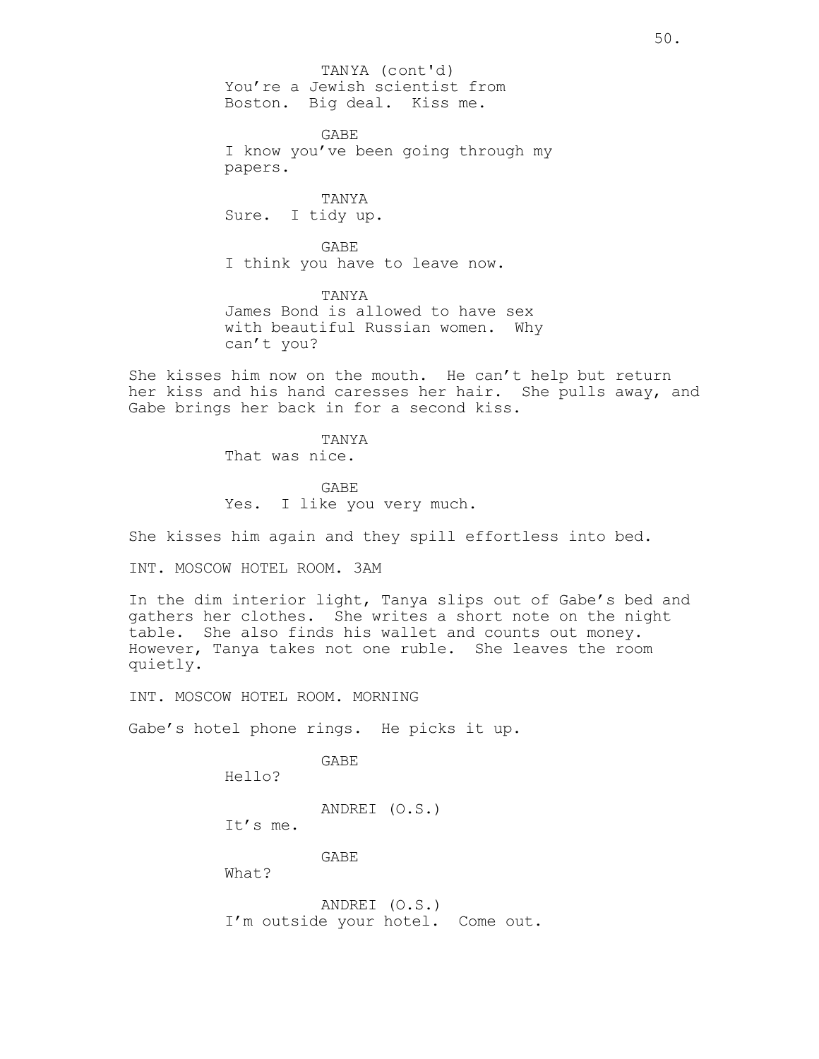TANYA (cont'd)
You’re a Jewish scientist from Boston. Big deal. Kiss me.

GABE
I know you’ve been going through my papers.

TANYA
Sure. I tidy up.

GABE
I think you have to leave now.

TANYA
James Bond is allowed to have sex with beautiful Russian women. Why can’t you?

She kisses him now on the mouth. He can’t help but return her kiss and his hand caresses her hair. She pulls away, and Gabe brings her back in for a second kiss.

TANYA
That was nice.

GABE
Yes. I like you very much.

She kisses him again and they spill effortless into bed.

INT. MOSCOW HOTEL ROOM. 3AM

In the dim interior light, Tanya slips out of Gabe’s bed and gathers her clothes. She writes a short note on the night table. She also finds his wallet and counts out money. However, Tanya takes not one ruble. She leaves the room quietly.

INT. MOSCOW HOTEL ROOM. MORNING

Gabe’s hotel phone rings. He picks it up.

GABE
Hello?

ANDREI (O.S.)
It’s me.

GABE
What?

ANDREI (O.S.)
I’m outside your hotel. Come out.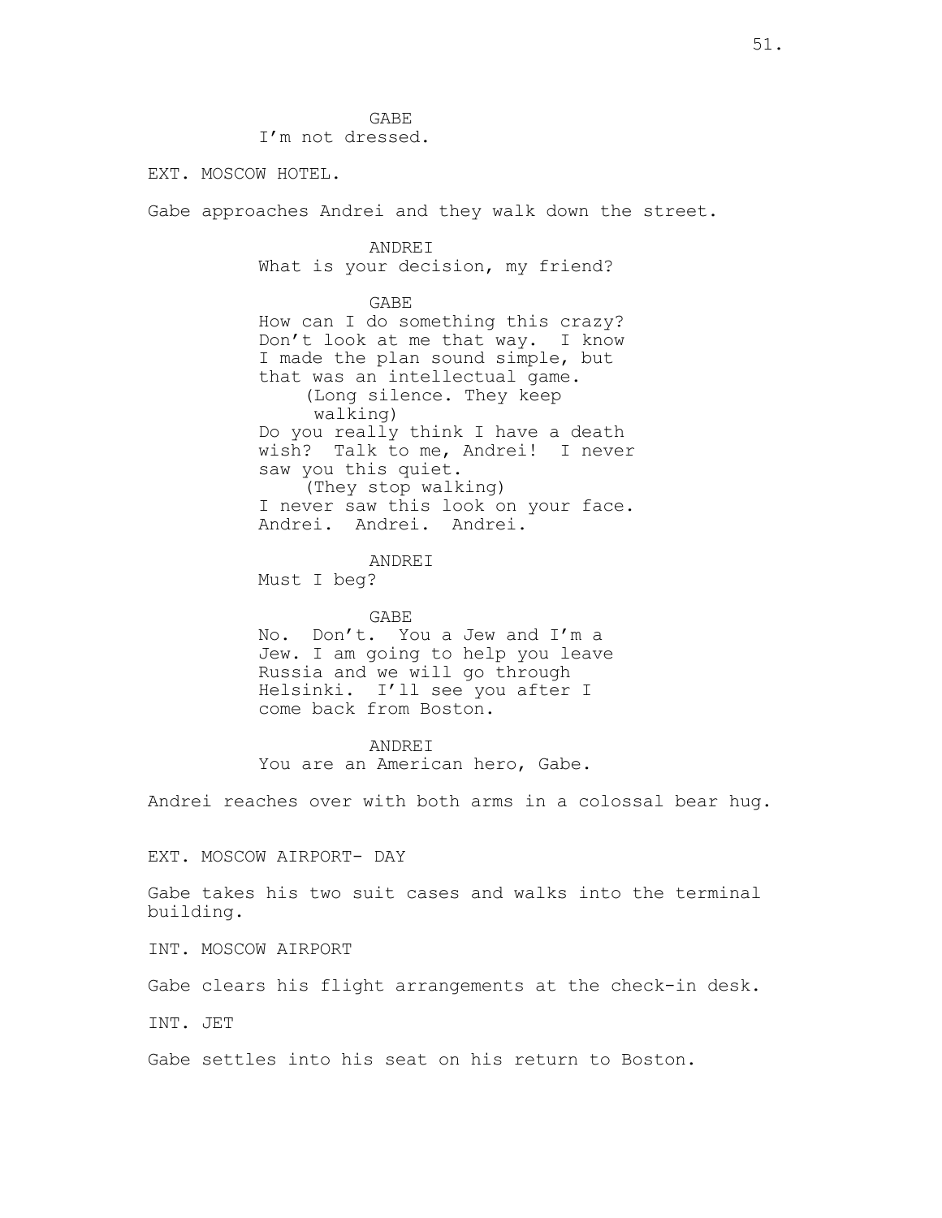GABE
I'm not dressed.

EXT. MOSCOW HOTEL.

Gabe approaches Andrei and they walk down the street.

ANDREI
What is your decision, my friend?

GABE
How can I do something this crazy? Don't look at me that way. I know I made the plan sound simple, but that was an intellectual game.
(Long silence. They keep walking)
Do you really think I have a death wish? Talk to me, Andrei! I never saw you this quiet.
(They stop walking)
I never saw this look on your face. Andrei. Andrei. Andrei.

ANDREI
Must I beg?

GABE
No. Don't. You a Jew and I'm a Jew. I am going to help you leave Russia and we will go through Helsinki. I'll see you after I come back from Boston.

ANDREI
You are an American hero, Gabe.

Andrei reaches over with both arms in a colossal bear hug.

EXT. MOSCOW AIRPORT- DAY

Gabe takes his two suit cases and walks into the terminal building.

INT. MOSCOW AIRPORT

Gabe clears his flight arrangements at the check-in desk.

INT. JET

Gabe settles into his seat on his return to Boston.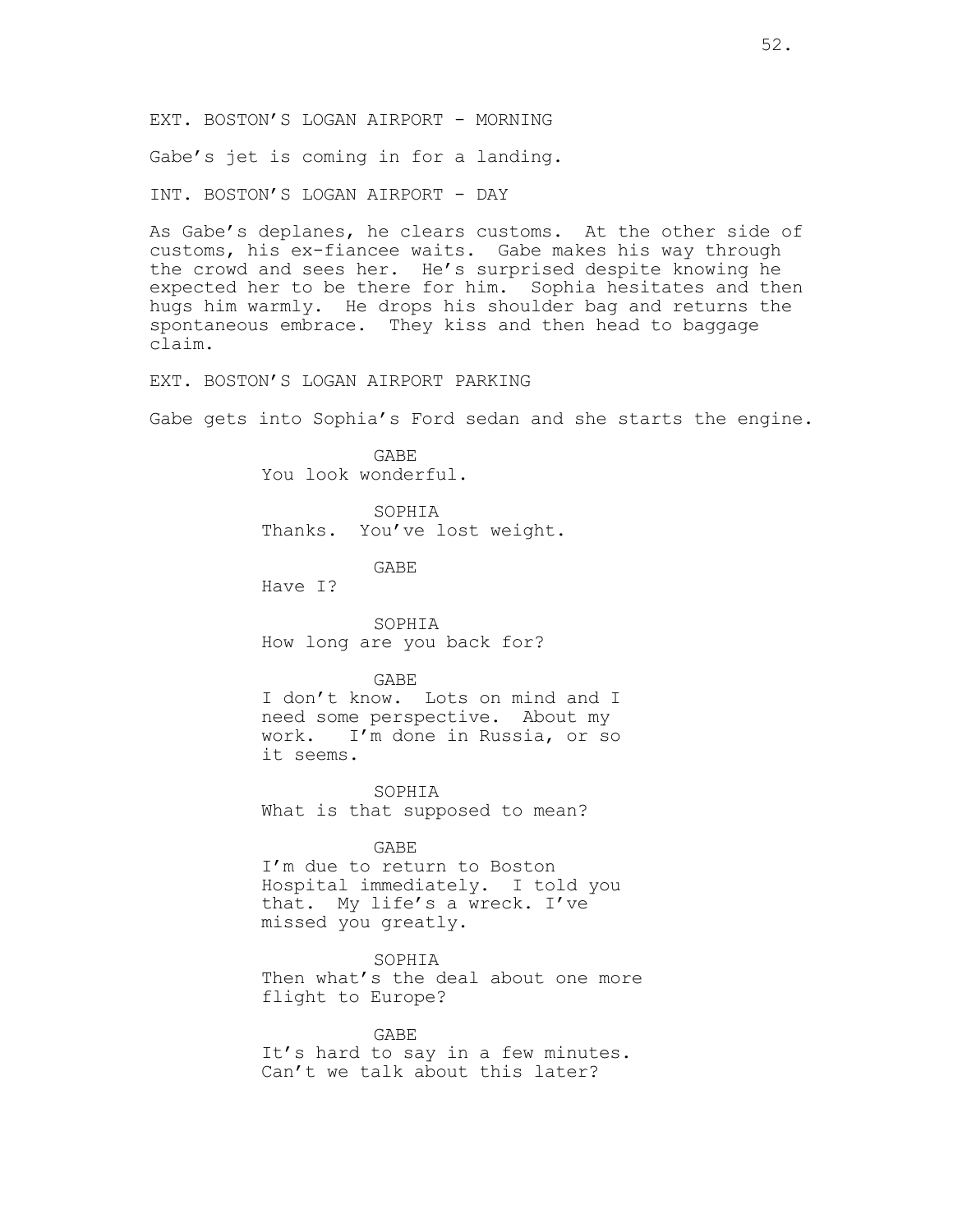EXT. BOSTON'S LOGAN AIRPORT - MORNING

Gabe's jet is coming in for a landing.

INT. BOSTON'S LOGAN AIRPORT - DAY

As Gabe's deplanes, he clears customs. At the other side of customs, his ex-fiancee waits. Gabe makes his way through the crowd and sees her. He's surprised despite knowing he expected her to be there for him. Sophia hesitates and then hugs him warmly. He drops his shoulder bag and returns the spontaneous embrace. They kiss and then head to baggage claim.

EXT. BOSTON'S LOGAN AIRPORT PARKING

Gabe gets into Sophia's Ford sedan and she starts the engine.

GABE
You look wonderful.

SOPHIA
Thanks. You've lost weight.

GABE
Have I?

SOPHIA
How long are you back for?

GABE
I don't know. Lots on mind and I need some perspective. About my work. I'm done in Russia, or so it seems.

SOPHIA
What is that supposed to mean?

GABE
I'm due to return to Boston Hospital immediately. I told you that. My life's a wreck. I've missed you greatly.

SOPHIA
Then what's the deal about one more flight to Europe?

GABE
It's hard to say in a few minutes. Can't we talk about this later?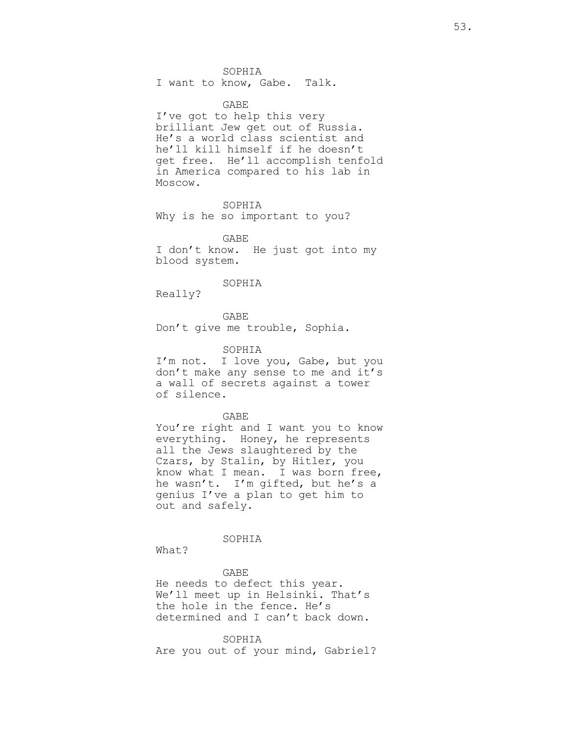SOPHIA
I want to know, Gabe. Talk.

GABE
I've got to help this very brilliant Jew get out of Russia. He's a world class scientist and he'll kill himself if he doesn't get free. He'll accomplish tenfold in America compared to his lab in Moscow.

SOPHIA
Why is he so important to you?

GABE
I don't know. He just got into my blood system.

SOPHIA
Really?

GABE
Don't give me trouble, Sophia.

SOPHIA
I'm not. I love you, Gabe, but you don't make any sense to me and it's a wall of secrets against a tower of silence.

GABE
You're right and I want you to know everything. Honey, he represents all the Jews slaughtered by the Czars, by Stalin, by Hitler, you know what I mean. I was born free, he wasn't. I'm gifted, but he's a genius I've a plan to get him to out and safely.

SOPHIA
What?

GABE
He needs to defect this year. We'll meet up in Helsinki. That's the hole in the fence. He's determined and I can't back down.

SOPHIA
Are you out of your mind, Gabriel?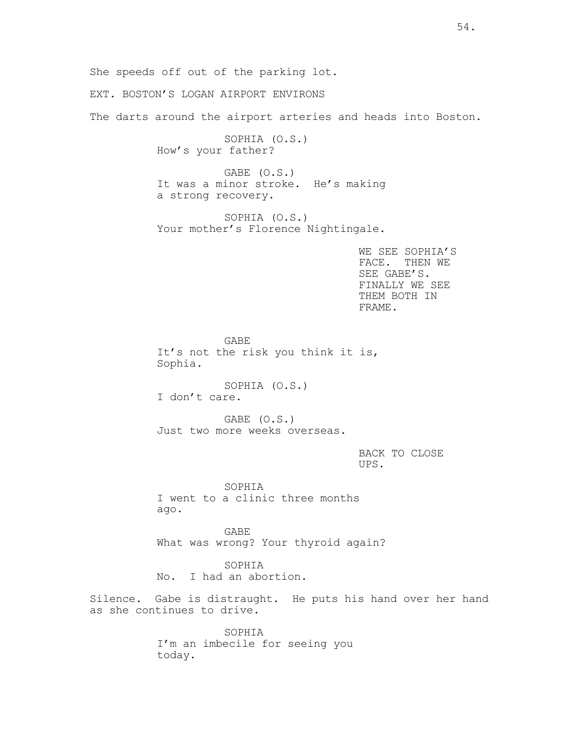She speeds off out of the parking lot.

EXT. BOSTON'S LOGAN AIRPORT ENVIRONS

The darts around the airport arteries and heads into Boston.

SOPHIA (O.S.)
How's your father?

GABE (O.S.)
It was a minor stroke. He's making a strong recovery.

SOPHIA (O.S.)
Your mother's Florence Nightingale.

WE SEE SOPHIA'S FACE. THEN WE SEE GABE'S. FINALLY WE SEE THEM BOTH IN FRAME.

GABE
It's not the risk you think it is, Sophia.

SOPHIA (O.S.)
I don't care.

GABE (O.S.)
Just two more weeks overseas.

BACK TO CLOSE UPS.

SOPHIA
I went to a clinic three months ago.

GABE
What was wrong? Your thyroid again?

SOPHIA
No. I had an abortion.

Silence. Gabe is distraught. He puts his hand over her hand as she continues to drive.

SOPHIA
I'm an imbecile for seeing you today.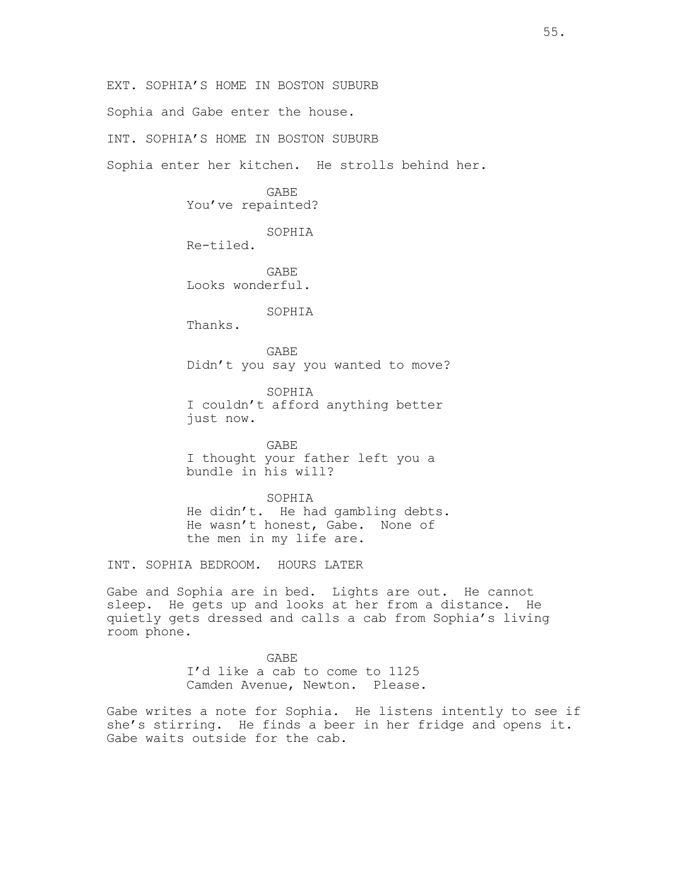EXT. SOPHIA'S HOME IN BOSTON SUBURB

Sophia and Gabe enter the house.

INT. SOPHIA'S HOME IN BOSTON SUBURB

Sophia enter her kitchen. He strolls behind her.

GABE
You've repainted?

SOPHIA
Re-tiled.

GABE
Looks wonderful.

SOPHIA
Thanks.

GABE
Didn't you say you wanted to move?

SOPHIA
I couldn't afford anything better just now.

GABE
I thought your father left you a bundle in his will?

SOPHIA
He didn't. He had gambling debts. He wasn't honest, Gabe. None of the men in my life are.

INT. SOPHIA BEDROOM. HOURS LATER

Gabe and Sophia are in bed. Lights are out. He cannot sleep. He gets up and looks at her from a distance. He quietly gets dressed and calls a cab from Sophia's living room phone.

GABE
I'd like a cab to come to 1125 Camden Avenue, Newton. Please.

Gabe writes a note for Sophia. He listens intently to see if she's stirring. He finds a beer in her fridge and opens it. Gabe waits outside for the cab.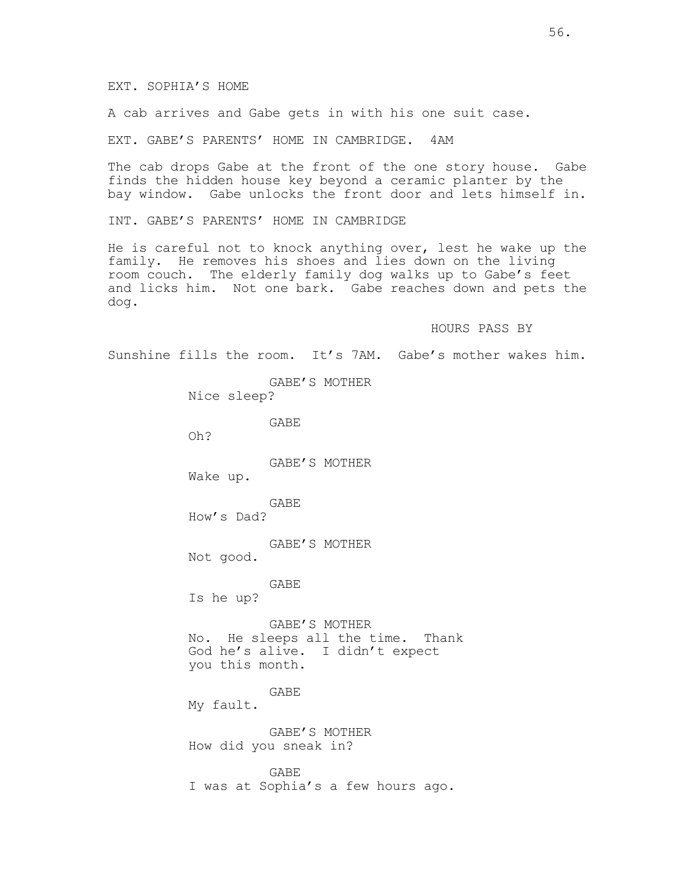EXT. SOPHIA'S HOME

A cab arrives and Gabe gets in with his one suit case.

EXT. GABE'S PARENTS' HOME IN CAMBRIDGE. 4AM

The cab drops Gabe at the front of the one story house. Gabe finds the hidden house key beyond a ceramic planter by the bay window. Gabe unlocks the front door and lets himself in.

INT. GABE'S PARENTS' HOME IN CAMBRIDGE

He is careful not to knock anything over, lest he wake up the family. He removes his shoes and lies down on the living room couch. The elderly family dog walks up to Gabe's feet and licks him. Not one bark. Gabe reaches down and pets the dog.

HOURS PASS BY

Sunshine fills the room. It's 7AM. Gabe's mother wakes him.

GABE'S MOTHER
Nice sleep?

GABE
Oh?

GABE'S MOTHER
Wake up.

GABE
How's Dad?

GABE'S MOTHER
Not good.

GABE
Is he up?

GABE'S MOTHER
No. He sleeps all the time. Thank God he's alive. I didn't expect you this month.

GABE
My fault.

GABE'S MOTHER
How did you sneak in?

GABE
I was at Sophia's a few hours ago.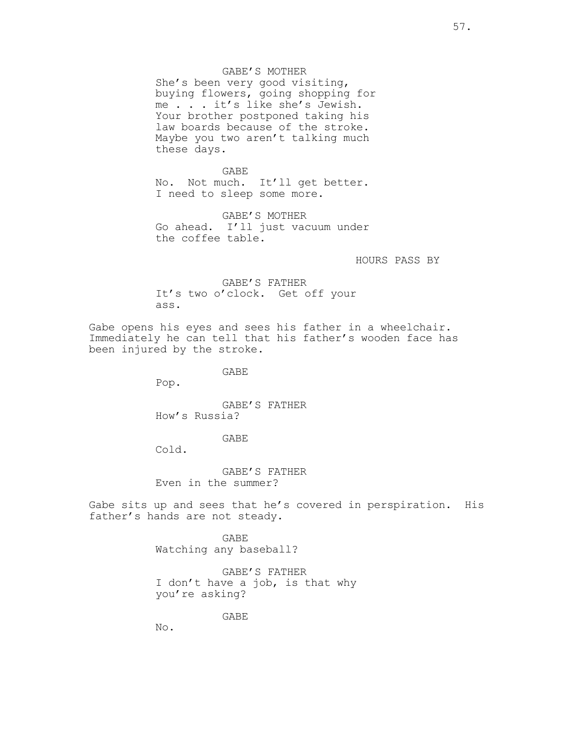GABE'S MOTHER
She's been very good visiting, buying flowers, going shopping for me . . . it's like she's Jewish. Your brother postponed taking his law boards because of the stroke. Maybe you two aren't talking much these days.

GABE
No. Not much. It'll get better. I need to sleep some more.

GABE'S MOTHER
Go ahead. I'll just vacuum under the coffee table.

HOURS PASS BY

GABE'S FATHER
It's two o'clock. Get off your ass.

Gabe opens his eyes and sees his father in a wheelchair. Immediately he can tell that his father's wooden face has been injured by the stroke.

GABE
Pop.

GABE'S FATHER
How's Russia?

GABE
Cold.

GABE'S FATHER
Even in the summer?

Gabe sits up and sees that he's covered in perspiration. His father's hands are not steady.

GABE
Watching any baseball?

GABE'S FATHER
I don't have a job, is that why you're asking?

GABE
No.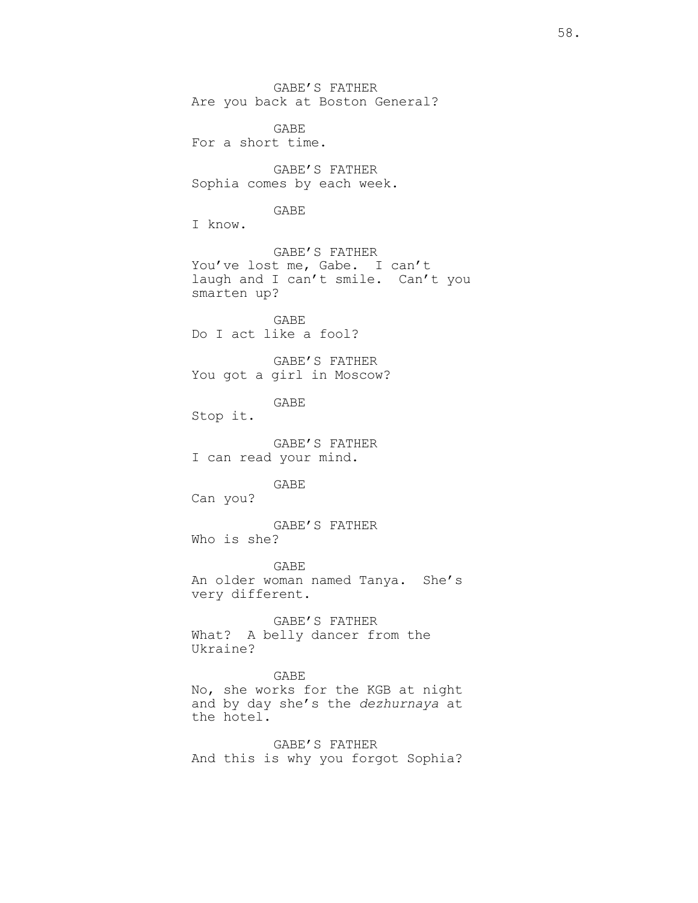GABE'S FATHER
Are you back at Boston General?

GABE
For a short time.

GABE'S FATHER
Sophia comes by each week.

GABE
I know.

GABE'S FATHER
You've lost me, Gabe. I can't laugh and I can't smile. Can't you smarten up?

GABE
Do I act like a fool?

GABE'S FATHER
You got a girl in Moscow?

GABE
Stop it.

GABE'S FATHER
I can read your mind.

GABE
Can you?

GABE'S FATHER
Who is she?

GABE
An older woman named Tanya. She's very different.

GABE'S FATHER
What? A belly dancer from the Ukraine?

GABE
No, she works for the KGB at night and by day she's the *dezhurnaya* at the hotel.

GABE'S FATHER
And this is why you forgot Sophia?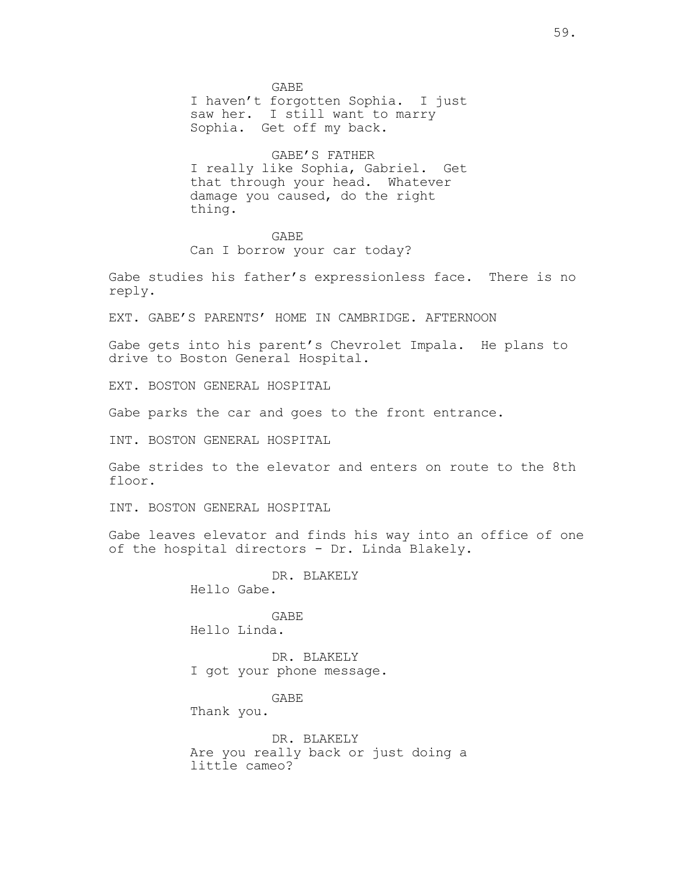GABE
I haven't forgotten Sophia. I just saw her. I still want to marry Sophia. Get off my back.

GABE'S FATHER
I really like Sophia, Gabriel. Get that through your head. Whatever damage you caused, do the right thing.

GABE
Can I borrow your car today?

Gabe studies his father's expressionless face. There is no reply.

EXT. GABE'S PARENTS' HOME IN CAMBRIDGE. AFTERNOON

Gabe gets into his parent's Chevrolet Impala. He plans to drive to Boston General Hospital.

EXT. BOSTON GENERAL HOSPITAL

Gabe parks the car and goes to the front entrance.

INT. BOSTON GENERAL HOSPITAL

Gabe strides to the elevator and enters on route to the 8th floor.

INT. BOSTON GENERAL HOSPITAL

Gabe leaves elevator and finds his way into an office of one of the hospital directors - Dr. Linda Blakely.

DR. BLAKELY
Hello Gabe.

GABE
Hello Linda.

DR. BLAKELY
I got your phone message.

GABE
Thank you.

DR. BLAKELY
Are you really back or just doing a little cameo?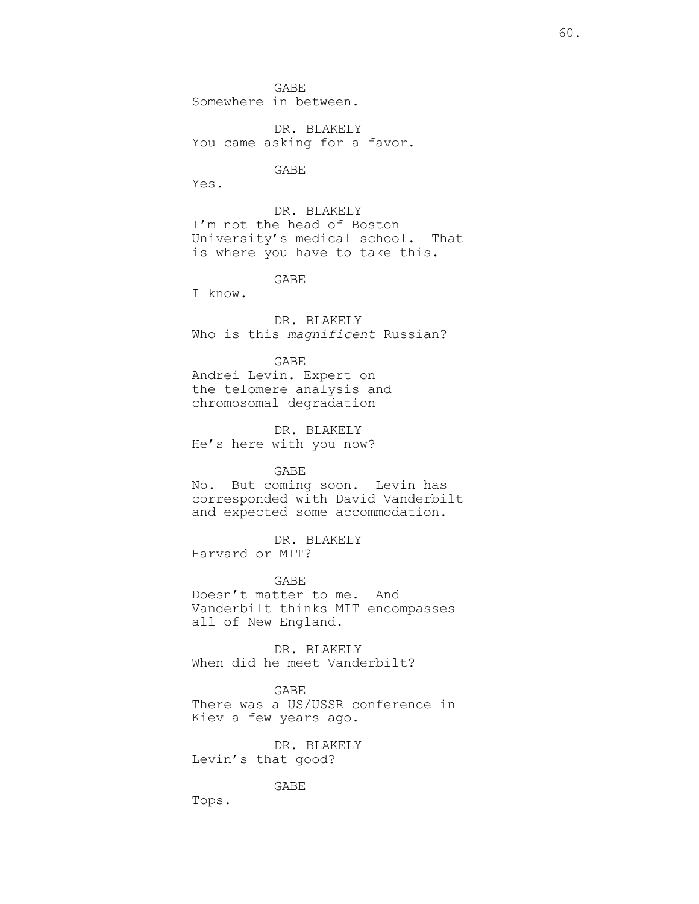GABE
Somewhere in between.

DR. BLAKELY
You came asking for a favor.

GABE
Yes.

DR. BLAKELY
I'm not the head of Boston University's medical school. That is where you have to take this.

GABE
I know.

DR. BLAKELY
Who is this *magnificent* Russian?

GABE
Andrei Levin. Expert on the telomere analysis and chromosomal degradation

DR. BLAKELY
He's here with you now?

GABE
No. But coming soon. Levin has corresponded with David Vanderbilt and expected some accommodation.

DR. BLAKELY
Harvard or MIT?

GABE
Doesn't matter to me. And Vanderbilt thinks MIT encompasses all of New England.

DR. BLAKELY
When did he meet Vanderbilt?

GABE
There was a US/USSR conference in Kiev a few years ago.

DR. BLAKELY
Levin's that good?

GABE
Tops.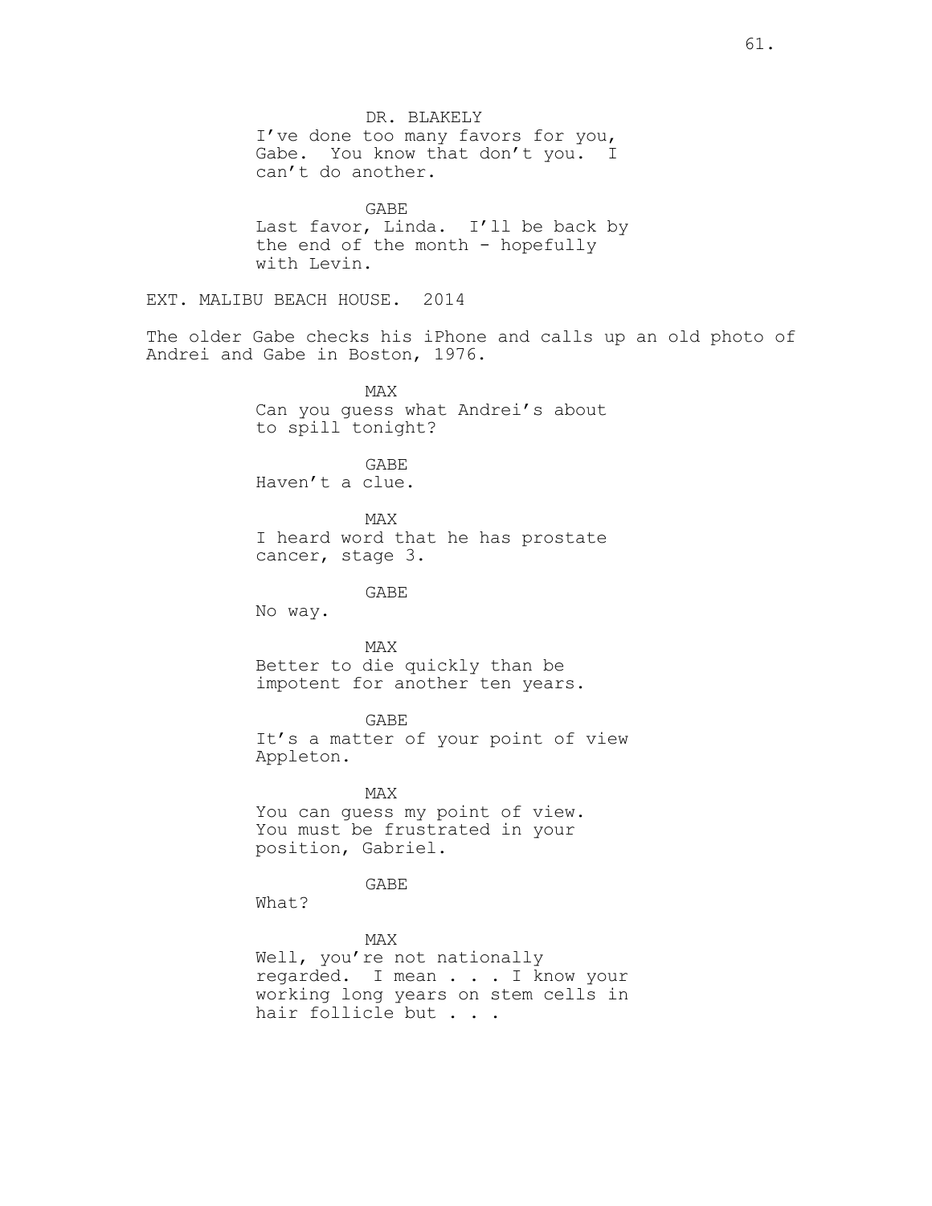DR. BLAKELY
I've done too many favors for you, Gabe. You know that don't you. I can't do another.

GABE
Last favor, Linda. I'll be back by the end of the month - hopefully with Levin.

EXT. MALIBU BEACH HOUSE. 2014

The older Gabe checks his iPhone and calls up an old photo of Andrei and Gabe in Boston, 1976.

MAX
Can you guess what Andrei's about to spill tonight?

GABE
Haven't a clue.

MAX
I heard word that he has prostate cancer, stage 3.

GABE
No way.

MAX
Better to die quickly than be impotent for another ten years.

GABE
It's a matter of your point of view Appleton.

MAX
You can guess my point of view. You must be frustrated in your position, Gabriel.

GABE
What?

MAX
Well, you're not nationally regarded. I mean . . . I know your working long years on stem cells in hair follicle but . . .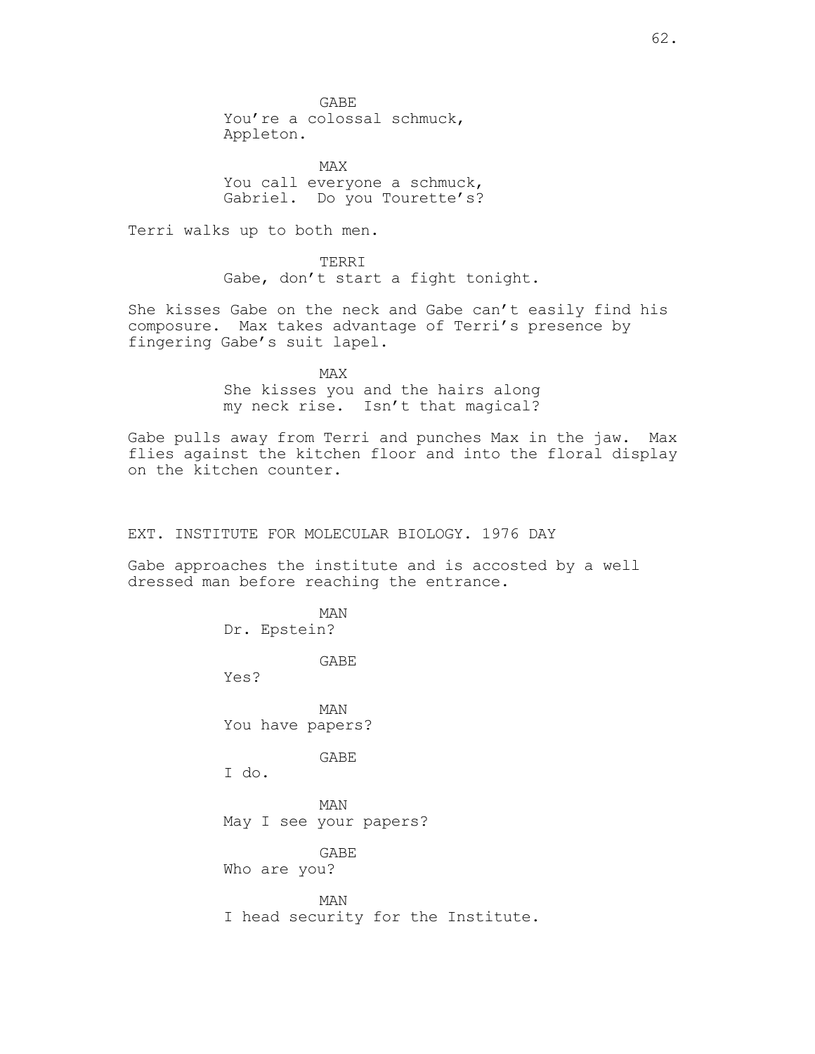GABE
You're a colossal schmuck,
Appleton.

MAX
You call everyone a schmuck,
Gabriel. Do you Tourette's?

Terri walks up to both men.

TERRI
Gabe, don't start a fight tonight.

She kisses Gabe on the neck and Gabe can't easily find his composure. Max takes advantage of Terri's presence by fingering Gabe's suit lapel.

MAX
She kisses you and the hairs along
my neck rise. Isn't that magical?

Gabe pulls away from Terri and punches Max in the jaw. Max flies against the kitchen floor and into the floral display on the kitchen counter.

EXT. INSTITUTE FOR MOLECULAR BIOLOGY. 1976 DAY

Gabe approaches the institute and is accosted by a well dressed man before reaching the entrance.

MAN
Dr. Epstein?

GABE
Yes?

MAN
You have papers?

GABE
I do.

MAN
May I see your papers?

GABE
Who are you?

MAN
I head security for the Institute.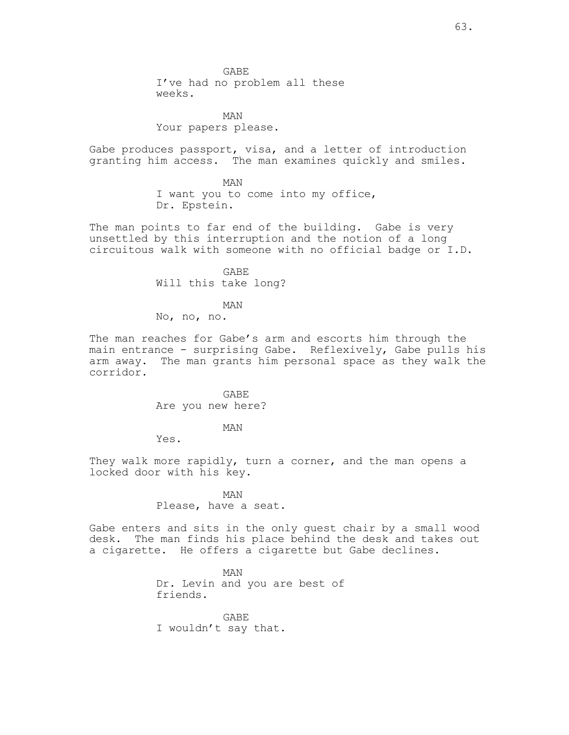GABE
I've had no problem all these weeks.

MAN
Your papers please.

Gabe produces passport, visa, and a letter of introduction granting him access. The man examines quickly and smiles.

MAN
I want you to come into my office, Dr. Epstein.

The man points to far end of the building. Gabe is very unsettled by this interruption and the notion of a long circuitous walk with someone with no official badge or I.D.

GABE
Will this take long?

MAN
No, no, no.

The man reaches for Gabe's arm and escorts him through the main entrance - surprising Gabe. Reflexively, Gabe pulls his arm away. The man grants him personal space as they walk the corridor.

GABE
Are you new here?

MAN
Yes.

They walk more rapidly, turn a corner, and the man opens a locked door with his key.

MAN
Please, have a seat.

Gabe enters and sits in the only guest chair by a small wood desk. The man finds his place behind the desk and takes out a cigarette. He offers a cigarette but Gabe declines.

MAN
Dr. Levin and you are best of friends.

GABE
I wouldn't say that.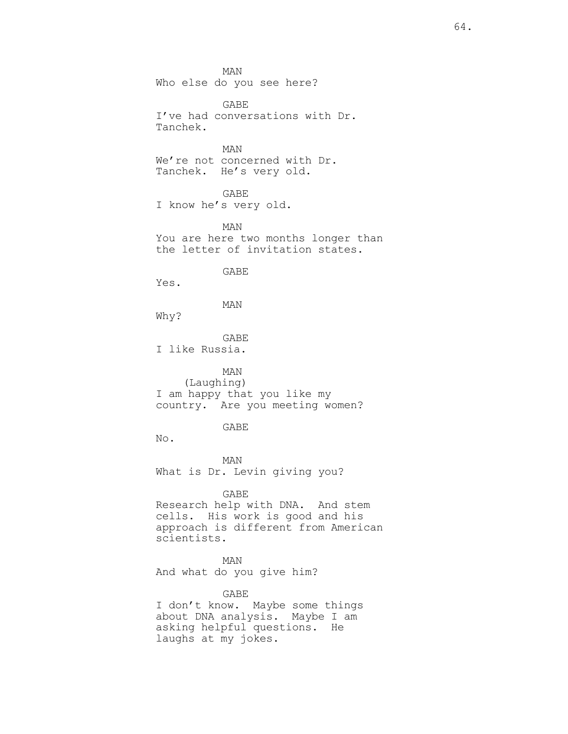MAN
Who else do you see here?

GABE
I've had conversations with Dr. Tanchek.

MAN
We're not concerned with Dr. Tanchek. He's very old.

GABE
I know he's very old.

MAN
You are here two months longer than the letter of invitation states.

GABE
Yes.

MAN
Why?

GABE
I like Russia.

MAN
(Laughing)
I am happy that you like my country. Are you meeting women?

GABE
No.

MAN
What is Dr. Levin giving you?

GABE
Research help with DNA. And stem cells. His work is good and his approach is different from American scientists.

MAN
And what do you give him?

GABE
I don't know. Maybe some things about DNA analysis. Maybe I am asking helpful questions. He laughs at my jokes.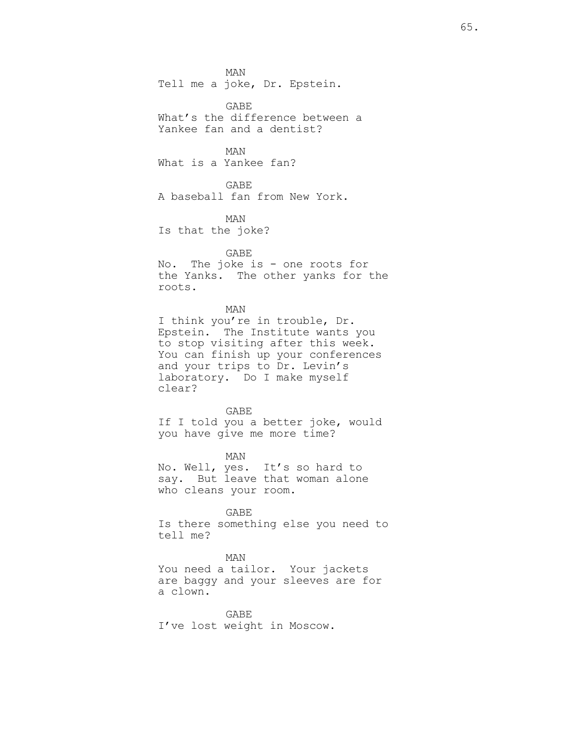MAN
Tell me a joke, Dr. Epstein.

GABE
What's the difference between a Yankee fan and a dentist?

MAN
What is a Yankee fan?

GABE
A baseball fan from New York.

MAN
Is that the joke?

GABE
No. The joke is - one roots for the Yanks. The other yanks for the roots.

MAN
I think you're in trouble, Dr. Epstein. The Institute wants you to stop visiting after this week. You can finish up your conferences and your trips to Dr. Levin's laboratory. Do I make myself clear?

GABE
If I told you a better joke, would you have give me more time?

MAN
No. Well, yes. It's so hard to say. But leave that woman alone who cleans your room.

GABE
Is there something else you need to tell me?

MAN
You need a tailor. Your jackets are baggy and your sleeves are for a clown.

GABE
I've lost weight in Moscow.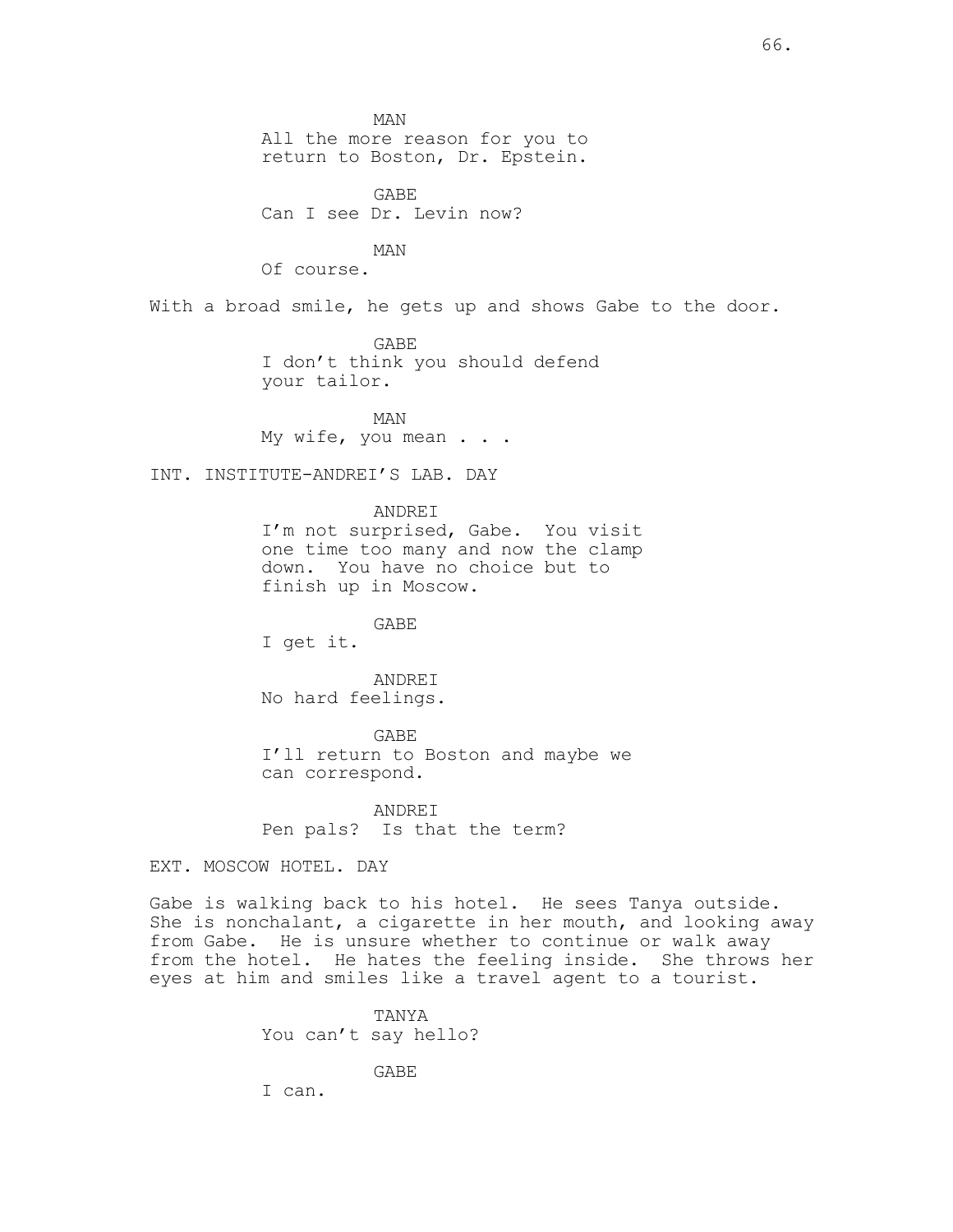MAN
All the more reason for you to return to Boston, Dr. Epstein.

GABE
Can I see Dr. Levin now?

MAN
Of course.

With a broad smile, he gets up and shows Gabe to the door.

GABE
I don't think you should defend your tailor.

MAN
My wife, you mean . . .

INT. INSTITUTE-ANDREI'S LAB. DAY

ANDREI
I'm not surprised, Gabe. You visit one time too many and now the clamp down. You have no choice but to finish up in Moscow.

GABE
I get it.

ANDREI
No hard feelings.

GABE
I'll return to Boston and maybe we can correspond.

ANDREI
Pen pals? Is that the term?

EXT. MOSCOW HOTEL. DAY

Gabe is walking back to his hotel. He sees Tanya outside. She is nonchalant, a cigarette in her mouth, and looking away from Gabe. He is unsure whether to continue or walk away from the hotel. He hates the feeling inside. She throws her eyes at him and smiles like a travel agent to a tourist.

TANYA
You can't say hello?

GABE
I can.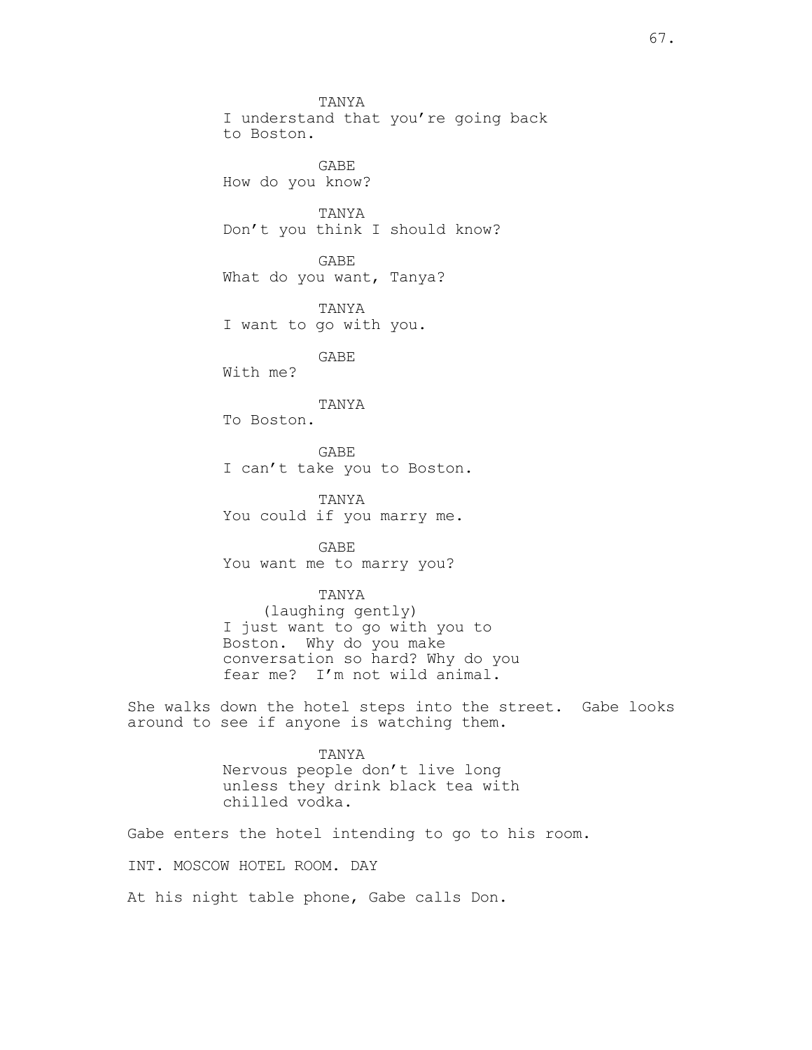TANYA
I understand that you're going back to Boston.

GABE
How do you know?

TANYA
Don't you think I should know?

GABE
What do you want, Tanya?

TANYA
I want to go with you.

GABE
With me?

TANYA
To Boston.

GABE
I can't take you to Boston.

TANYA
You could if you marry me.

GABE
You want me to marry you?

TANYA
(laughing gently)
I just want to go with you to Boston. Why do you make conversation so hard? Why do you fear me? I'm not wild animal.

She walks down the hotel steps into the street. Gabe looks around to see if anyone is watching them.

TANYA
Nervous people don't live long unless they drink black tea with chilled vodka.

Gabe enters the hotel intending to go to his room.

INT. MOSCOW HOTEL ROOM. DAY

At his night table phone, Gabe calls Don.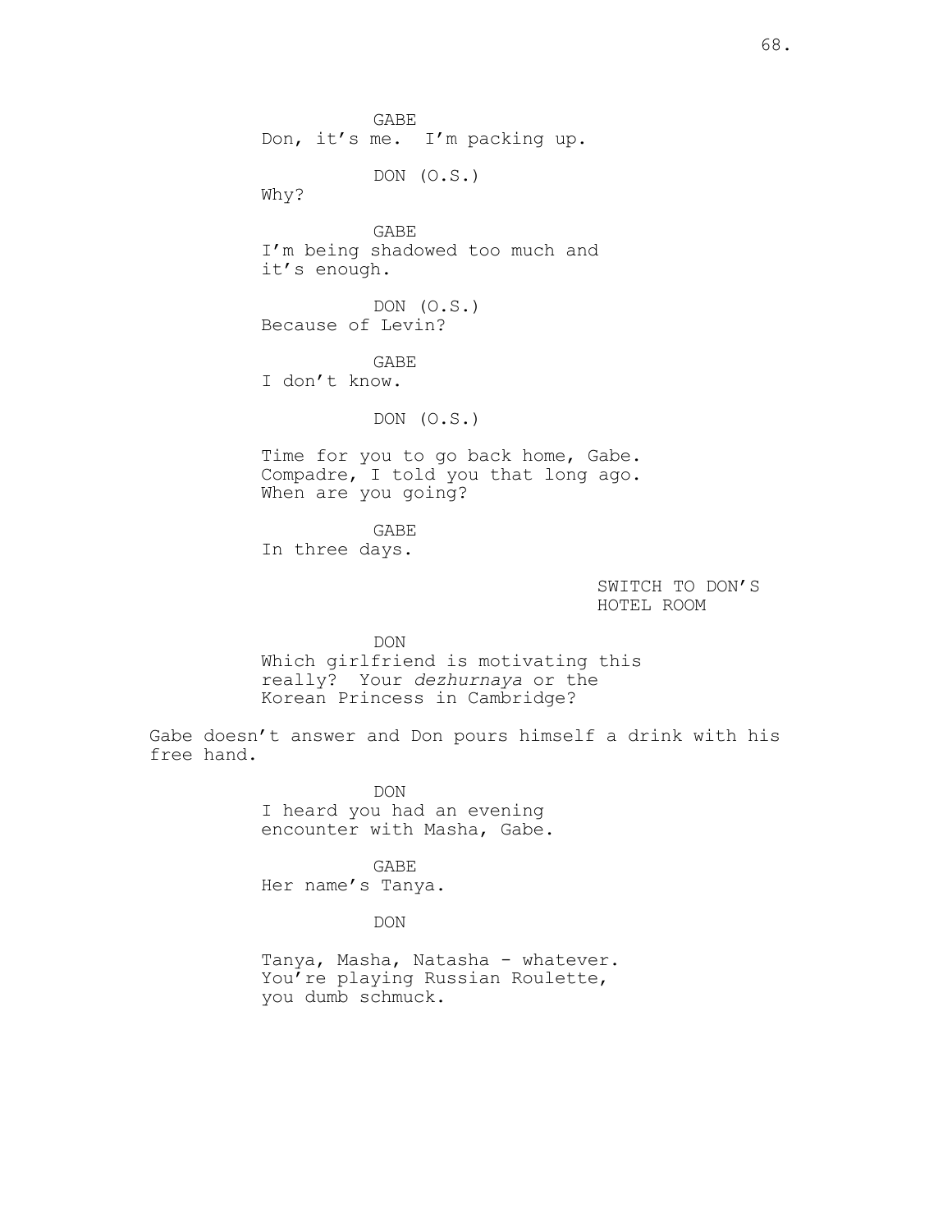GABE
Don, it's me.  I'm packing up.

DON (O.S.)
Why?

GABE
I'm being shadowed too much and
it's enough.

DON (O.S.)
Because of Levin?

GABE
I don't know.

DON (O.S.)

Time for you to go back home, Gabe.
Compadre, I told you that long ago.
When are you going?

GABE
In three days.

SWITCH TO DON'S
HOTEL ROOM

DON
Which girlfriend is motivating this
really?  Your *dezhurnaya* or the
Korean Princess in Cambridge?

Gabe doesn't answer and Don pours himself a drink with his free hand.

DON
I heard you had an evening
encounter with Masha, Gabe.

GABE
Her name's Tanya.

DON

Tanya, Masha, Natasha - whatever.
You're playing Russian Roulette,
you dumb schmuck.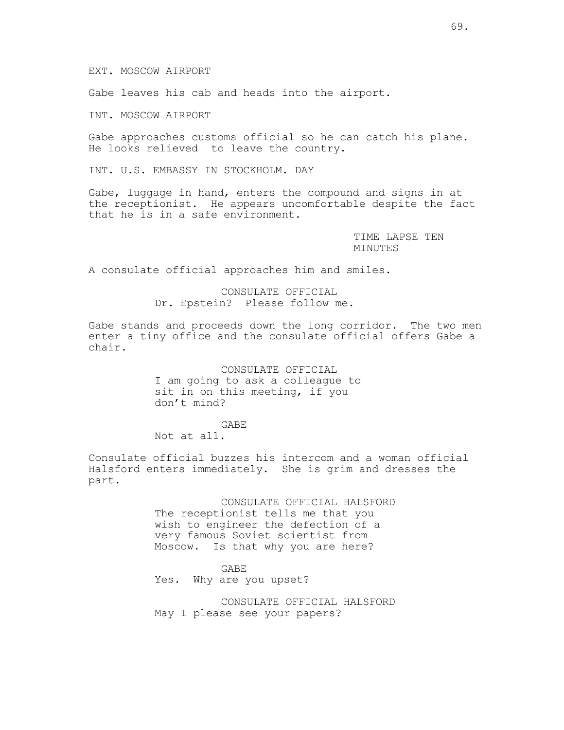EXT. MOSCOW AIRPORT

Gabe leaves his cab and heads into the airport.

INT. MOSCOW AIRPORT

Gabe approaches customs official so he can catch his plane. He looks relieved to leave the country.

INT. U.S. EMBASSY IN STOCKHOLM. DAY

Gabe, luggage in hand, enters the compound and signs in at the receptionist. He appears uncomfortable despite the fact that he is in a safe environment.

TIME LAPSE TEN MINUTES

A consulate official approaches him and smiles.

CONSULATE OFFICIAL
Dr. Epstein? Please follow me.

Gabe stands and proceeds down the long corridor. The two men enter a tiny office and the consulate official offers Gabe a chair.

CONSULATE OFFICIAL
I am going to ask a colleague to sit in on this meeting, if you don't mind?

GABE
Not at all.

Consulate official buzzes his intercom and a woman official Halsford enters immediately. She is grim and dresses the part.

CONSULATE OFFICIAL HALSFORD
The receptionist tells me that you wish to engineer the defection of a very famous Soviet scientist from Moscow. Is that why you are here?

GABE
Yes. Why are you upset?

CONSULATE OFFICIAL HALSFORD
May I please see your papers?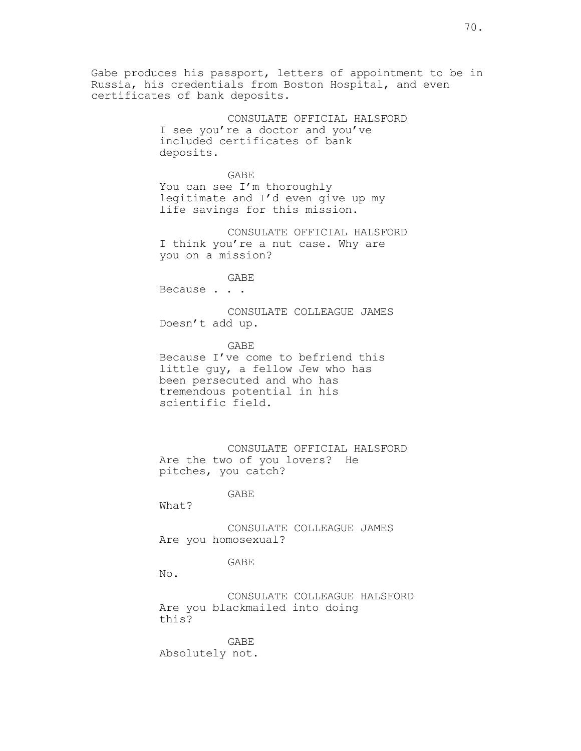Gabe produces his passport, letters of appointment to be in Russia, his credentials from Boston Hospital, and even certificates of bank deposits.

CONSULATE OFFICIAL HALSFORD
I see you're a doctor and you've included certificates of bank deposits.

GABE
You can see I'm thoroughly legitimate and I'd even give up my life savings for this mission.

CONSULATE OFFICIAL HALSFORD
I think you're a nut case. Why are you on a mission?

GABE
Because . . .

CONSULATE COLLEAGUE JAMES
Doesn't add up.

GABE
Because I've come to befriend this little guy, a fellow Jew who has been persecuted and who has tremendous potential in his scientific field.

CONSULATE OFFICIAL HALSFORD
Are the two of you lovers? He pitches, you catch?

GABE
What?

CONSULATE COLLEAGUE JAMES
Are you homosexual?

GABE
No.

CONSULATE COLLEAGUE HALSFORD
Are you blackmailed into doing this?

GABE
Absolutely not.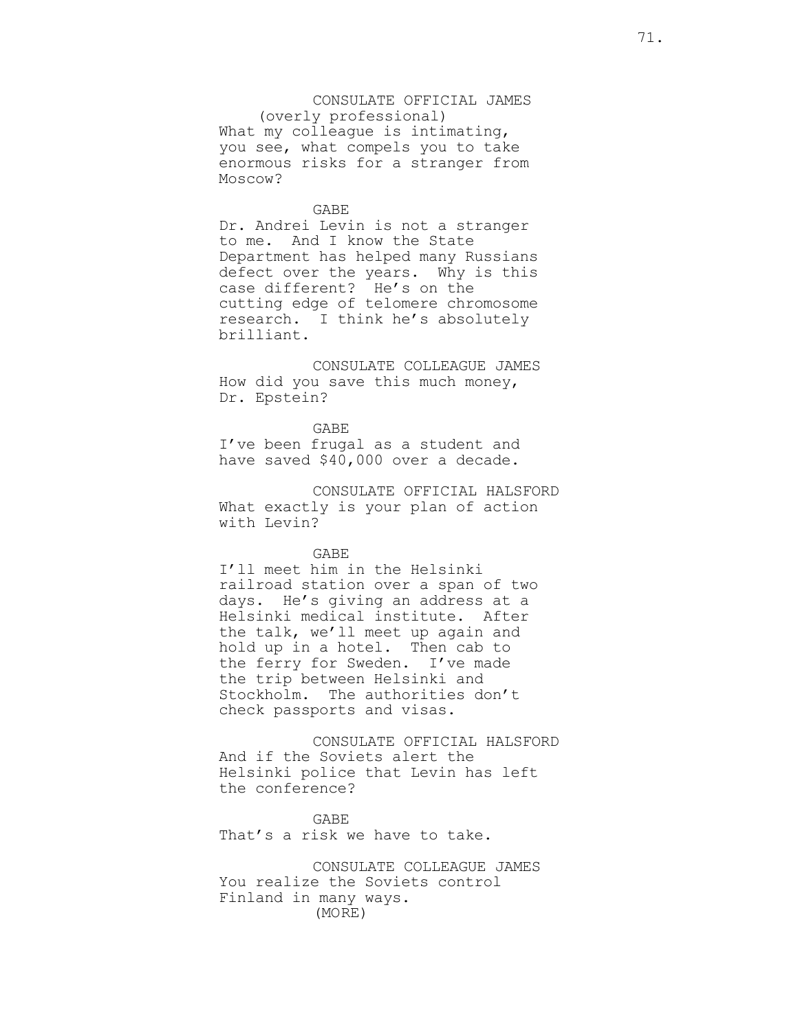CONSULATE OFFICIAL JAMES
(overly professional)
What my colleague is intimating, you see, what compels you to take enormous risks for a stranger from Moscow?

GABE
Dr. Andrei Levin is not a stranger to me. And I know the State Department has helped many Russians defect over the years. Why is this case different? He's on the cutting edge of telomere chromosome research. I think he's absolutely brilliant.

CONSULATE COLLEAGUE JAMES
How did you save this much money, Dr. Epstein?

GABE
I've been frugal as a student and have saved $40,000 over a decade.

CONSULATE OFFICIAL HALSFORD
What exactly is your plan of action with Levin?

GABE
I'll meet him in the Helsinki railroad station over a span of two days. He's giving an address at a Helsinki medical institute. After the talk, we'll meet up again and hold up in a hotel. Then cab to the ferry for Sweden. I've made the trip between Helsinki and Stockholm. The authorities don't check passports and visas.

CONSULATE OFFICIAL HALSFORD
And if the Soviets alert the Helsinki police that Levin has left the conference?

GABE
That's a risk we have to take.

CONSULATE COLLEAGUE JAMES
You realize the Soviets control Finland in many ways.
(MORE)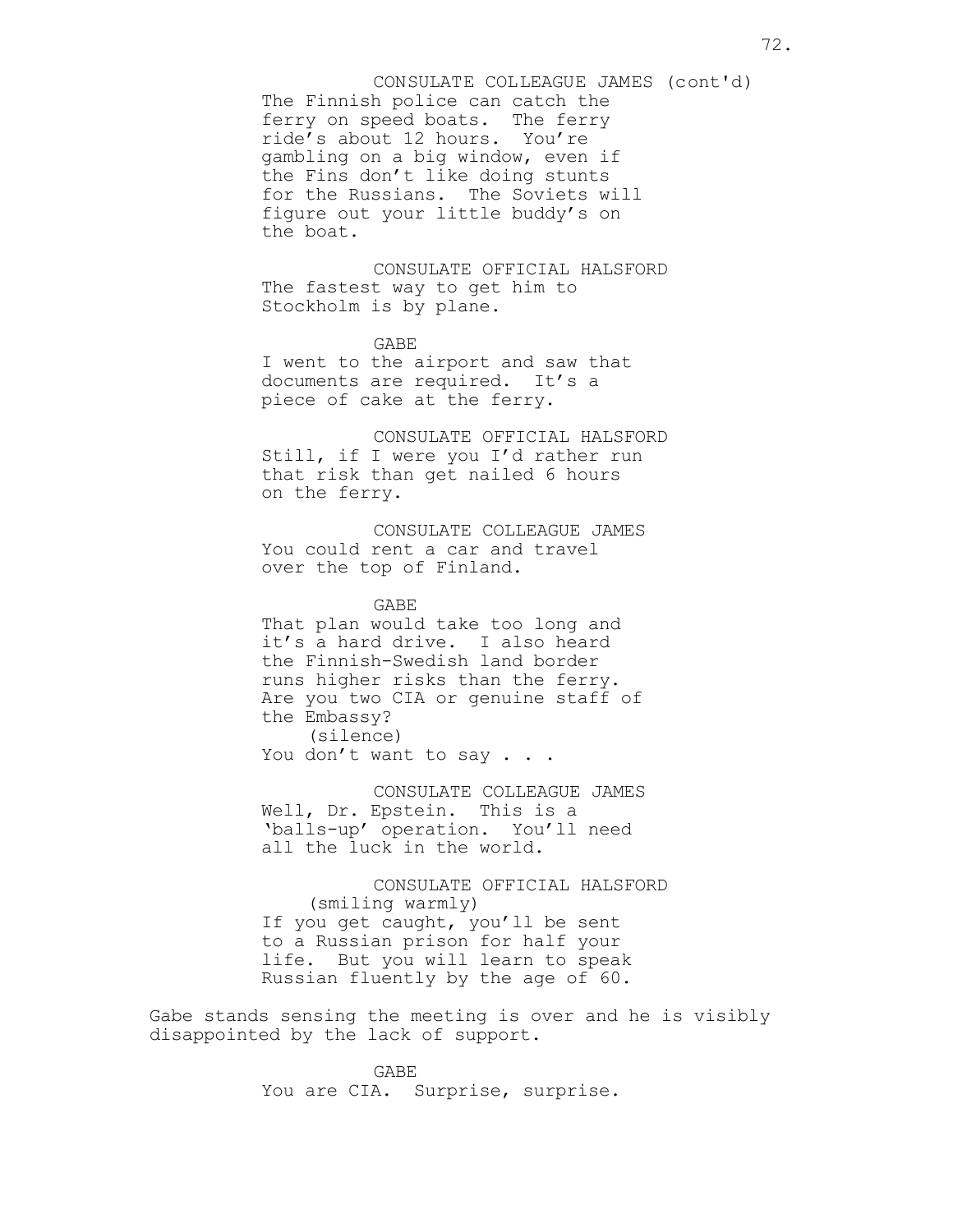CONSULATE COLLEAGUE JAMES (cont'd)
The Finnish police can catch the ferry on speed boats. The ferry ride's about 12 hours. You're gambling on a big window, even if the Fins don't like doing stunts for the Russians. The Soviets will figure out your little buddy's on the boat.

CONSULATE OFFICIAL HALSFORD
The fastest way to get him to Stockholm is by plane.

GABE
I went to the airport and saw that documents are required. It's a piece of cake at the ferry.

CONSULATE OFFICIAL HALSFORD
Still, if I were you I'd rather run that risk than get nailed 6 hours on the ferry.

CONSULATE COLLEAGUE JAMES
You could rent a car and travel over the top of Finland.

GABE
That plan would take too long and it's a hard drive. I also heard the Finnish-Swedish land border runs higher risks than the ferry. Are you two CIA or genuine staff of the Embassy?
(silence)
You don't want to say . . .

CONSULATE COLLEAGUE JAMES
Well, Dr. Epstein. This is a 'balls-up' operation. You'll need all the luck in the world.

CONSULATE OFFICIAL HALSFORD
(smiling warmly)
If you get caught, you'll be sent to a Russian prison for half your life. But you will learn to speak Russian fluently by the age of 60.

Gabe stands sensing the meeting is over and he is visibly disappointed by the lack of support.

GABE
You are CIA. Surprise, surprise.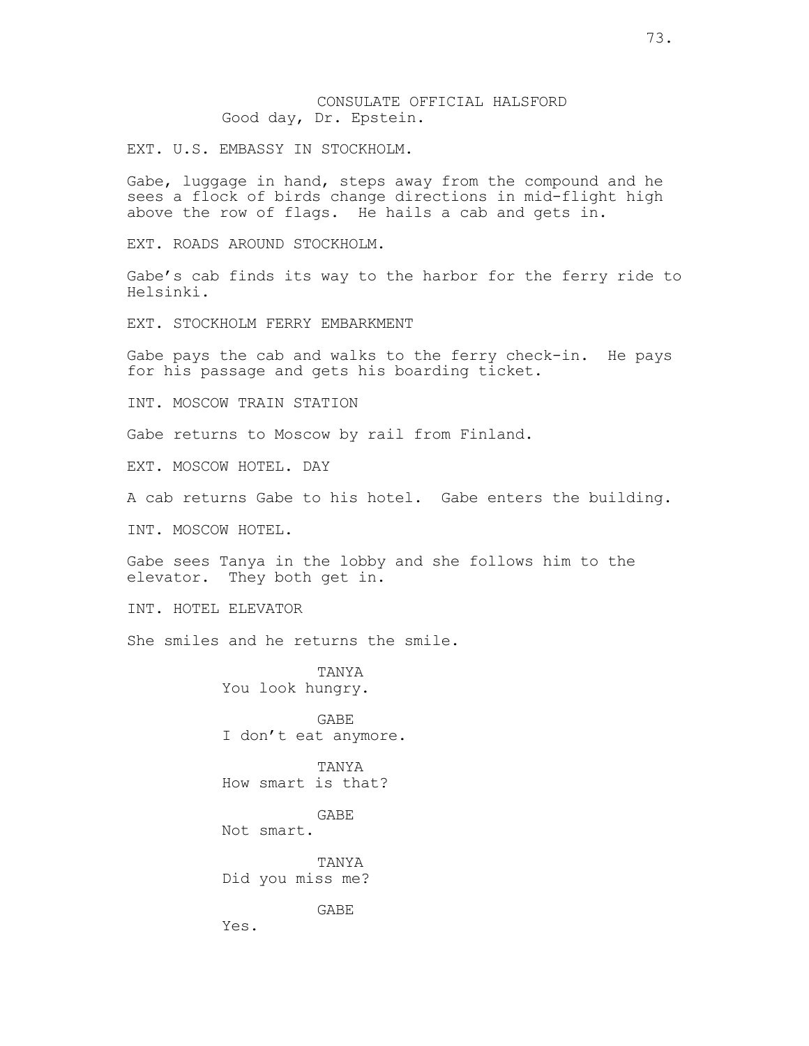CONSULATE OFFICIAL HALSFORD
Good day, Dr. Epstein.

EXT. U.S. EMBASSY IN STOCKHOLM.

Gabe, luggage in hand, steps away from the compound and he sees a flock of birds change directions in mid-flight high above the row of flags. He hails a cab and gets in.

EXT. ROADS AROUND STOCKHOLM.

Gabe's cab finds its way to the harbor for the ferry ride to Helsinki.

EXT. STOCKHOLM FERRY EMBARKMENT

Gabe pays the cab and walks to the ferry check-in. He pays for his passage and gets his boarding ticket.

INT. MOSCOW TRAIN STATION

Gabe returns to Moscow by rail from Finland.

EXT. MOSCOW HOTEL. DAY

A cab returns Gabe to his hotel. Gabe enters the building.

INT. MOSCOW HOTEL.

Gabe sees Tanya in the lobby and she follows him to the elevator. They both get in.

INT. HOTEL ELEVATOR

She smiles and he returns the smile.

TANYA
You look hungry.

GABE
I don't eat anymore.

TANYA
How smart is that?

GABE
Not smart.

TANYA
Did you miss me?

GABE
Yes.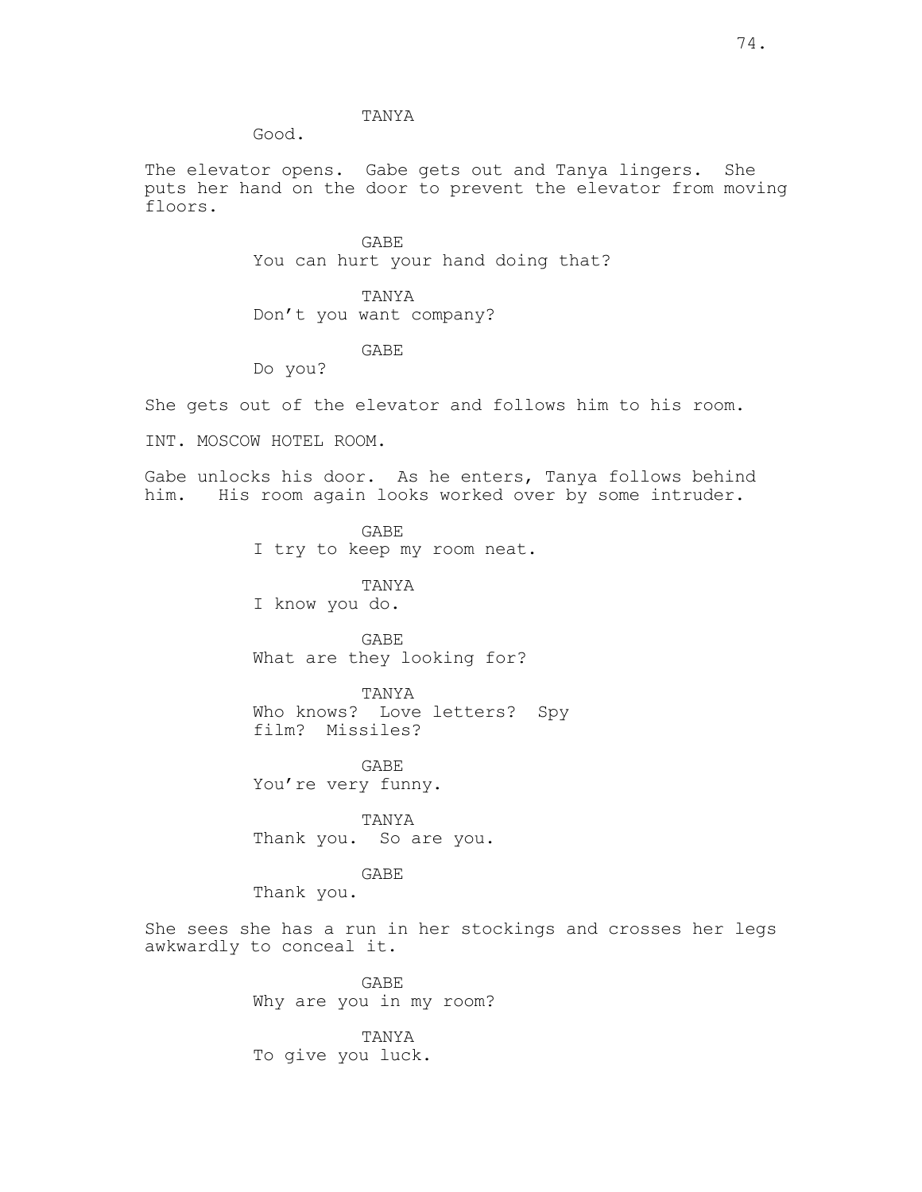TANYA
Good.

The elevator opens. Gabe gets out and Tanya lingers. She puts her hand on the door to prevent the elevator from moving floors.

GABE
You can hurt your hand doing that?

TANYA
Don't you want company?

GABE
Do you?

She gets out of the elevator and follows him to his room.

INT. MOSCOW HOTEL ROOM.

Gabe unlocks his door. As he enters, Tanya follows behind him. His room again looks worked over by some intruder.

GABE
I try to keep my room neat.

TANYA
I know you do.

GABE
What are they looking for?

TANYA
Who knows? Love letters? Spy film? Missiles?

GABE
You're very funny.

TANYA
Thank you. So are you.

GABE
Thank you.

She sees she has a run in her stockings and crosses her legs awkwardly to conceal it.

GABE
Why are you in my room?

TANYA
To give you luck.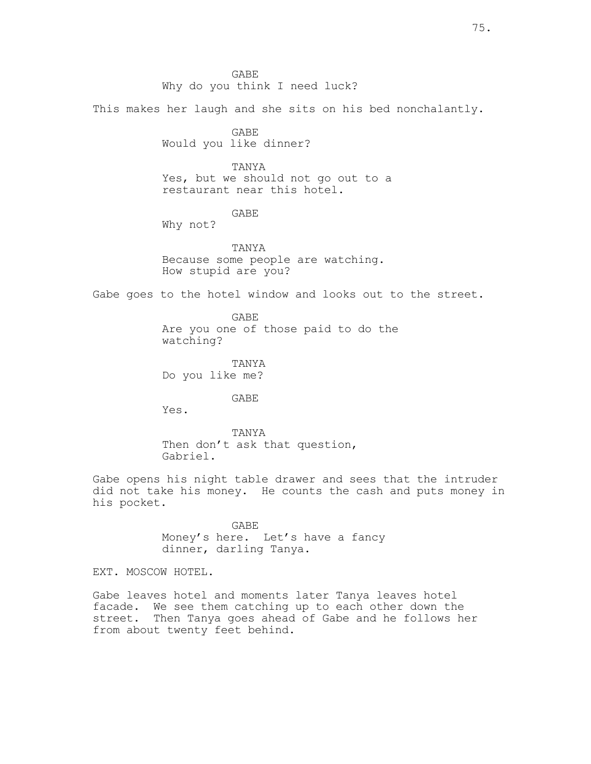GABE
Why do you think I need luck?

This makes her laugh and she sits on his bed nonchalantly.

GABE
Would you like dinner?

TANYA
Yes, but we should not go out to a restaurant near this hotel.

GABE
Why not?

TANYA
Because some people are watching. How stupid are you?

Gabe goes to the hotel window and looks out to the street.

GABE
Are you one of those paid to do the watching?

TANYA
Do you like me?

GABE
Yes.

TANYA
Then don't ask that question, Gabriel.

Gabe opens his night table drawer and sees that the intruder did not take his money. He counts the cash and puts money in his pocket.

GABE
Money's here. Let's have a fancy dinner, darling Tanya.

EXT. MOSCOW HOTEL.

Gabe leaves hotel and moments later Tanya leaves hotel facade. We see them catching up to each other down the street. Then Tanya goes ahead of Gabe and he follows her from about twenty feet behind.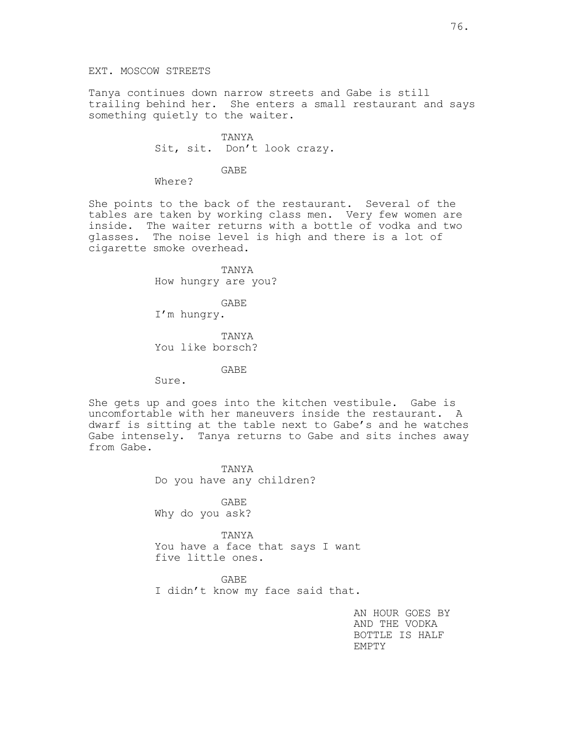EXT. MOSCOW STREETS

Tanya continues down narrow streets and Gabe is still trailing behind her. She enters a small restaurant and says something quietly to the waiter.

TANYA
Sit, sit. Don't look crazy.

GABE
Where?

She points to the back of the restaurant. Several of the tables are taken by working class men. Very few women are inside. The waiter returns with a bottle of vodka and two glasses. The noise level is high and there is a lot of cigarette smoke overhead.

TANYA
How hungry are you?

GABE
I'm hungry.

TANYA
You like borsch?

GABE
Sure.

She gets up and goes into the kitchen vestibule. Gabe is uncomfortable with her maneuvers inside the restaurant. A dwarf is sitting at the table next to Gabe's and he watches Gabe intensely. Tanya returns to Gabe and sits inches away from Gabe.

TANYA
Do you have any children?

GABE
Why do you ask?

TANYA
You have a face that says I want five little ones.

GABE
I didn't know my face said that.

AN HOUR GOES BY AND THE VODKA BOTTLE IS HALF EMPTY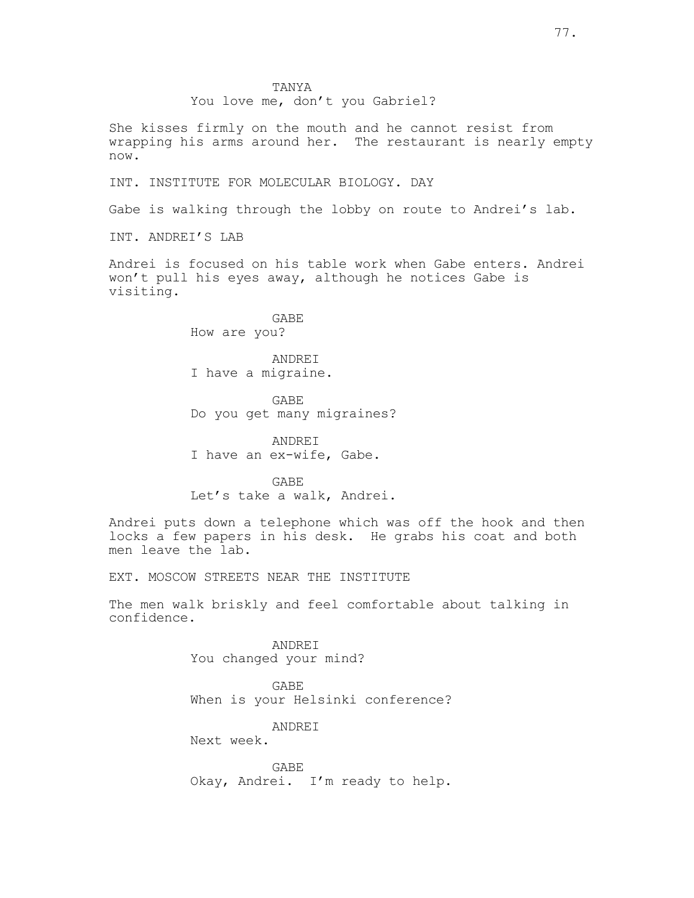TANYA
You love me, don't you Gabriel?

She kisses firmly on the mouth and he cannot resist from wrapping his arms around her. The restaurant is nearly empty now.

INT. INSTITUTE FOR MOLECULAR BIOLOGY. DAY

Gabe is walking through the lobby on route to Andrei's lab.

INT. ANDREI'S LAB

Andrei is focused on his table work when Gabe enters. Andrei won't pull his eyes away, although he notices Gabe is visiting.

GABE
How are you?

ANDREI
I have a migraine.

GABE
Do you get many migraines?

ANDREI
I have an ex-wife, Gabe.

GABE
Let's take a walk, Andrei.

Andrei puts down a telephone which was off the hook and then locks a few papers in his desk. He grabs his coat and both men leave the lab.

EXT. MOSCOW STREETS NEAR THE INSTITUTE

The men walk briskly and feel comfortable about talking in confidence.

ANDREI
You changed your mind?

GABE
When is your Helsinki conference?

ANDREI
Next week.

GABE
Okay, Andrei. I'm ready to help.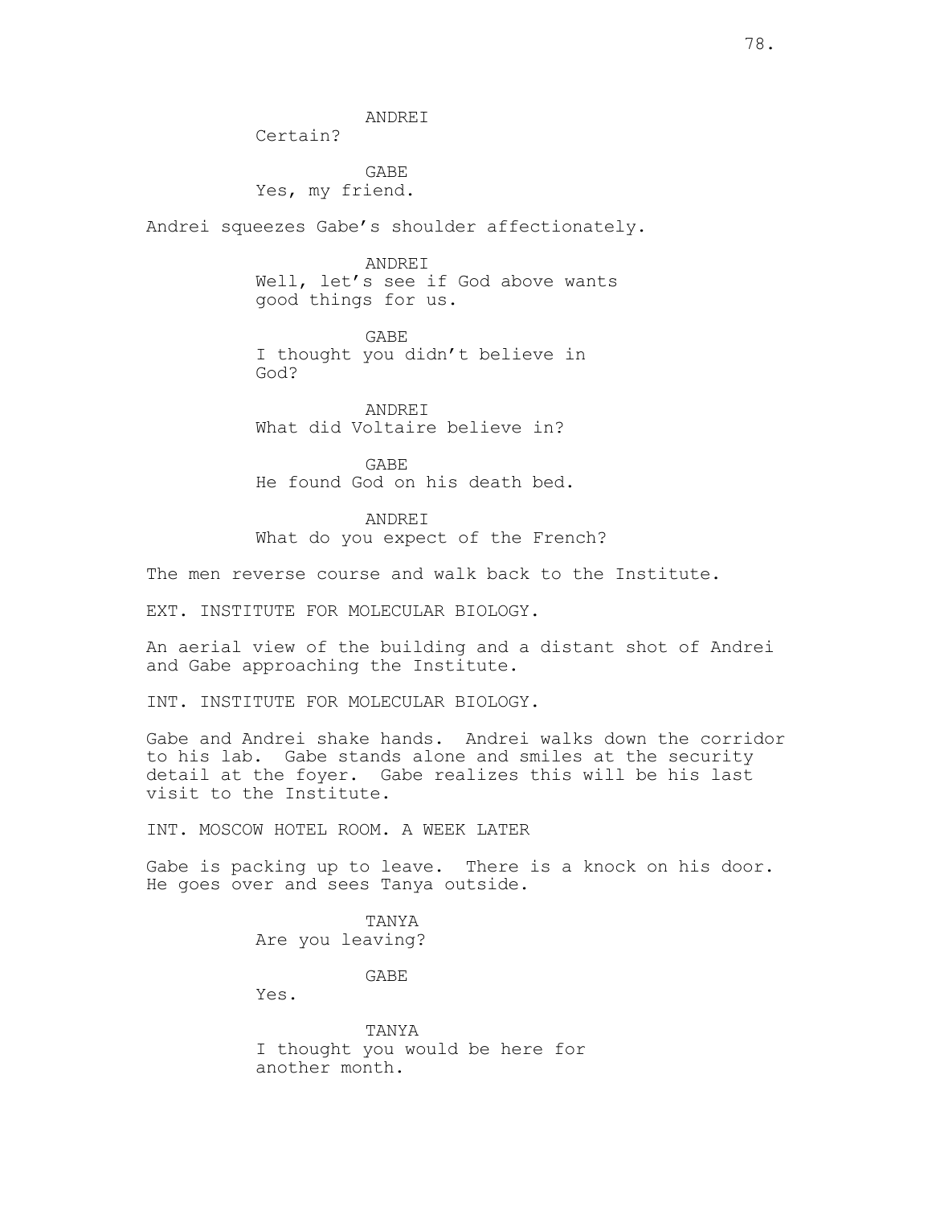ANDREI
Certain?

GABE
Yes, my friend.

Andrei squeezes Gabe's shoulder affectionately.

ANDREI
Well, let's see if God above wants good things for us.

GABE
I thought you didn't believe in God?

ANDREI
What did Voltaire believe in?

GABE
He found God on his death bed.

ANDREI
What do you expect of the French?

The men reverse course and walk back to the Institute.

EXT. INSTITUTE FOR MOLECULAR BIOLOGY.

An aerial view of the building and a distant shot of Andrei and Gabe approaching the Institute.

INT. INSTITUTE FOR MOLECULAR BIOLOGY.

Gabe and Andrei shake hands. Andrei walks down the corridor to his lab. Gabe stands alone and smiles at the security detail at the foyer. Gabe realizes this will be his last visit to the Institute.

INT. MOSCOW HOTEL ROOM. A WEEK LATER

Gabe is packing up to leave. There is a knock on his door. He goes over and sees Tanya outside.

TANYA
Are you leaving?

GABE
Yes.

TANYA
I thought you would be here for another month.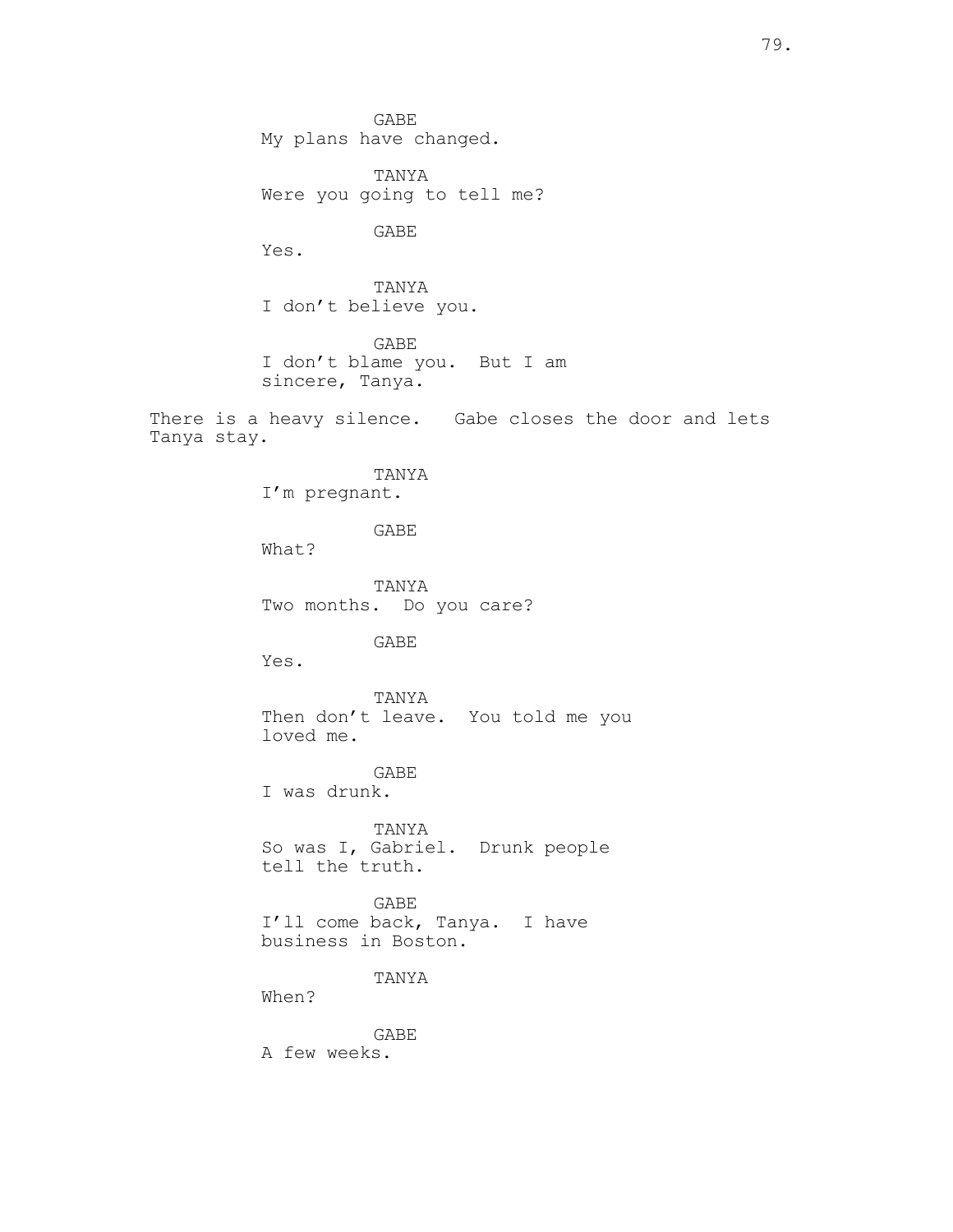GABE
My plans have changed.

TANYA
Were you going to tell me?

GABE
Yes.

TANYA
I don't believe you.

GABE
I don't blame you.  But I am
sincere, Tanya.

There is a heavy silence.  Gabe closes the door and lets
Tanya stay.

TANYA
I'm pregnant.

GABE
What?

TANYA
Two months.  Do you care?

GABE
Yes.

TANYA
Then don't leave.  You told me you
loved me.

GABE
I was drunk.

TANYA
So was I, Gabriel.  Drunk people
tell the truth.

GABE
I'll come back, Tanya.  I have
business in Boston.

TANYA
When?

GABE
A few weeks.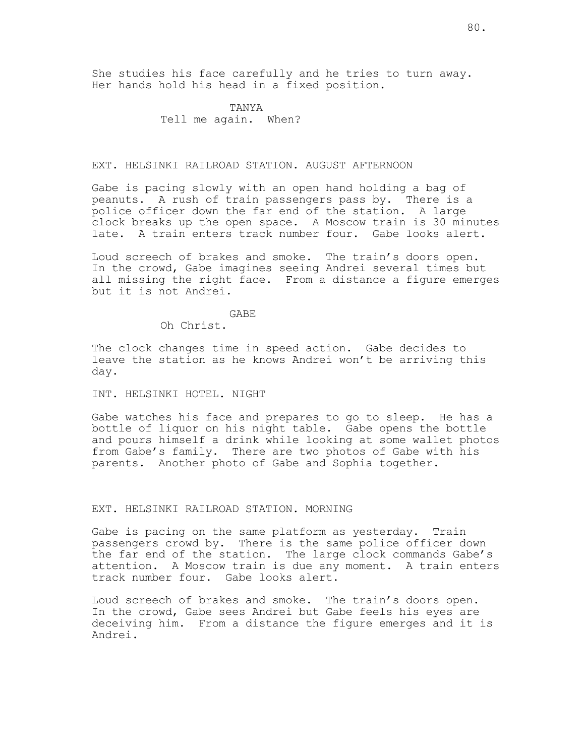She studies his face carefully and he tries to turn away. Her hands hold his head in a fixed position.

TANYA
Tell me again. When?

EXT. HELSINKI RAILROAD STATION. AUGUST AFTERNOON

Gabe is pacing slowly with an open hand holding a bag of peanuts. A rush of train passengers pass by. There is a police officer down the far end of the station. A large clock breaks up the open space. A Moscow train is 30 minutes late. A train enters track number four. Gabe looks alert.

Loud screech of brakes and smoke. The train's doors open. In the crowd, Gabe imagines seeing Andrei several times but all missing the right face. From a distance a figure emerges but it is not Andrei.

GABE
Oh Christ.

The clock changes time in speed action. Gabe decides to leave the station as he knows Andrei won't be arriving this day.

INT. HELSINKI HOTEL. NIGHT

Gabe watches his face and prepares to go to sleep. He has a bottle of liquor on his night table. Gabe opens the bottle and pours himself a drink while looking at some wallet photos from Gabe's family. There are two photos of Gabe with his parents. Another photo of Gabe and Sophia together.

EXT. HELSINKI RAILROAD STATION. MORNING

Gabe is pacing on the same platform as yesterday. Train passengers crowd by. There is the same police officer down the far end of the station. The large clock commands Gabe's attention. A Moscow train is due any moment. A train enters track number four. Gabe looks alert.

Loud screech of brakes and smoke. The train's doors open. In the crowd, Gabe sees Andrei but Gabe feels his eyes are deceiving him. From a distance the figure emerges and it is Andrei.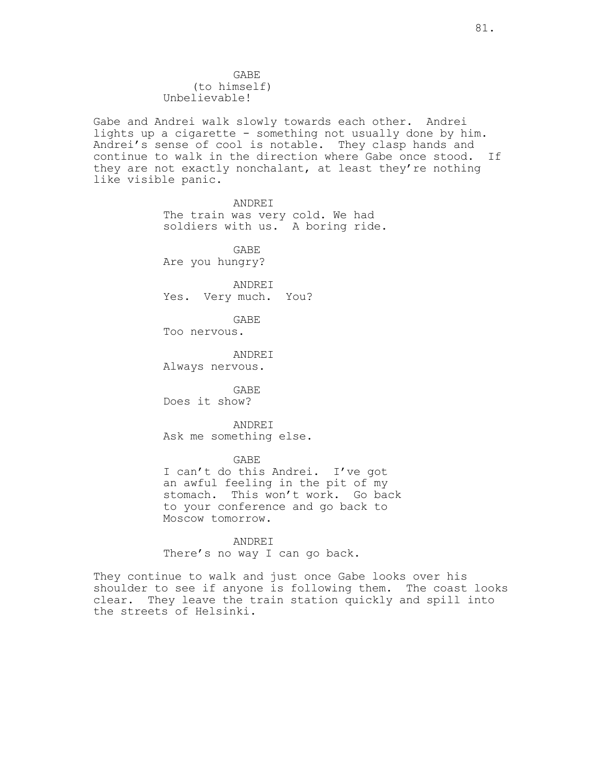GABE
(to himself)
Unbelievable!

Gabe and Andrei walk slowly towards each other. Andrei lights up a cigarette - something not usually done by him. Andrei's sense of cool is notable. They clasp hands and continue to walk in the direction where Gabe once stood. If they are not exactly nonchalant, at least they're nothing like visible panic.

ANDREI
The train was very cold. We had soldiers with us. A boring ride.

GABE
Are you hungry?

ANDREI
Yes. Very much. You?

GABE
Too nervous.

ANDREI
Always nervous.

GABE
Does it show?

ANDREI
Ask me something else.

GABE
I can't do this Andrei. I've got an awful feeling in the pit of my stomach. This won't work. Go back to your conference and go back to Moscow tomorrow.

ANDREI
There's no way I can go back.

They continue to walk and just once Gabe looks over his shoulder to see if anyone is following them. The coast looks clear. They leave the train station quickly and spill into the streets of Helsinki.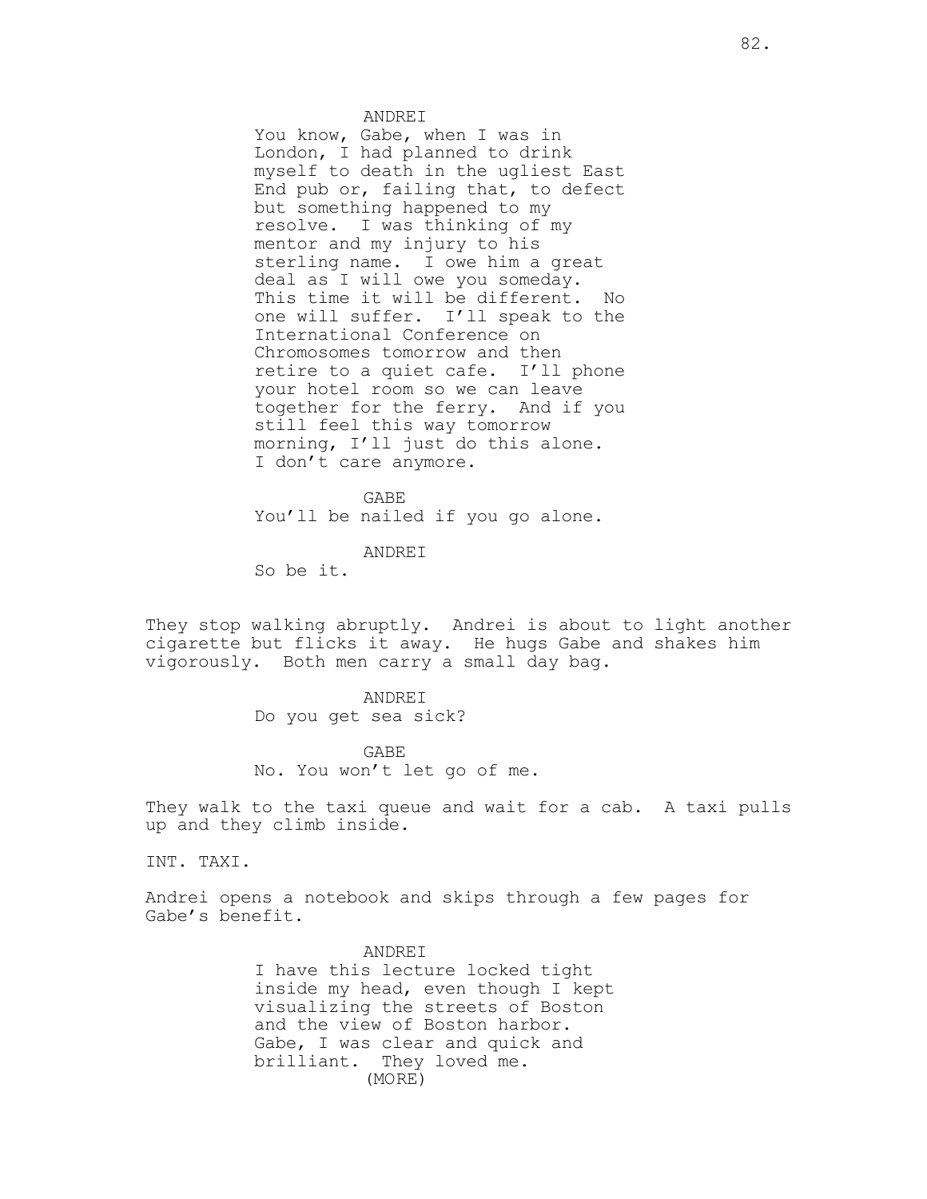ANDREI
You know, Gabe, when I was in London, I had planned to drink myself to death in the ugliest East End pub or, failing that, to defect but something happened to my resolve. I was thinking of my mentor and my injury to his sterling name. I owe him a great deal as I will owe you someday. This time it will be different. No one will suffer. I'll speak to the International Conference on Chromosomes tomorrow and then retire to a quiet cafe. I'll phone your hotel room so we can leave together for the ferry. And if you still feel this way tomorrow morning, I'll just do this alone. I don't care anymore.

GABE
You'll be nailed if you go alone.

ANDREI
So be it.

They stop walking abruptly. Andrei is about to light another cigarette but flicks it away. He hugs Gabe and shakes him vigorously. Both men carry a small day bag.

ANDREI
Do you get sea sick?

GABE
No. You won't let go of me.

They walk to the taxi queue and wait for a cab. A taxi pulls up and they climb inside.

INT. TAXI.

Andrei opens a notebook and skips through a few pages for Gabe's benefit.

ANDREI
I have this lecture locked tight inside my head, even though I kept visualizing the streets of Boston and the view of Boston harbor. Gabe, I was clear and quick and brilliant. They loved me.
(MORE)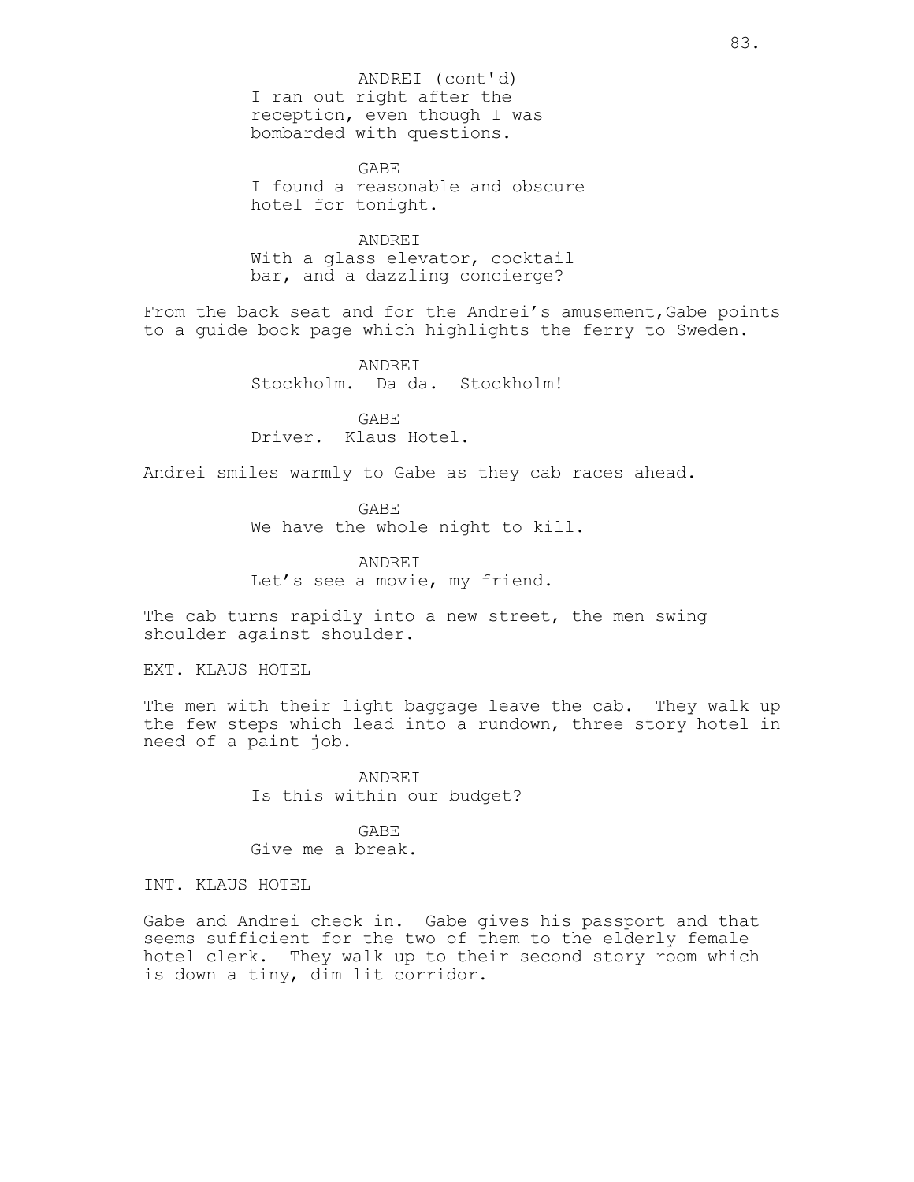ANDREI (cont'd)
I ran out right after the reception, even though I was bombarded with questions.

GABE
I found a reasonable and obscure hotel for tonight.

ANDREI
With a glass elevator, cocktail bar, and a dazzling concierge?

From the back seat and for the Andrei's amusement,Gabe points to a guide book page which highlights the ferry to Sweden.

ANDREI
Stockholm. Da da. Stockholm!

GABE
Driver. Klaus Hotel.

Andrei smiles warmly to Gabe as they cab races ahead.

GABE
We have the whole night to kill.

ANDREI
Let's see a movie, my friend.

The cab turns rapidly into a new street, the men swing shoulder against shoulder.

EXT. KLAUS HOTEL

The men with their light baggage leave the cab. They walk up the few steps which lead into a rundown, three story hotel in need of a paint job.

ANDREI
Is this within our budget?

GABE
Give me a break.

INT. KLAUS HOTEL

Gabe and Andrei check in. Gabe gives his passport and that seems sufficient for the two of them to the elderly female hotel clerk. They walk up to their second story room which is down a tiny, dim lit corridor.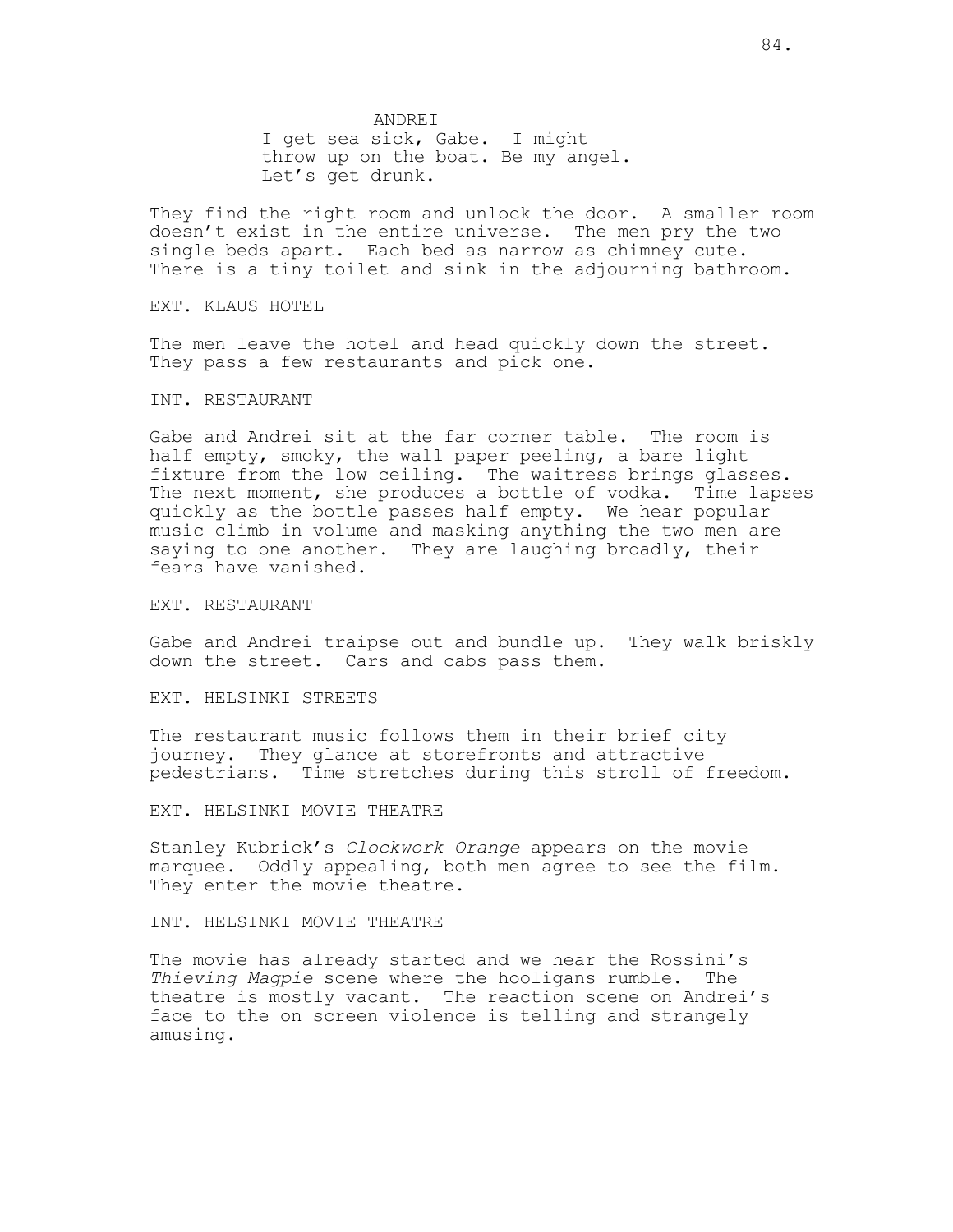ANDREI
I get sea sick, Gabe. I might throw up on the boat. Be my angel. Let's get drunk.

They find the right room and unlock the door. A smaller room doesn't exist in the entire universe. The men pry the two single beds apart. Each bed as narrow as chimney cute. There is a tiny toilet and sink in the adjourning bathroom.

EXT. KLAUS HOTEL

The men leave the hotel and head quickly down the street. They pass a few restaurants and pick one.

INT. RESTAURANT

Gabe and Andrei sit at the far corner table. The room is half empty, smoky, the wall paper peeling, a bare light fixture from the low ceiling. The waitress brings glasses. The next moment, she produces a bottle of vodka. Time lapses quickly as the bottle passes half empty. We hear popular music climb in volume and masking anything the two men are saying to one another. They are laughing broadly, their fears have vanished.

EXT. RESTAURANT

Gabe and Andrei traipse out and bundle up. They walk briskly down the street. Cars and cabs pass them.

EXT. HELSINKI STREETS

The restaurant music follows them in their brief city journey. They glance at storefronts and attractive pedestrians. Time stretches during this stroll of freedom.

EXT. HELSINKI MOVIE THEATRE

Stanley Kubrick's *Clockwork Orange* appears on the movie marquee. Oddly appealing, both men agree to see the film. They enter the movie theatre.

INT. HELSINKI MOVIE THEATRE

The movie has already started and we hear the Rossini's *Thieving Magpie* scene where the hooligans rumble. The theatre is mostly vacant. The reaction scene on Andrei's face to the on screen violence is telling and strangely amusing.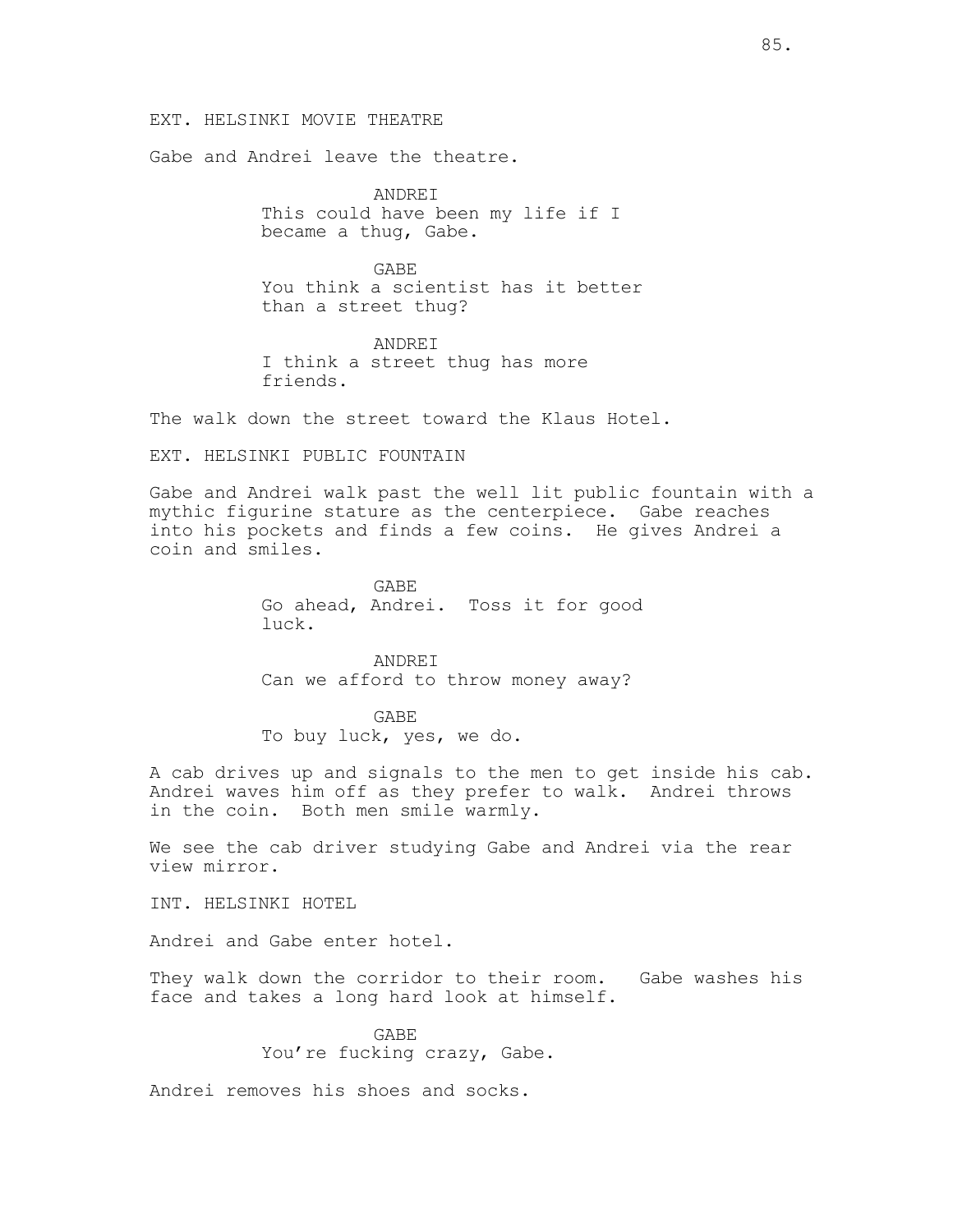EXT. HELSINKI MOVIE THEATRE

Gabe and Andrei leave the theatre.

ANDREI
This could have been my life if I became a thug, Gabe.

GABE
You think a scientist has it better than a street thug?

ANDREI
I think a street thug has more friends.

The walk down the street toward the Klaus Hotel.

EXT. HELSINKI PUBLIC FOUNTAIN

Gabe and Andrei walk past the well lit public fountain with a mythic figurine stature as the centerpiece. Gabe reaches into his pockets and finds a few coins. He gives Andrei a coin and smiles.

GABE
Go ahead, Andrei. Toss it for good luck.

ANDREI
Can we afford to throw money away?

GABE
To buy luck, yes, we do.

A cab drives up and signals to the men to get inside his cab. Andrei waves him off as they prefer to walk. Andrei throws in the coin. Both men smile warmly.

We see the cab driver studying Gabe and Andrei via the rear view mirror.

INT. HELSINKI HOTEL

Andrei and Gabe enter hotel.

They walk down the corridor to their room. Gabe washes his face and takes a long hard look at himself.

GABE
You're fucking crazy, Gabe.

Andrei removes his shoes and socks.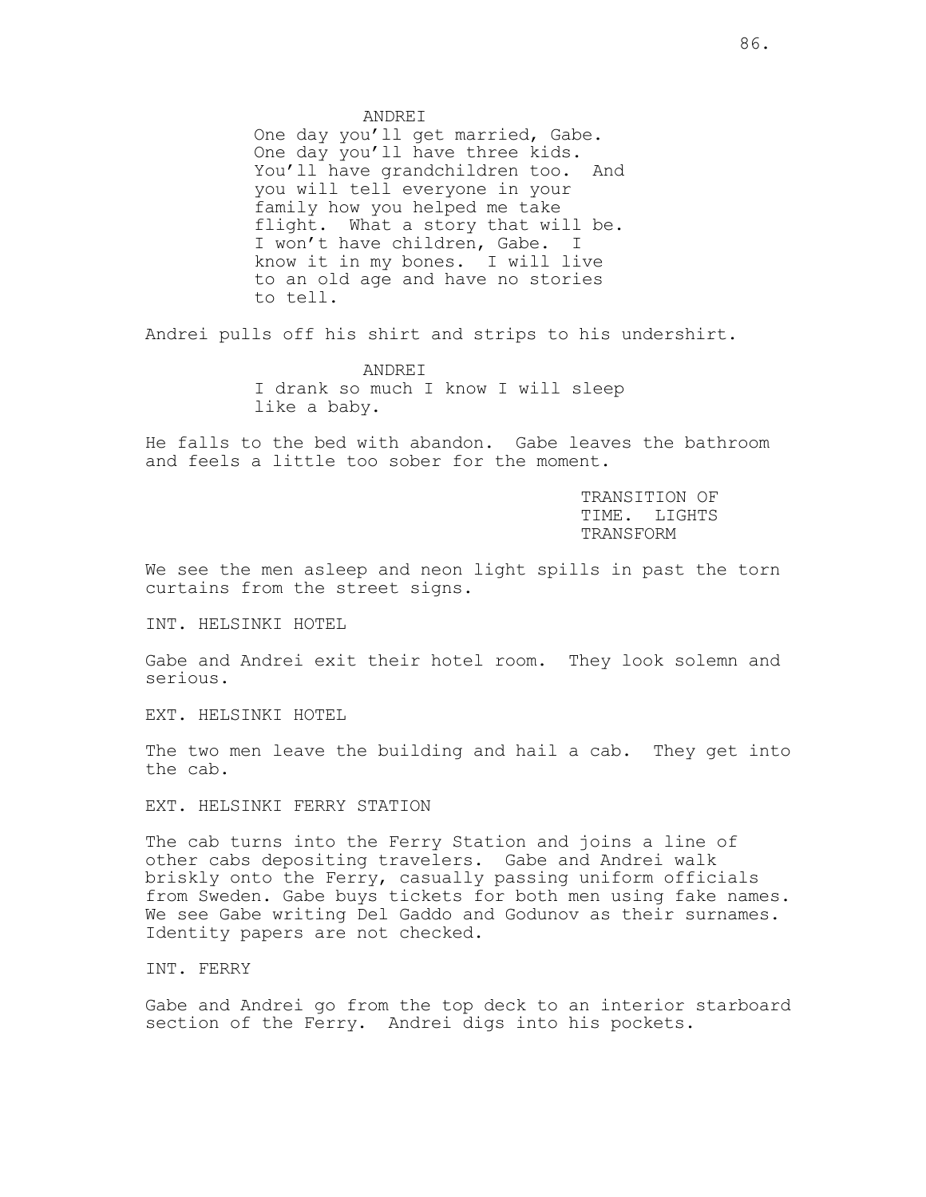ANDREI

One day you'll get married, Gabe. One day you'll have three kids. You'll have grandchildren too. And you will tell everyone in your family how you helped me take flight. What a story that will be. I won't have children, Gabe. I know it in my bones. I will live to an old age and have no stories to tell.

Andrei pulls off his shirt and strips to his undershirt.

ANDREI

I drank so much I know I will sleep like a baby.

He falls to the bed with abandon. Gabe leaves the bathroom and feels a little too sober for the moment.

TRANSITION OF TIME. LIGHTS TRANSFORM

We see the men asleep and neon light spills in past the torn curtains from the street signs.

INT. HELSINKI HOTEL

Gabe and Andrei exit their hotel room. They look solemn and serious.

EXT. HELSINKI HOTEL

The two men leave the building and hail a cab. They get into the cab.

EXT. HELSINKI FERRY STATION

The cab turns into the Ferry Station and joins a line of other cabs depositing travelers. Gabe and Andrei walk briskly onto the Ferry, casually passing uniform officials from Sweden. Gabe buys tickets for both men using fake names. We see Gabe writing Del Gaddo and Godunov as their surnames. Identity papers are not checked.

INT. FERRY

Gabe and Andrei go from the top deck to an interior starboard section of the Ferry. Andrei digs into his pockets.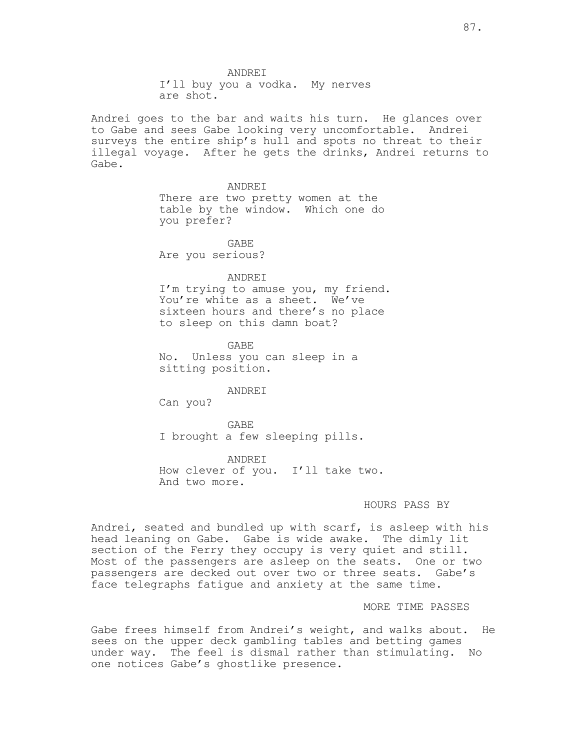ANDREI
I'll buy you a vodka. My nerves are shot.

Andrei goes to the bar and waits his turn. He glances over to Gabe and sees Gabe looking very uncomfortable. Andrei surveys the entire ship's hull and spots no threat to their illegal voyage. After he gets the drinks, Andrei returns to Gabe.

ANDREI
There are two pretty women at the table by the window. Which one do you prefer?

GABE
Are you serious?

ANDREI
I'm trying to amuse you, my friend. You're white as a sheet. We've sixteen hours and there's no place to sleep on this damn boat?

GABE
No. Unless you can sleep in a sitting position.

ANDREI
Can you?

GABE
I brought a few sleeping pills.

ANDREI
How clever of you. I'll take two. And two more.

HOURS PASS BY

Andrei, seated and bundled up with scarf, is asleep with his head leaning on Gabe. Gabe is wide awake. The dimly lit section of the Ferry they occupy is very quiet and still. Most of the passengers are asleep on the seats. One or two passengers are decked out over two or three seats. Gabe's face telegraphs fatigue and anxiety at the same time.

MORE TIME PASSES

Gabe frees himself from Andrei's weight, and walks about. He sees on the upper deck gambling tables and betting games under way. The feel is dismal rather than stimulating. No one notices Gabe's ghostlike presence.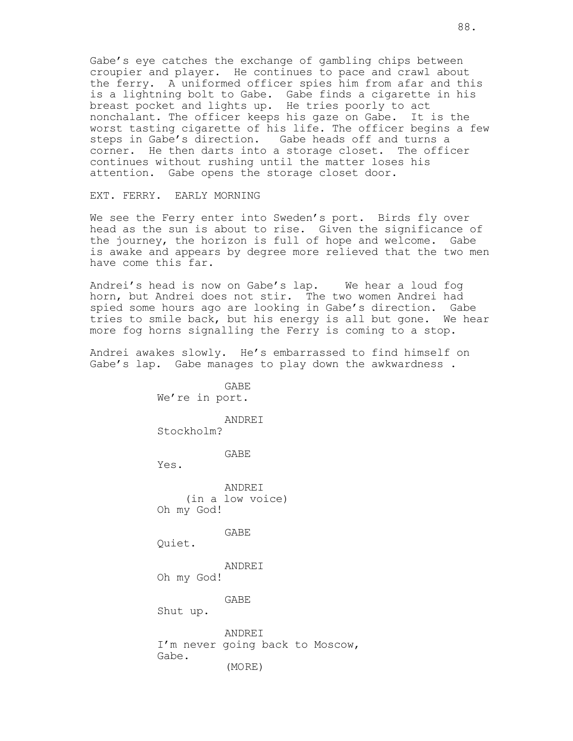Gabe's eye catches the exchange of gambling chips between croupier and player. He continues to pace and crawl about the ferry. A uniformed officer spies him from afar and this is a lightning bolt to Gabe. Gabe finds a cigarette in his breast pocket and lights up. He tries poorly to act nonchalant. The officer keeps his gaze on Gabe. It is the worst tasting cigarette of his life. The officer begins a few steps in Gabe's direction. Gabe heads off and turns a corner. He then darts into a storage closet. The officer continues without rushing until the matter loses his attention. Gabe opens the storage closet door.

EXT. FERRY. EARLY MORNING

We see the Ferry enter into Sweden's port. Birds fly over head as the sun is about to rise. Given the significance of the journey, the horizon is full of hope and welcome. Gabe is awake and appears by degree more relieved that the two men have come this far.

Andrei's head is now on Gabe's lap. We hear a loud fog horn, but Andrei does not stir. The two women Andrei had spied some hours ago are looking in Gabe's direction. Gabe tries to smile back, but his energy is all but gone. We hear more fog horns signalling the Ferry is coming to a stop.

Andrei awakes slowly. He's embarrassed to find himself on Gabe's lap. Gabe manages to play down the awkwardness .

GABE
We're in port.

ANDREI
Stockholm?

GABE
Yes.

ANDREI
(in a low voice)
Oh my God!

GABE
Quiet.

ANDREI
Oh my God!

GABE
Shut up.

ANDREI
I'm never going back to Moscow, Gabe.
(MORE)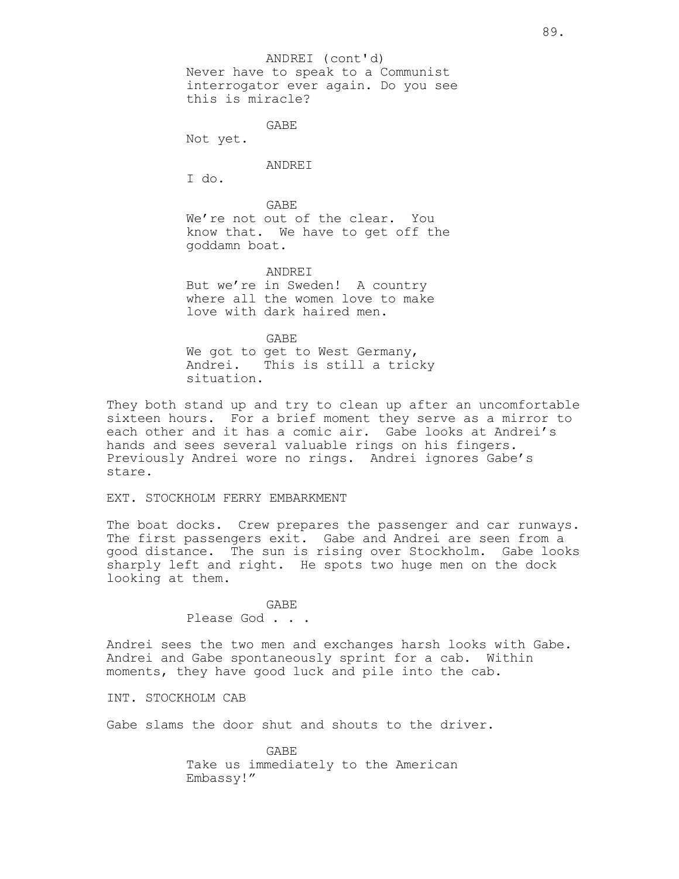ANDREI (cont'd)
Never have to speak to a Communist interrogator ever again. Do you see this is miracle?

GABE
Not yet.

ANDREI
I do.

GABE
We're not out of the clear. You know that. We have to get off the goddamn boat.

ANDREI
But we're in Sweden! A country where all the women love to make love with dark haired men.

GABE
We got to get to West Germany, Andrei. This is still a tricky situation.

They both stand up and try to clean up after an uncomfortable sixteen hours. For a brief moment they serve as a mirror to each other and it has a comic air. Gabe looks at Andrei's hands and sees several valuable rings on his fingers. Previously Andrei wore no rings. Andrei ignores Gabe's stare.

EXT. STOCKHOLM FERRY EMBARKMENT

The boat docks. Crew prepares the passenger and car runways. The first passengers exit. Gabe and Andrei are seen from a good distance. The sun is rising over Stockholm. Gabe looks sharply left and right. He spots two huge men on the dock looking at them.

GABE
Please God . . .

Andrei sees the two men and exchanges harsh looks with Gabe. Andrei and Gabe spontaneously sprint for a cab. Within moments, they have good luck and pile into the cab.

INT. STOCKHOLM CAB

Gabe slams the door shut and shouts to the driver.

GABE
Take us immediately to the American Embassy!"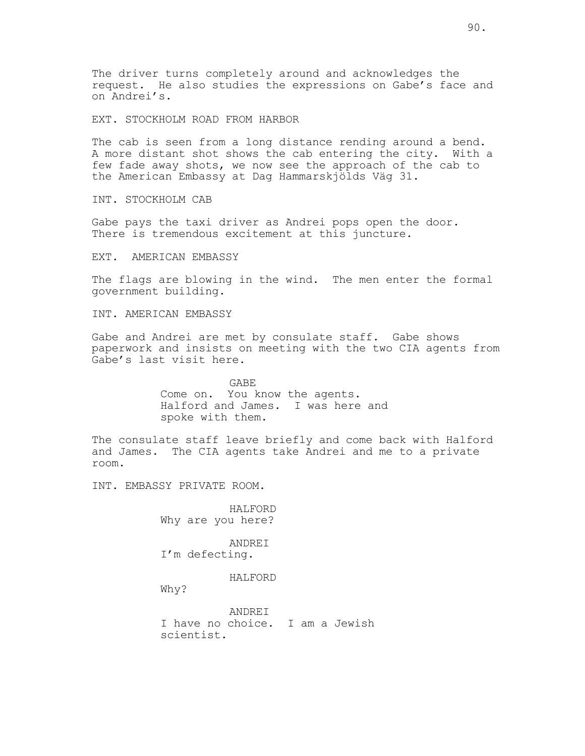The driver turns completely around and acknowledges the request. He also studies the expressions on Gabe's face and on Andrei's.

EXT. STOCKHOLM ROAD FROM HARBOR

The cab is seen from a long distance rending around a bend. A more distant shot shows the cab entering the city. With a few fade away shots, we now see the approach of the cab to the American Embassy at Dag Hammarskjölds Väg 31.

INT. STOCKHOLM CAB

Gabe pays the taxi driver as Andrei pops open the door. There is tremendous excitement at this juncture.

EXT. AMERICAN EMBASSY

The flags are blowing in the wind. The men enter the formal government building.

INT. AMERICAN EMBASSY

Gabe and Andrei are met by consulate staff. Gabe shows paperwork and insists on meeting with the two CIA agents from Gabe's last visit here.

GABE
Come on. You know the agents. Halford and James. I was here and spoke with them.

The consulate staff leave briefly and come back with Halford and James. The CIA agents take Andrei and me to a private room.

INT. EMBASSY PRIVATE ROOM.

HALFORD
Why are you here?

ANDREI
I'm defecting.

HALFORD
Why?

ANDREI
I have no choice. I am a Jewish scientist.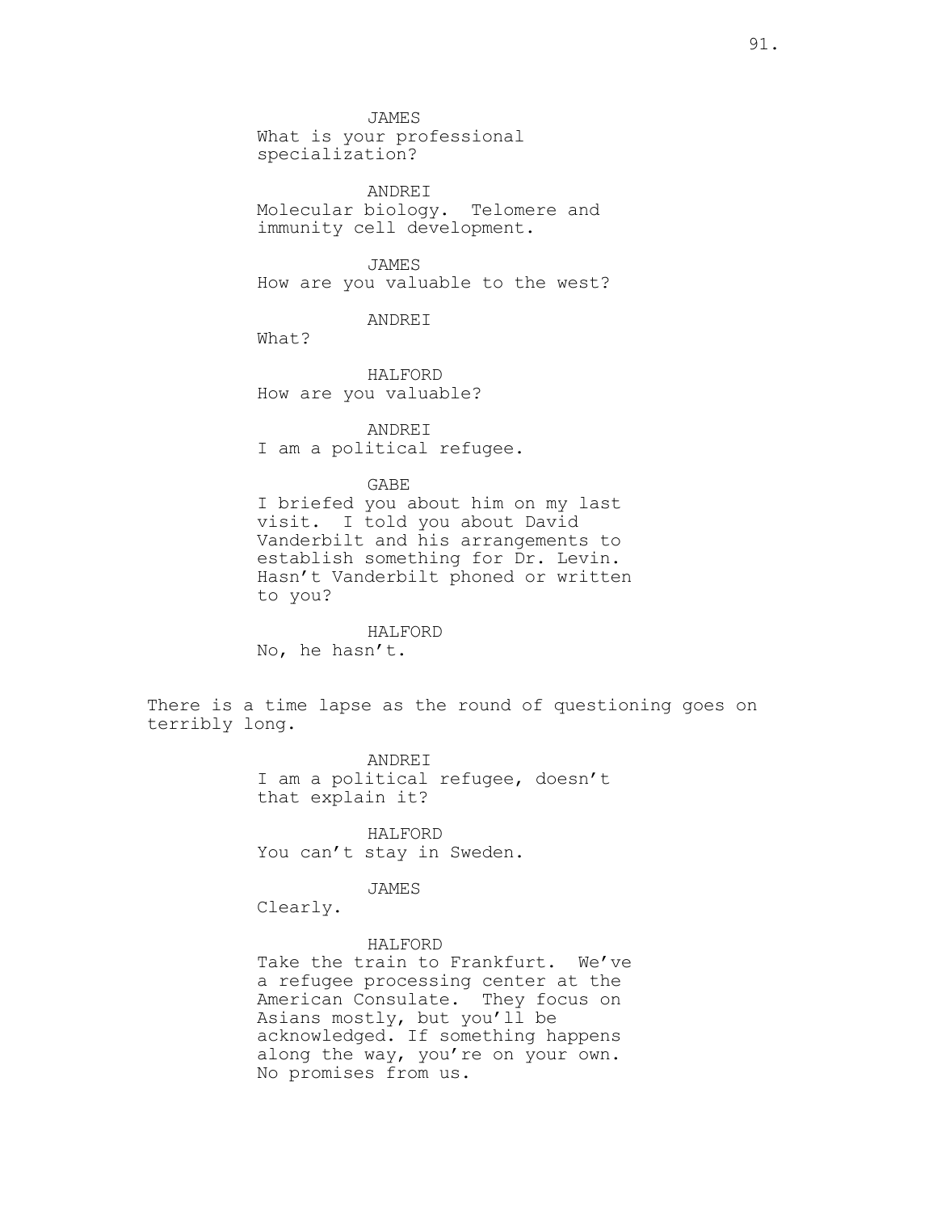JAMES
What is your professional specialization?

ANDREI
Molecular biology. Telomere and immunity cell development.

JAMES
How are you valuable to the west?

ANDREI
What?

HALFORD
How are you valuable?

ANDREI
I am a political refugee.

GABE
I briefed you about him on my last visit. I told you about David Vanderbilt and his arrangements to establish something for Dr. Levin. Hasn't Vanderbilt phoned or written to you?

HALFORD
No, he hasn't.

There is a time lapse as the round of questioning goes on terribly long.

ANDREI
I am a political refugee, doesn't that explain it?

HALFORD
You can't stay in Sweden.

JAMES
Clearly.

HALFORD
Take the train to Frankfurt. We've a refugee processing center at the American Consulate. They focus on Asians mostly, but you'll be acknowledged. If something happens along the way, you're on your own. No promises from us.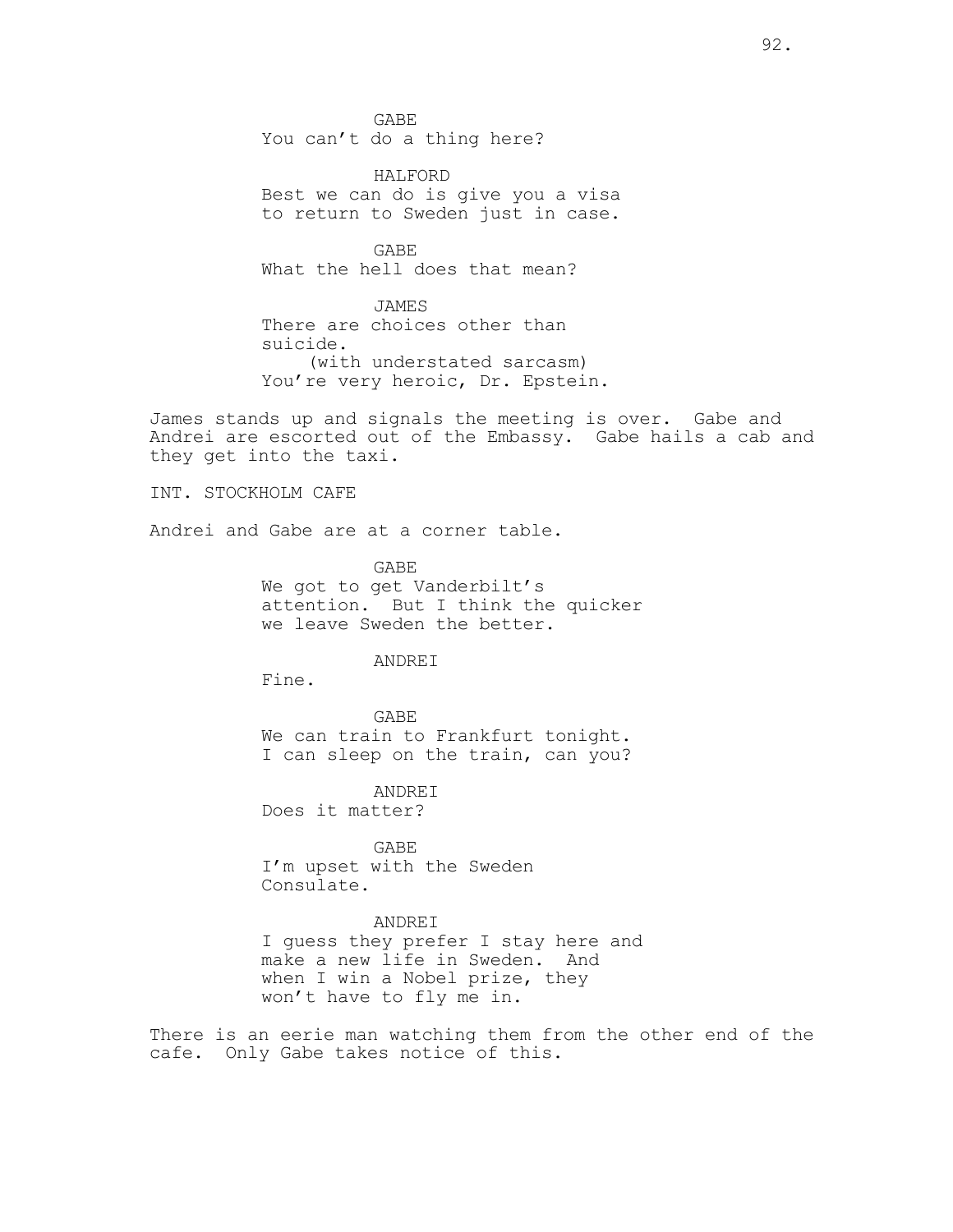GABE
You can't do a thing here?

HALFORD
Best we can do is give you a visa to return to Sweden just in case.

GABE
What the hell does that mean?

JAMES
There are choices other than suicide.
(with understated sarcasm)
You're very heroic, Dr. Epstein.

James stands up and signals the meeting is over. Gabe and Andrei are escorted out of the Embassy. Gabe hails a cab and they get into the taxi.

INT. STOCKHOLM CAFE

Andrei and Gabe are at a corner table.

GABE
We got to get Vanderbilt's attention. But I think the quicker we leave Sweden the better.

ANDREI
Fine.

GABE
We can train to Frankfurt tonight. I can sleep on the train, can you?

ANDREI
Does it matter?

GABE
I'm upset with the Sweden Consulate.

ANDREI
I guess they prefer I stay here and make a new life in Sweden. And when I win a Nobel prize, they won't have to fly me in.

There is an eerie man watching them from the other end of the cafe. Only Gabe takes notice of this.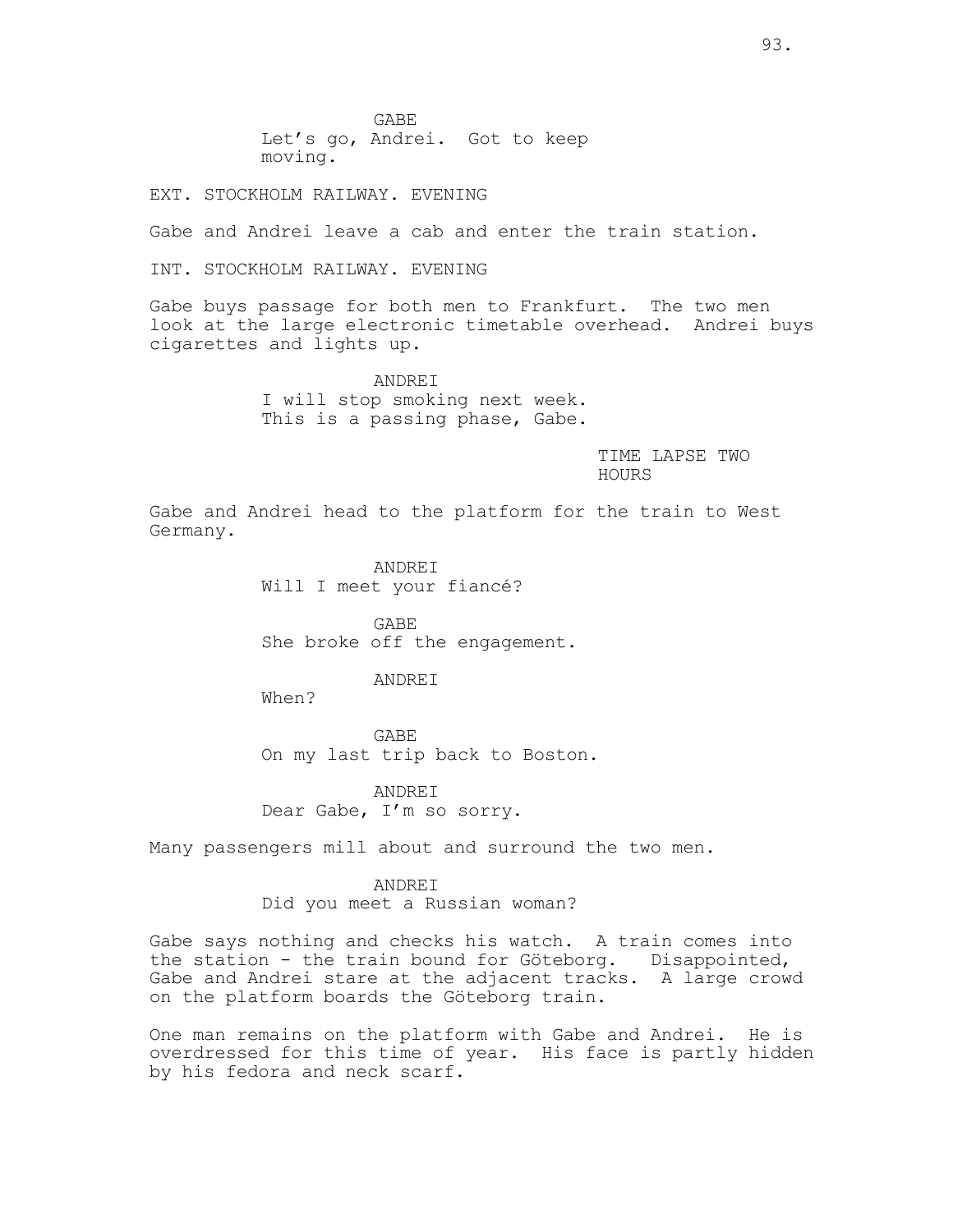GABE
Let's go, Andrei. Got to keep moving.

EXT. STOCKHOLM RAILWAY. EVENING

Gabe and Andrei leave a cab and enter the train station.

INT. STOCKHOLM RAILWAY. EVENING

Gabe buys passage for both men to Frankfurt. The two men look at the large electronic timetable overhead. Andrei buys cigarettes and lights up.

ANDREI
I will stop smoking next week. This is a passing phase, Gabe.

TIME LAPSE TWO HOURS

Gabe and Andrei head to the platform for the train to West Germany.

ANDREI
Will I meet your fiancé?

GABE
She broke off the engagement.

ANDREI
When?

GABE
On my last trip back to Boston.

ANDREI
Dear Gabe, I'm so sorry.

Many passengers mill about and surround the two men.

ANDREI
Did you meet a Russian woman?

Gabe says nothing and checks his watch. A train comes into the station - the train bound for Göteborg. Disappointed, Gabe and Andrei stare at the adjacent tracks. A large crowd on the platform boards the Göteborg train.

One man remains on the platform with Gabe and Andrei. He is overdressed for this time of year. His face is partly hidden by his fedora and neck scarf.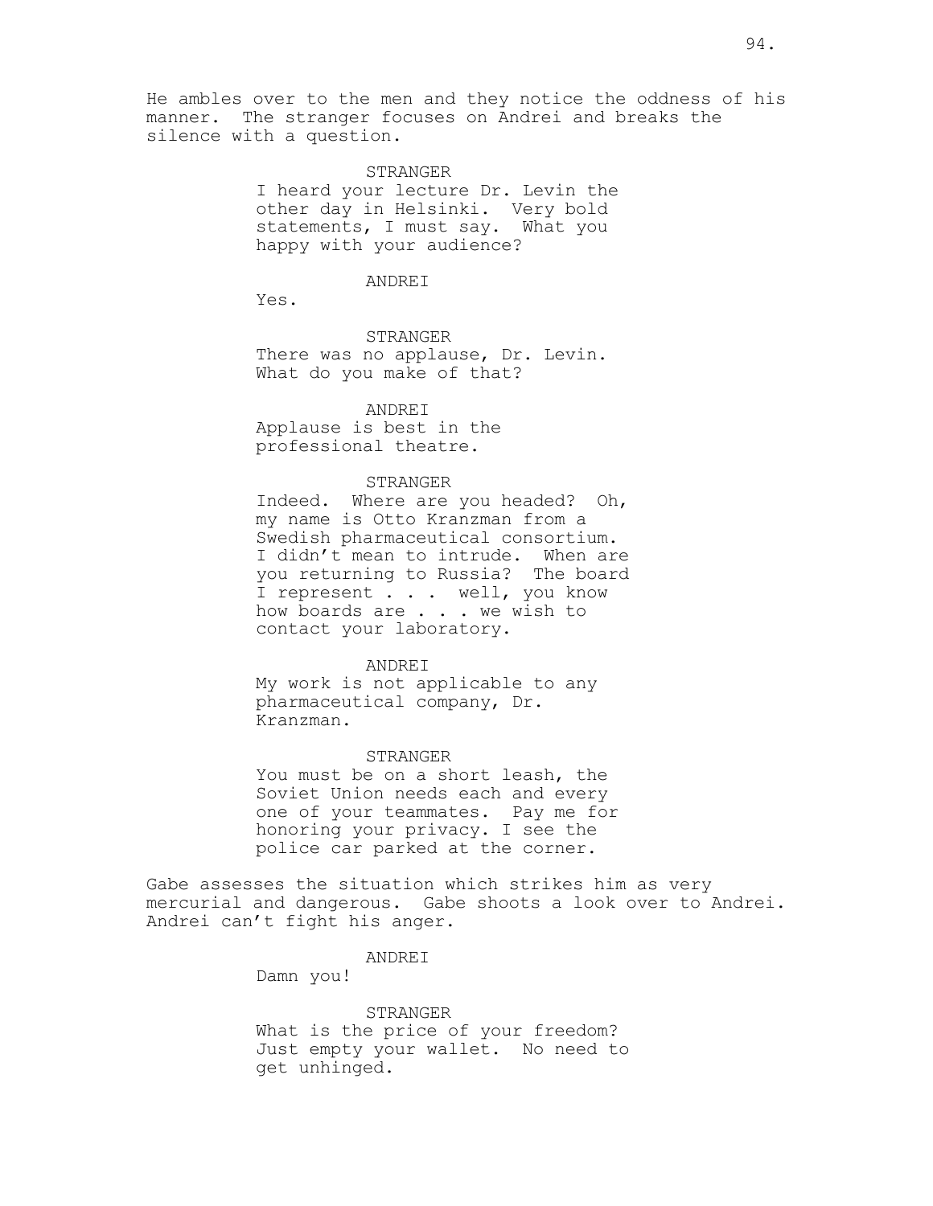He ambles over to the men and they notice the oddness of his manner. The stranger focuses on Andrei and breaks the silence with a question.

STRANGER
I heard your lecture Dr. Levin the other day in Helsinki. Very bold statements, I must say. What you happy with your audience?

ANDREI
Yes.

STRANGER
There was no applause, Dr. Levin. What do you make of that?

ANDREI
Applause is best in the professional theatre.

STRANGER
Indeed. Where are you headed? Oh, my name is Otto Kranzman from a Swedish pharmaceutical consortium. I didn't mean to intrude. When are you returning to Russia? The board I represent . . . well, you know how boards are . . . we wish to contact your laboratory.

ANDREI
My work is not applicable to any pharmaceutical company, Dr. Kranzman.

STRANGER
You must be on a short leash, the Soviet Union needs each and every one of your teammates. Pay me for honoring your privacy. I see the police car parked at the corner.

Gabe assesses the situation which strikes him as very mercurial and dangerous. Gabe shoots a look over to Andrei. Andrei can't fight his anger.

ANDREI
Damn you!

STRANGER
What is the price of your freedom? Just empty your wallet. No need to get unhinged.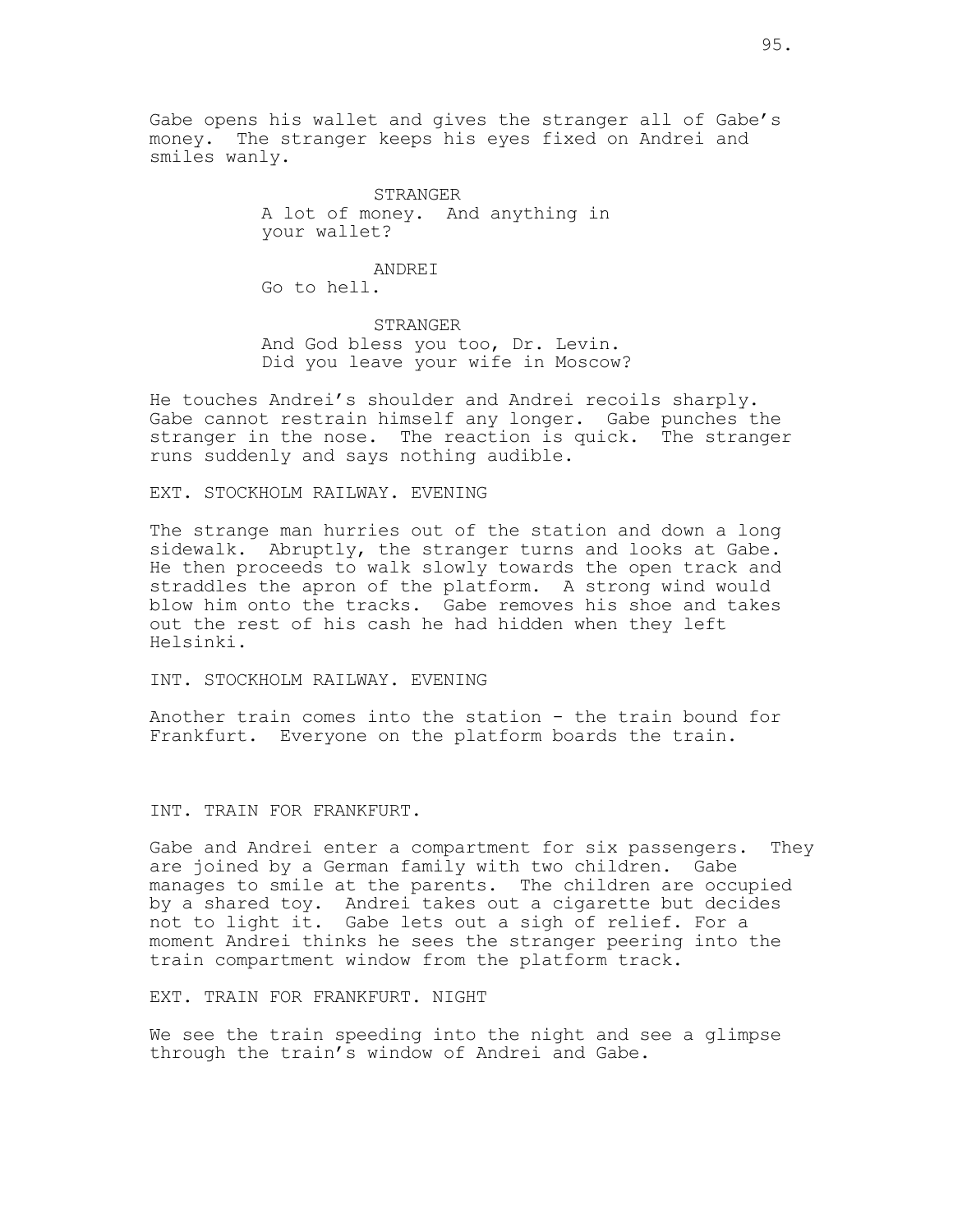Gabe opens his wallet and gives the stranger all of Gabe's money. The stranger keeps his eyes fixed on Andrei and smiles wanly.

STRANGER
A lot of money. And anything in your wallet?

ANDREI
Go to hell.

STRANGER
And God bless you too, Dr. Levin. Did you leave your wife in Moscow?

He touches Andrei's shoulder and Andrei recoils sharply. Gabe cannot restrain himself any longer. Gabe punches the stranger in the nose. The reaction is quick. The stranger runs suddenly and says nothing audible.

EXT. STOCKHOLM RAILWAY. EVENING

The strange man hurries out of the station and down a long sidewalk. Abruptly, the stranger turns and looks at Gabe. He then proceeds to walk slowly towards the open track and straddles the apron of the platform. A strong wind would blow him onto the tracks. Gabe removes his shoe and takes out the rest of his cash he had hidden when they left Helsinki.

INT. STOCKHOLM RAILWAY. EVENING

Another train comes into the station - the train bound for Frankfurt. Everyone on the platform boards the train.

INT. TRAIN FOR FRANKFURT.

Gabe and Andrei enter a compartment for six passengers. They are joined by a German family with two children. Gabe manages to smile at the parents. The children are occupied by a shared toy. Andrei takes out a cigarette but decides not to light it. Gabe lets out a sigh of relief. For a moment Andrei thinks he sees the stranger peering into the train compartment window from the platform track.

EXT. TRAIN FOR FRANKFURT. NIGHT

We see the train speeding into the night and see a glimpse through the train's window of Andrei and Gabe.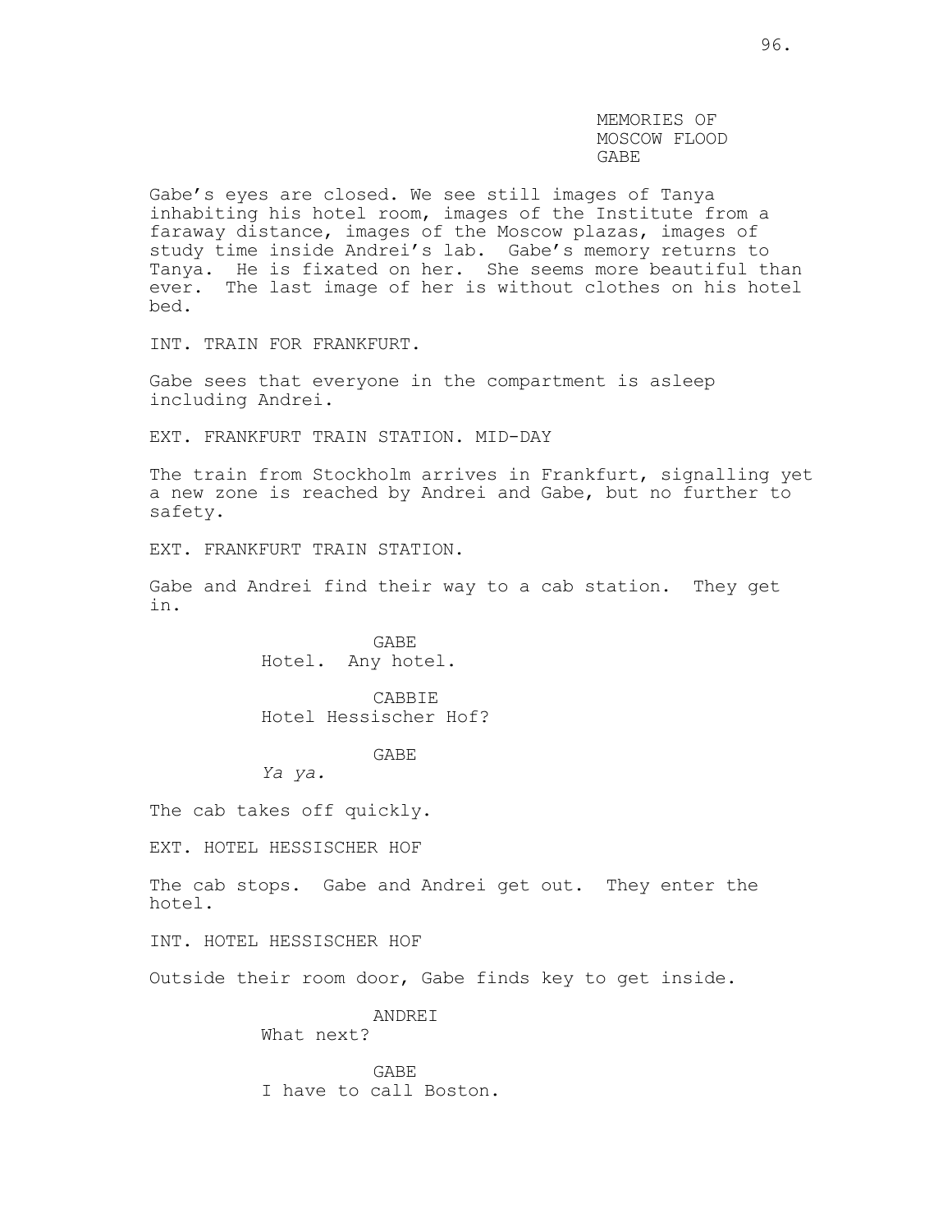MEMORIES OF
MOSCOW FLOOD
GABE

Gabe's eyes are closed. We see still images of Tanya inhabiting his hotel room, images of the Institute from a faraway distance, images of the Moscow plazas, images of study time inside Andrei's lab. Gabe's memory returns to Tanya. He is fixated on her. She seems more beautiful than ever. The last image of her is without clothes on his hotel bed.

INT. TRAIN FOR FRANKFURT.

Gabe sees that everyone in the compartment is asleep including Andrei.

EXT. FRANKFURT TRAIN STATION. MID-DAY

The train from Stockholm arrives in Frankfurt, signalling yet a new zone is reached by Andrei and Gabe, but no further to safety.

EXT. FRANKFURT TRAIN STATION.

Gabe and Andrei find their way to a cab station. They get in.

GABE
Hotel. Any hotel.

CABBIE
Hotel Hessischer Hof?

GABE
*Ya ya.*

The cab takes off quickly.

EXT. HOTEL HESSISCHER HOF

The cab stops. Gabe and Andrei get out. They enter the hotel.

INT. HOTEL HESSISCHER HOF

Outside their room door, Gabe finds key to get inside.

ANDREI
What next?

GABE
I have to call Boston.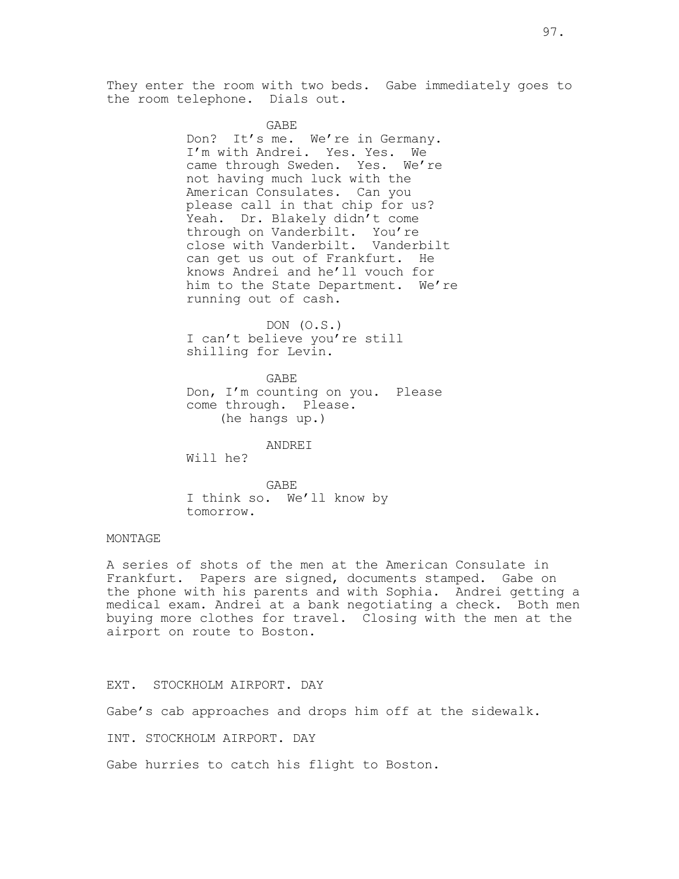They enter the room with two beds. Gabe immediately goes to the room telephone. Dials out.

GABE
Don? It's me. We're in Germany. I'm with Andrei. Yes. Yes. We came through Sweden. Yes. We're not having much luck with the American Consulates. Can you please call in that chip for us? Yeah. Dr. Blakely didn't come through on Vanderbilt. You're close with Vanderbilt. Vanderbilt can get us out of Frankfurt. He knows Andrei and he'll vouch for him to the State Department. We're running out of cash.

DON (O.S.)
I can't believe you're still shilling for Levin.

GABE
Don, I'm counting on you. Please come through. Please.
(he hangs up.)

ANDREI
Will he?

GABE
I think so. We'll know by tomorrow.

MONTAGE

A series of shots of the men at the American Consulate in Frankfurt. Papers are signed, documents stamped. Gabe on the phone with his parents and with Sophia. Andrei getting a medical exam. Andrei at a bank negotiating a check. Both men buying more clothes for travel. Closing with the men at the airport on route to Boston.

EXT. STOCKHOLM AIRPORT. DAY

Gabe's cab approaches and drops him off at the sidewalk.

INT. STOCKHOLM AIRPORT. DAY

Gabe hurries to catch his flight to Boston.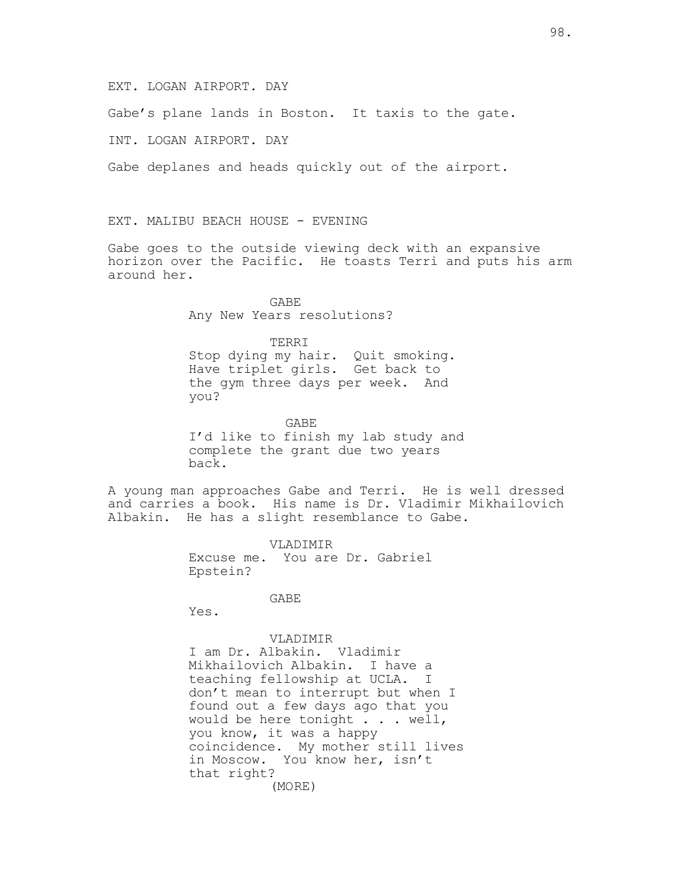EXT. LOGAN AIRPORT. DAY

Gabe's plane lands in Boston. It taxis to the gate.

INT. LOGAN AIRPORT. DAY

Gabe deplanes and heads quickly out of the airport.

EXT. MALIBU BEACH HOUSE - EVENING

Gabe goes to the outside viewing deck with an expansive horizon over the Pacific. He toasts Terri and puts his arm around her.

GABE
Any New Years resolutions?

TERRI
Stop dying my hair. Quit smoking. Have triplet girls. Get back to the gym three days per week. And you?

GABE
I'd like to finish my lab study and complete the grant due two years back.

A young man approaches Gabe and Terri. He is well dressed and carries a book. His name is Dr. Vladimir Mikhailovich Albakin. He has a slight resemblance to Gabe.

VLADIMIR
Excuse me. You are Dr. Gabriel Epstein?

GABE
Yes.

VLADIMIR
I am Dr. Albakin. Vladimir Mikhailovich Albakin. I have a teaching fellowship at UCLA. I don't mean to interrupt but when I found out a few days ago that you would be here tonight . . . well, you know, it was a happy coincidence. My mother still lives in Moscow. You know her, isn't that right?
(MORE)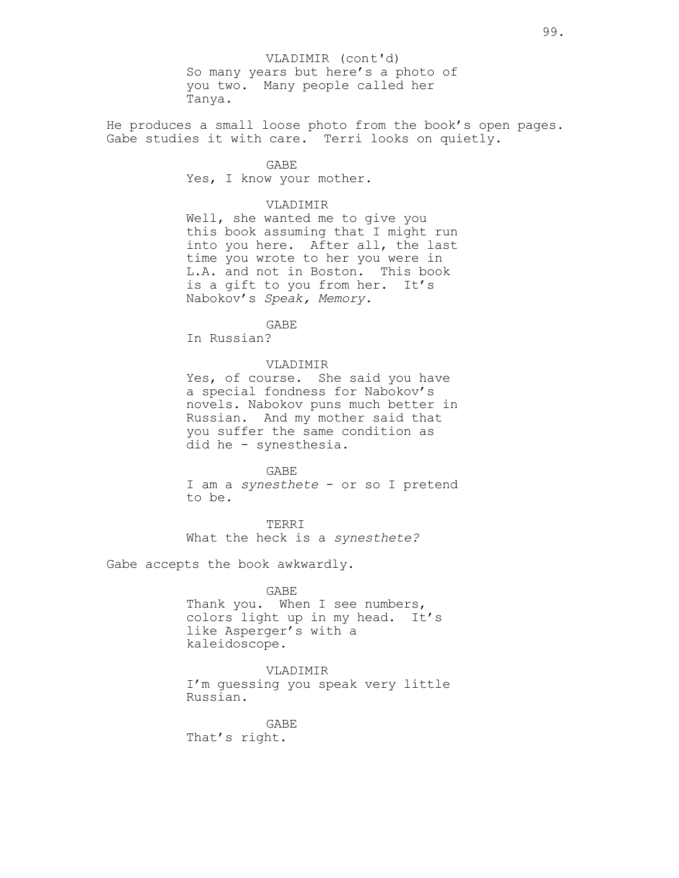VLADIMIR (cont'd)
So many years but here's a photo of you two. Many people called her Tanya.

He produces a small loose photo from the book's open pages. Gabe studies it with care. Terri looks on quietly.

GABE
Yes, I know your mother.

VLADIMIR
Well, she wanted me to give you this book assuming that I might run into you here. After all, the last time you wrote to her you were in L.A. and not in Boston. This book is a gift to you from her. It's Nabokov's *Speak, Memory.*

GABE
In Russian?

VLADIMIR
Yes, of course. She said you have a special fondness for Nabokov's novels. Nabokov puns much better in Russian. And my mother said that you suffer the same condition as did he - synesthesia.

GABE
I am a *synesthete* - or so I pretend to be.

TERRI
What the heck is a *synesthete?*

Gabe accepts the book awkwardly.

GABE
Thank you. When I see numbers, colors light up in my head. It's like Asperger's with a kaleidoscope.

VLADIMIR
I'm guessing you speak very little Russian.

GABE
That's right.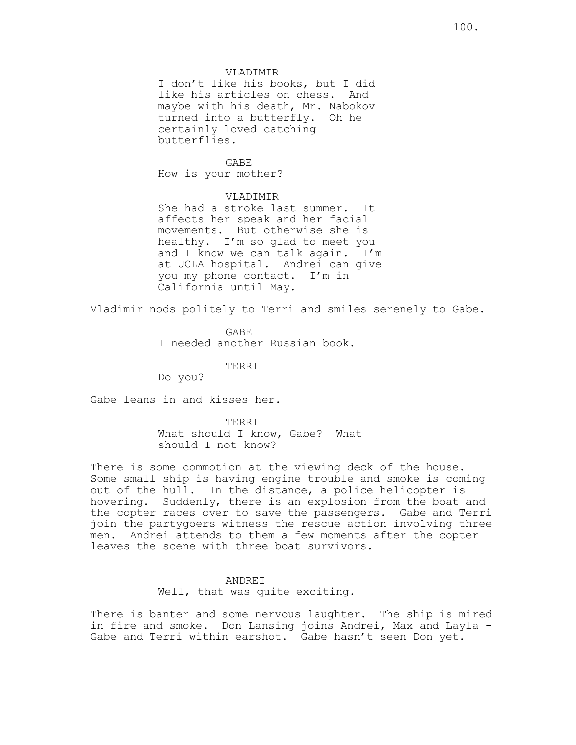VLADIMIR

I don't like his books, but I did like his articles on chess. And maybe with his death, Mr. Nabokov turned into a butterfly. Oh he certainly loved catching butterflies.

GABE

How is your mother?

VLADIMIR

She had a stroke last summer. It affects her speak and her facial movements. But otherwise she is healthy. I'm so glad to meet you and I know we can talk again. I'm at UCLA hospital. Andrei can give you my phone contact. I'm in California until May.

Vladimir nods politely to Terri and smiles serenely to Gabe.

GABE

I needed another Russian book.

TERRI

Do you?

Gabe leans in and kisses her.

TERRI

What should I know, Gabe? What should I not know?

There is some commotion at the viewing deck of the house. Some small ship is having engine trouble and smoke is coming out of the hull. In the distance, a police helicopter is hovering. Suddenly, there is an explosion from the boat and the copter races over to save the passengers. Gabe and Terri join the partygoers witness the rescue action involving three men. Andrei attends to them a few moments after the copter leaves the scene with three boat survivors.

ANDREI

Well, that was quite exciting.

There is banter and some nervous laughter. The ship is mired in fire and smoke. Don Lansing joins Andrei, Max and Layla - Gabe and Terri within earshot. Gabe hasn't seen Don yet.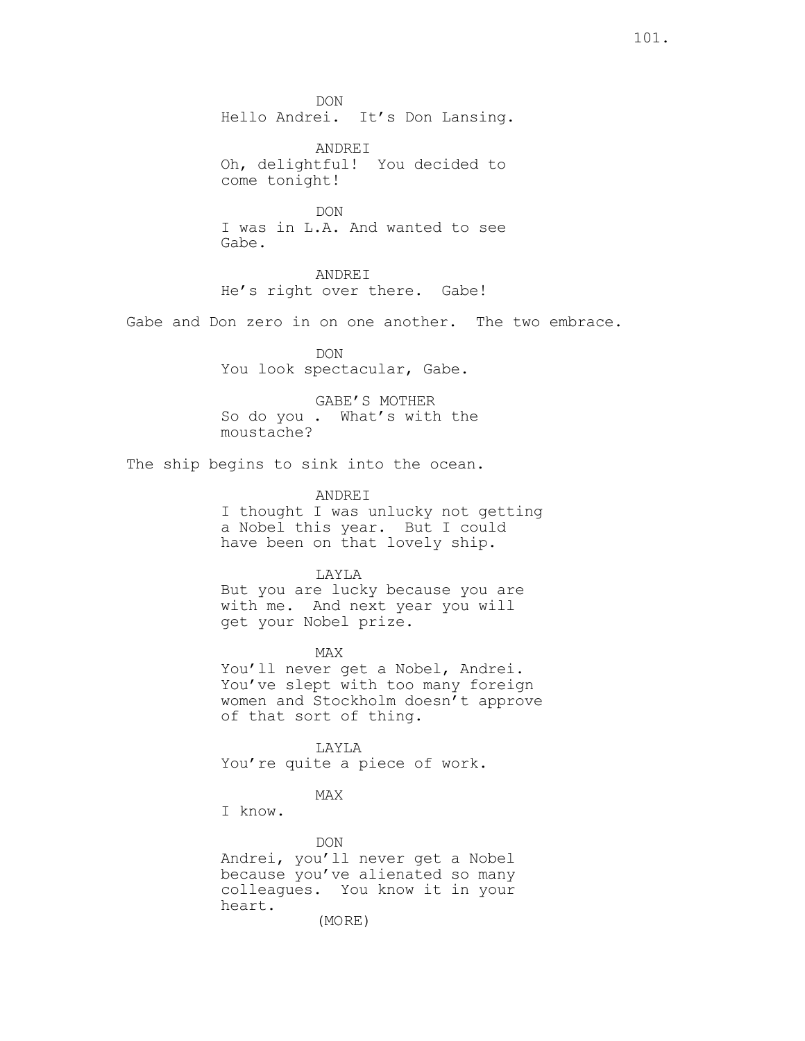DON
Hello Andrei. It's Don Lansing.

ANDREI
Oh, delightful! You decided to come tonight!

DON
I was in L.A. And wanted to see Gabe.

ANDREI
He's right over there. Gabe!

Gabe and Don zero in on one another. The two embrace.

DON
You look spectacular, Gabe.

GABE'S MOTHER
So do you . What's with the moustache?

The ship begins to sink into the ocean.

ANDREI
I thought I was unlucky not getting a Nobel this year. But I could have been on that lovely ship.

LAYLA
But you are lucky because you are with me. And next year you will get your Nobel prize.

MAX
You'll never get a Nobel, Andrei. You've slept with too many foreign women and Stockholm doesn't approve of that sort of thing.

LAYLA
You're quite a piece of work.

MAX
I know.

DON
Andrei, you'll never get a Nobel because you've alienated so many colleagues. You know it in your heart.
(MORE)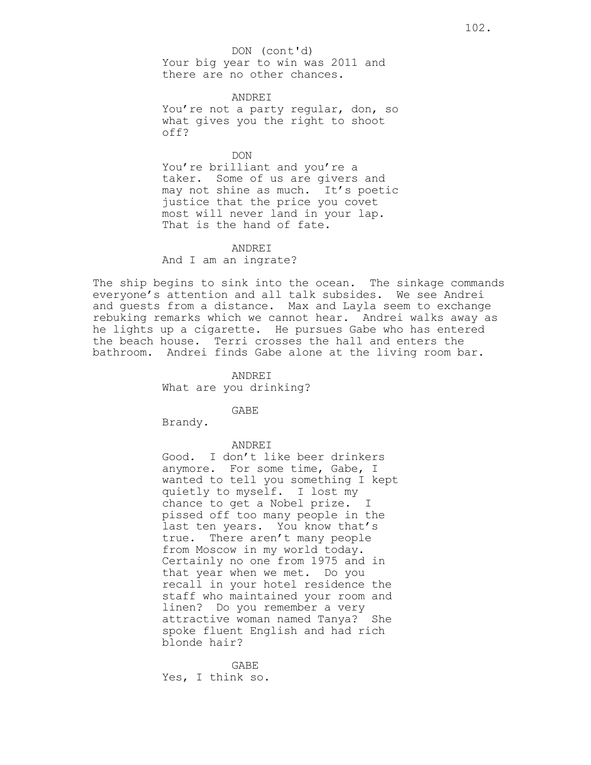DON (cont'd)
Your big year to win was 2011 and there are no other chances.

ANDREI
You're not a party regular, don, so what gives you the right to shoot off?

DON
You're brilliant and you're a taker. Some of us are givers and may not shine as much. It's poetic justice that the price you covet most will never land in your lap. That is the hand of fate.

ANDREI
And I am an ingrate?

The ship begins to sink into the ocean. The sinkage commands everyone's attention and all talk subsides. We see Andrei and guests from a distance. Max and Layla seem to exchange rebuking remarks which we cannot hear. Andrei walks away as he lights up a cigarette. He pursues Gabe who has entered the beach house. Terri crosses the hall and enters the bathroom. Andrei finds Gabe alone at the living room bar.

ANDREI
What are you drinking?

GABE
Brandy.

ANDREI
Good. I don't like beer drinkers anymore. For some time, Gabe, I wanted to tell you something I kept quietly to myself. I lost my chance to get a Nobel prize. I pissed off too many people in the last ten years. You know that's true. There aren't many people from Moscow in my world today. Certainly no one from 1975 and in that year when we met. Do you recall in your hotel residence the staff who maintained your room and linen? Do you remember a very attractive woman named Tanya? She spoke fluent English and had rich blonde hair?

GABE
Yes, I think so.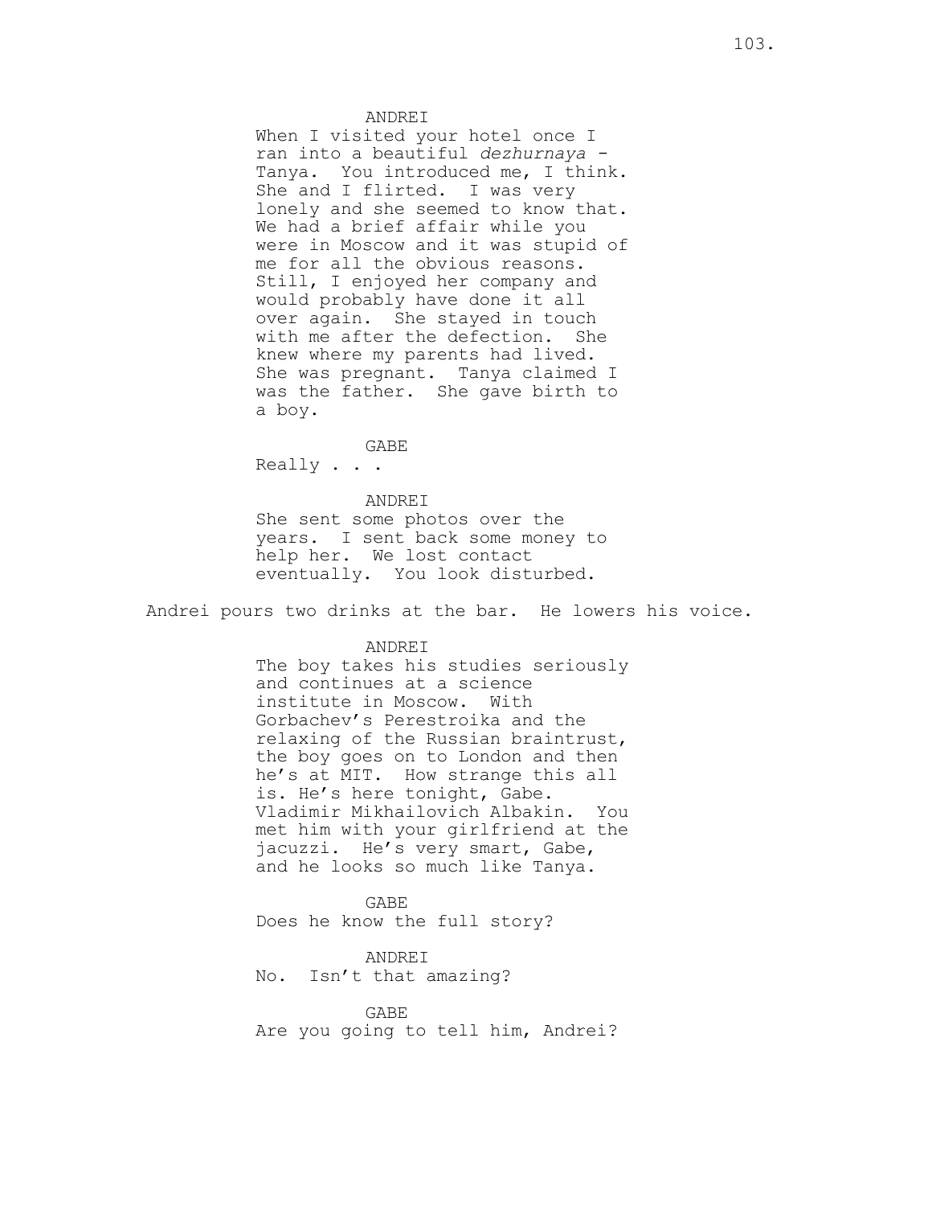ANDREI

When I visited your hotel once I ran into a beautiful *dezhurnaya* - Tanya. You introduced me, I think. She and I flirted. I was very lonely and she seemed to know that. We had a brief affair while you were in Moscow and it was stupid of me for all the obvious reasons. Still, I enjoyed her company and would probably have done it all over again. She stayed in touch with me after the defection. She knew where my parents had lived. She was pregnant. Tanya claimed I was the father. She gave birth to a boy.

GABE

Really . . .

ANDREI

She sent some photos over the years. I sent back some money to help her. We lost contact eventually. You look disturbed.

Andrei pours two drinks at the bar. He lowers his voice.

ANDREI

The boy takes his studies seriously and continues at a science institute in Moscow. With Gorbachev's Perestroika and the relaxing of the Russian braintrust, the boy goes on to London and then he's at MIT. How strange this all is. He's here tonight, Gabe. Vladimir Mikhailovich Albakin. You met him with your girlfriend at the jacuzzi. He's very smart, Gabe, and he looks so much like Tanya.

GABE

Does he know the full story?

ANDREI

No. Isn't that amazing?

GABE

Are you going to tell him, Andrei?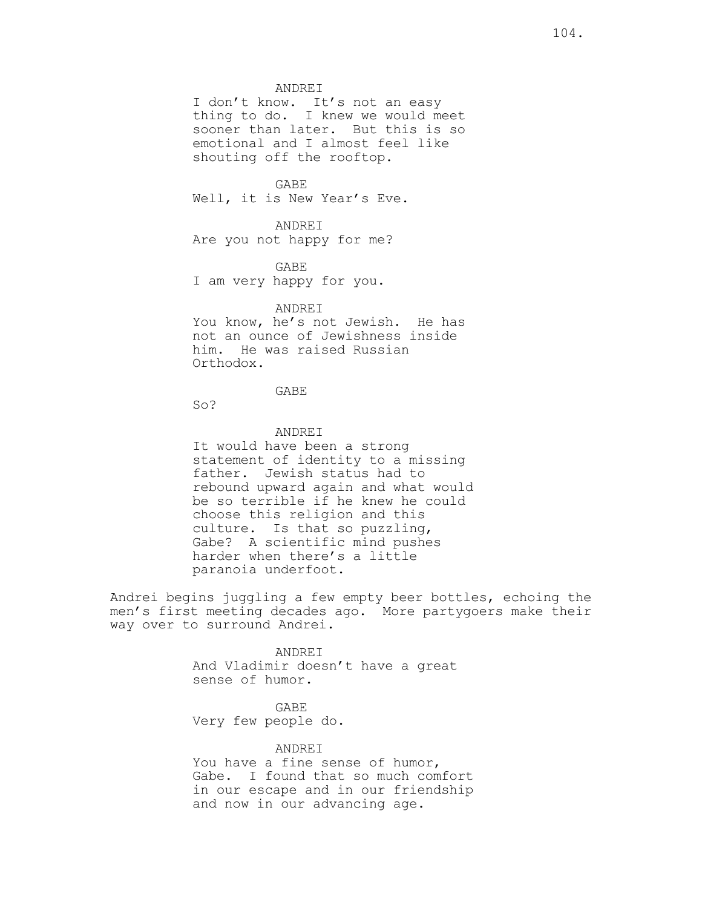ANDREI
I don't know. It's not an easy thing to do. I knew we would meet sooner than later. But this is so emotional and I almost feel like shouting off the rooftop.

GABE
Well, it is New Year's Eve.

ANDREI
Are you not happy for me?

GABE
I am very happy for you.

ANDREI
You know, he's not Jewish. He has not an ounce of Jewishness inside him. He was raised Russian Orthodox.

GABE
So?

ANDREI
It would have been a strong statement of identity to a missing father. Jewish status had to rebound upward again and what would be so terrible if he knew he could choose this religion and this culture. Is that so puzzling, Gabe? A scientific mind pushes harder when there's a little paranoia underfoot.

Andrei begins juggling a few empty beer bottles, echoing the men's first meeting decades ago. More partygoers make their way over to surround Andrei.

ANDREI
And Vladimir doesn't have a great sense of humor.

GABE
Very few people do.

ANDREI
You have a fine sense of humor, Gabe. I found that so much comfort in our escape and in our friendship and now in our advancing age.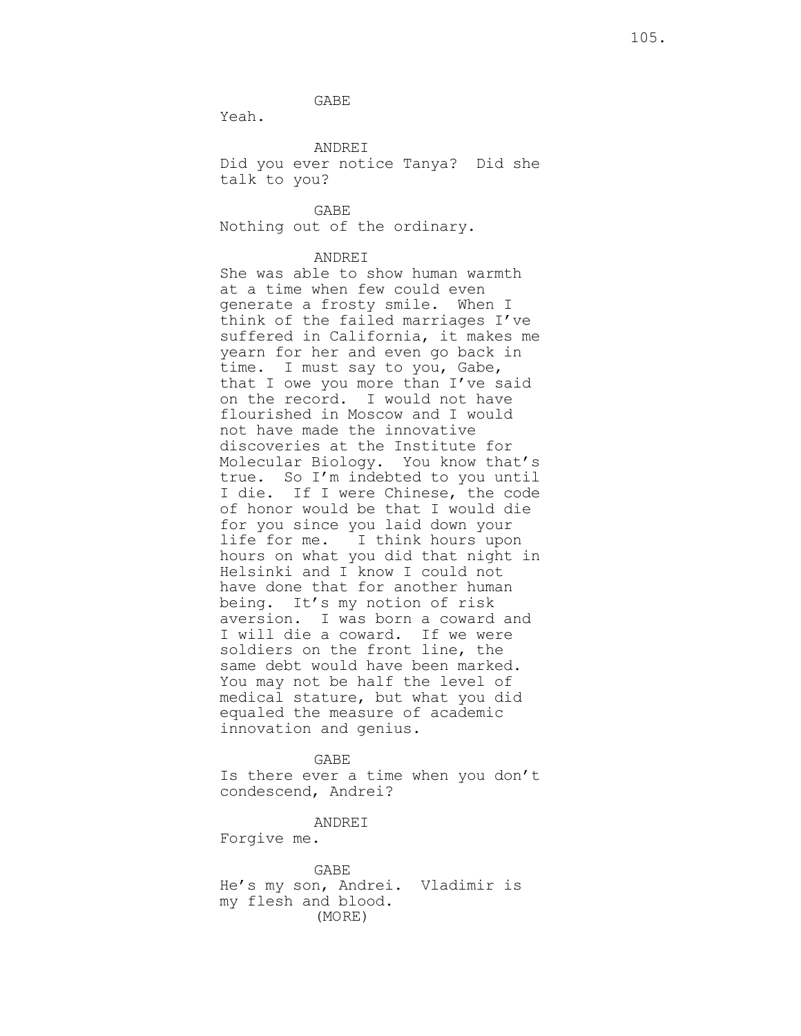GABE

Yeah.

ANDREI

Did you ever notice Tanya? Did she talk to you?

GABE

Nothing out of the ordinary.

ANDREI

She was able to show human warmth at a time when few could even generate a frosty smile. When I think of the failed marriages I've suffered in California, it makes me yearn for her and even go back in time. I must say to you, Gabe, that I owe you more than I've said on the record. I would not have flourished in Moscow and I would not have made the innovative discoveries at the Institute for Molecular Biology. You know that's true. So I'm indebted to you until I die. If I were Chinese, the code of honor would be that I would die for you since you laid down your life for me. I think hours upon hours on what you did that night in Helsinki and I know I could not have done that for another human being. It's my notion of risk aversion. I was born a coward and I will die a coward. If we were soldiers on the front line, the same debt would have been marked. You may not be half the level of medical stature, but what you did equaled the measure of academic innovation and genius.

GABE

Is there ever a time when you don't condescend, Andrei?

ANDREI

Forgive me.

GABE

He's my son, Andrei. Vladimir is my flesh and blood.

(MORE)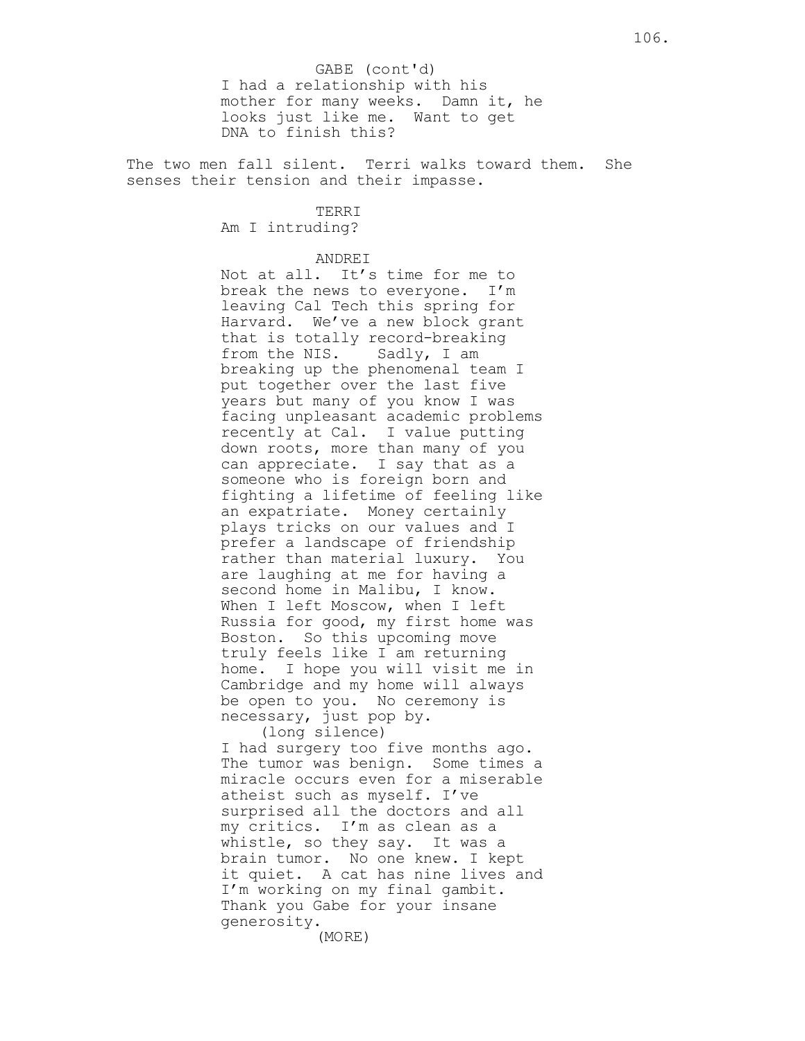GABE (cont'd)
I had a relationship with his mother for many weeks. Damn it, he looks just like me. Want to get DNA to finish this?

The two men fall silent. Terri walks toward them. She senses their tension and their impasse.

TERRI
Am I intruding?

ANDREI
Not at all. It's time for me to break the news to everyone. I'm leaving Cal Tech this spring for Harvard. We've a new block grant that is totally record-breaking from the NIS. Sadly, I am breaking up the phenomenal team I put together over the last five years but many of you know I was facing unpleasant academic problems recently at Cal. I value putting down roots, more than many of you can appreciate. I say that as a someone who is foreign born and fighting a lifetime of feeling like an expatriate. Money certainly plays tricks on our values and I prefer a landscape of friendship rather than material luxury. You are laughing at me for having a second home in Malibu, I know. When I left Moscow, when I left Russia for good, my first home was Boston. So this upcoming move truly feels like I am returning home. I hope you will visit me in Cambridge and my home will always be open to you. No ceremony is necessary, just pop by.
(long silence)
I had surgery too five months ago. The tumor was benign. Some times a miracle occurs even for a miserable atheist such as myself. I've surprised all the doctors and all my critics. I'm as clean as a whistle, so they say. It was a brain tumor. No one knew. I kept it quiet. A cat has nine lives and I'm working on my final gambit. Thank you Gabe for your insane generosity.
(MORE)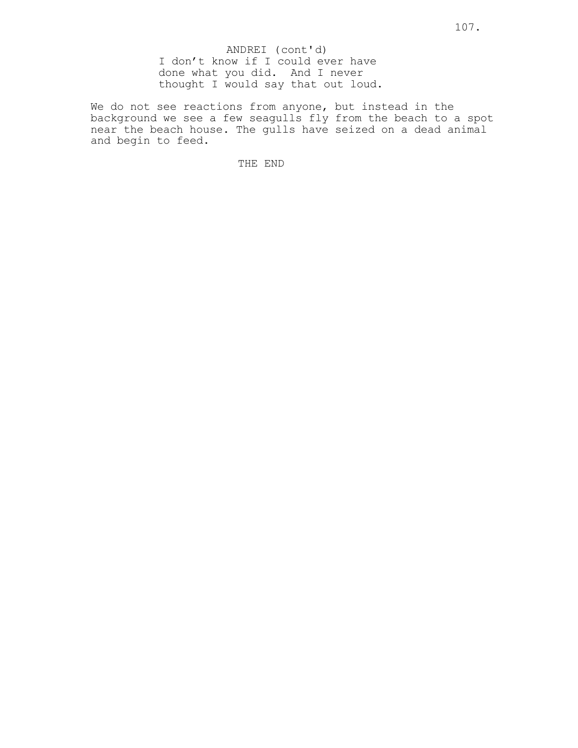ANDREI (cont'd)

I don't know if I could ever have done what you did. And I never thought I would say that out loud.

We do not see reactions from anyone, but instead in the background we see a few seagulls fly from the beach to a spot near the beach house. The gulls have seized on a dead animal and begin to feed.

THE END